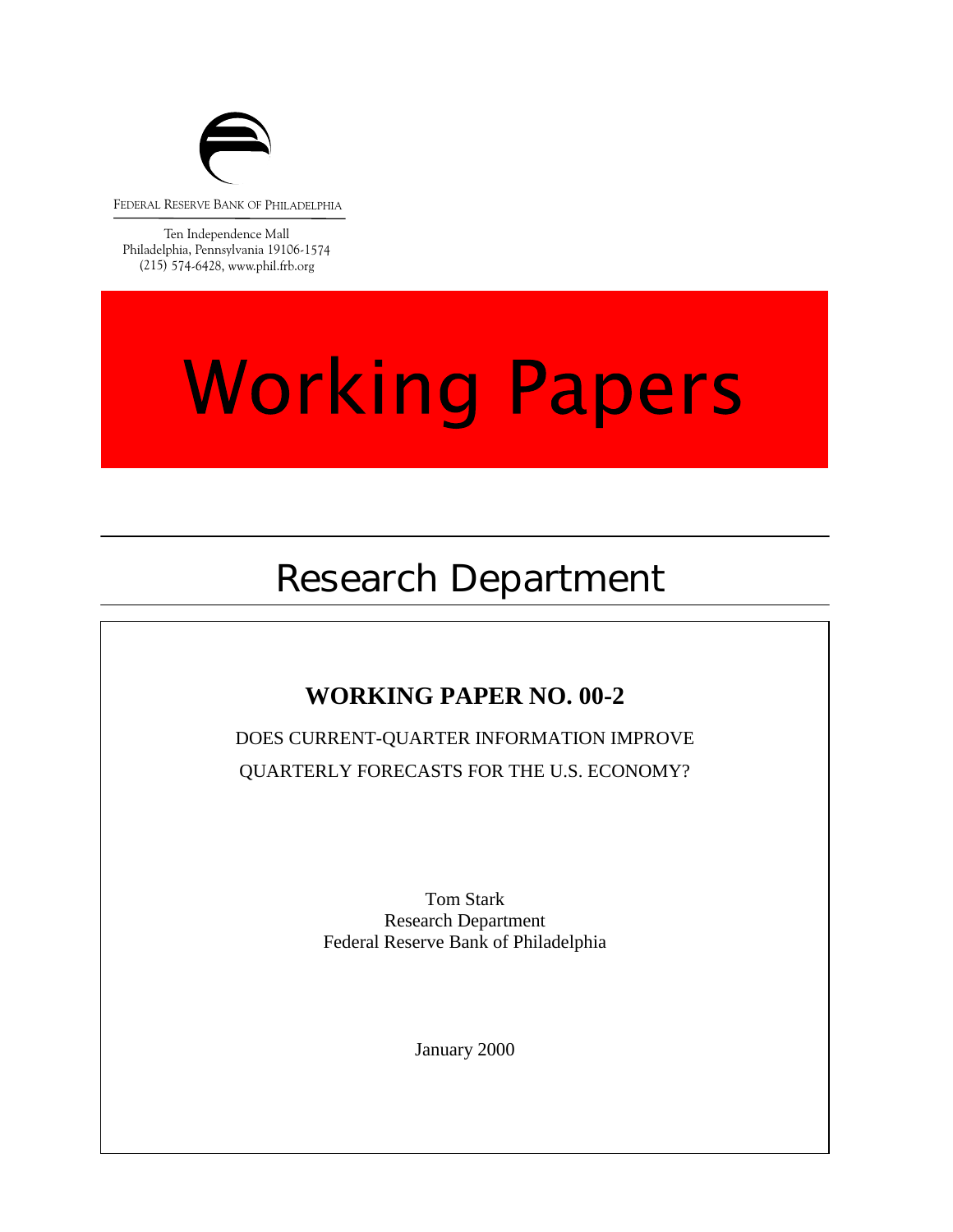FEDERAL RESERVE BANK OF PHILADELPHIA

Ten Independence Mall
Philadelphia, Pennsylvania 19106-1574
(215) 574-6428, www.phil.frb.org

# Working Papers

## Research Department

**WORKING PAPER NO. 00-2**

DOES CURRENT-QUARTER INFORMATION IMPROVE QUARTERLY FORECASTS FOR THE U.S. ECONOMY?

Tom Stark
Research Department
Federal Reserve Bank of Philadelphia

January 2000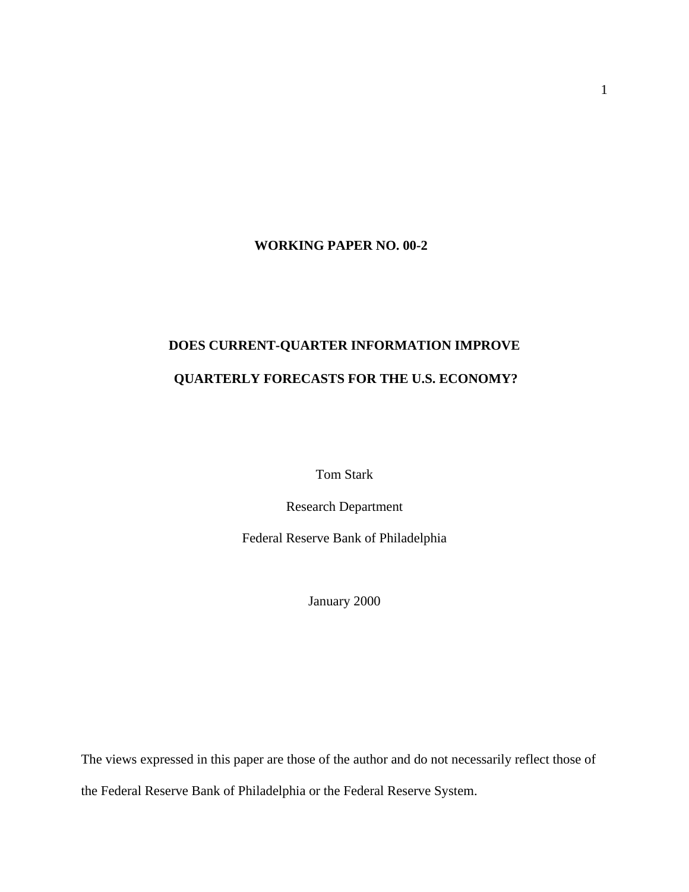**WORKING PAPER NO. 00-2**

# DOES CURRENT-QUARTER INFORMATION IMPROVE QUARTERLY FORECASTS FOR THE U.S. ECONOMY?

Tom Stark

Research Department

Federal Reserve Bank of Philadelphia

January 2000

The views expressed in this paper are those of the author and do not necessarily reflect those of the Federal Reserve Bank of Philadelphia or the Federal Reserve System.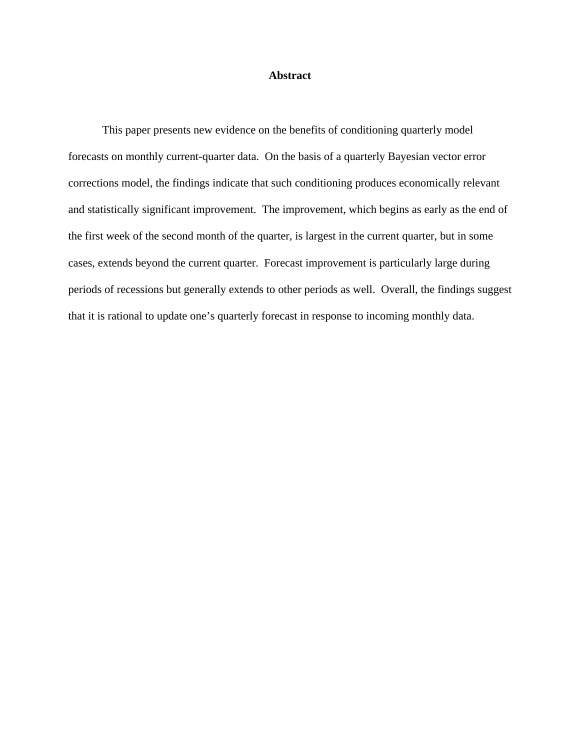# Abstract

This paper presents new evidence on the benefits of conditioning quarterly model forecasts on monthly current-quarter data. On the basis of a quarterly Bayesian vector error corrections model, the findings indicate that such conditioning produces economically relevant and statistically significant improvement. The improvement, which begins as early as the end of the first week of the second month of the quarter, is largest in the current quarter, but in some cases, extends beyond the current quarter. Forecast improvement is particularly large during periods of recessions but generally extends to other periods as well. Overall, the findings suggest that it is rational to update one's quarterly forecast in response to incoming monthly data.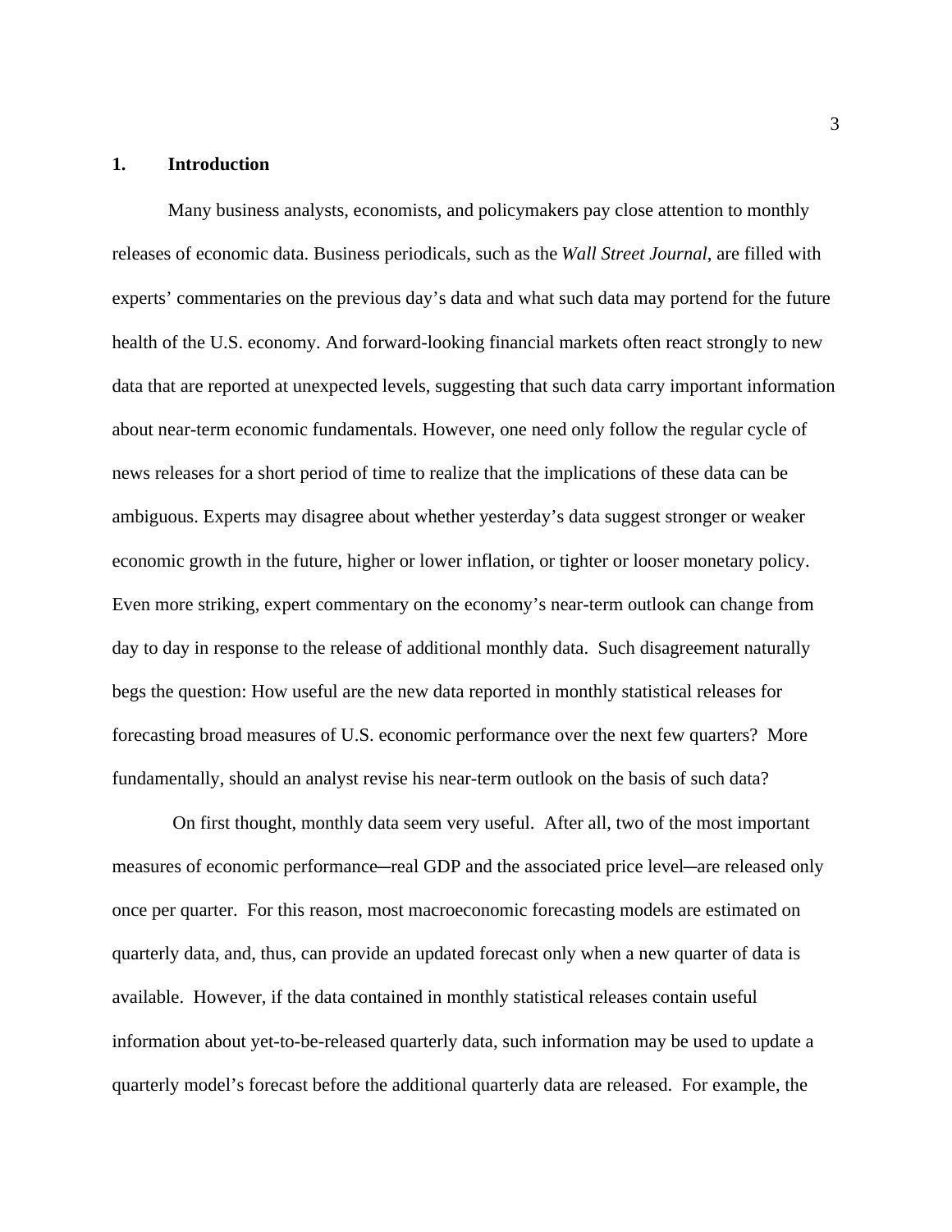## 1. Introduction

Many business analysts, economists, and policymakers pay close attention to monthly releases of economic data. Business periodicals, such as the *Wall Street Journal*, are filled with experts' commentaries on the previous day's data and what such data may portend for the future health of the U.S. economy. And forward-looking financial markets often react strongly to new data that are reported at unexpected levels, suggesting that such data carry important information about near-term economic fundamentals. However, one need only follow the regular cycle of news releases for a short period of time to realize that the implications of these data can be ambiguous. Experts may disagree about whether yesterday's data suggest stronger or weaker economic growth in the future, higher or lower inflation, or tighter or looser monetary policy. Even more striking, expert commentary on the economy's near-term outlook can change from day to day in response to the release of additional monthly data. Such disagreement naturally begs the question: How useful are the new data reported in monthly statistical releases for forecasting broad measures of U.S. economic performance over the next few quarters? More fundamentally, should an analyst revise his near-term outlook on the basis of such data?

On first thought, monthly data seem very useful. After all, two of the most important measures of economic performance—real GDP and the associated price level—are released only once per quarter. For this reason, most macroeconomic forecasting models are estimated on quarterly data, and, thus, can provide an updated forecast only when a new quarter of data is available. However, if the data contained in monthly statistical releases contain useful information about yet-to-be-released quarterly data, such information may be used to update a quarterly model's forecast before the additional quarterly data are released. For example, the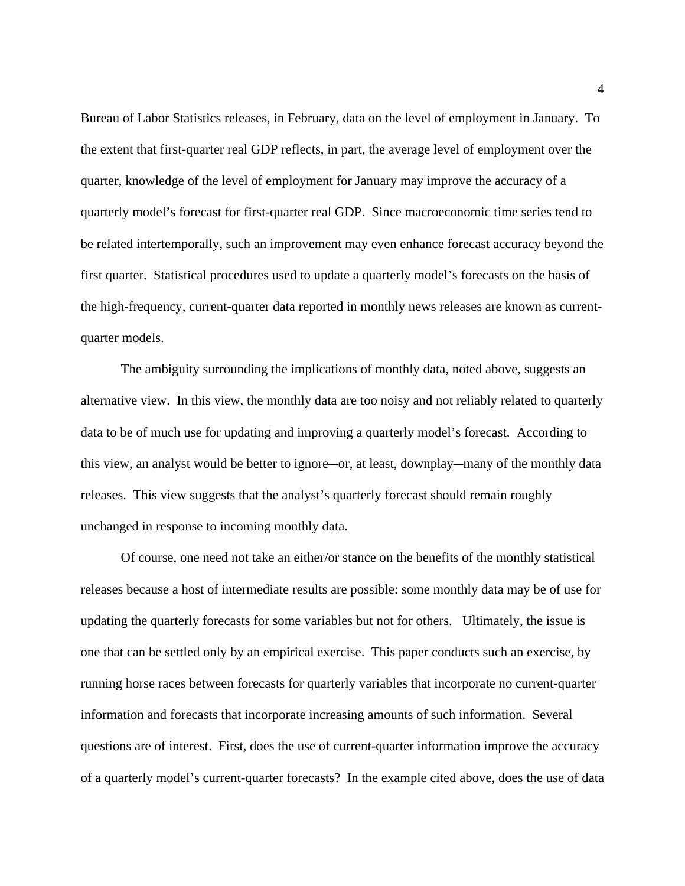Bureau of Labor Statistics releases, in February, data on the level of employment in January. To the extent that first-quarter real GDP reflects, in part, the average level of employment over the quarter, knowledge of the level of employment for January may improve the accuracy of a quarterly model's forecast for first-quarter real GDP. Since macroeconomic time series tend to be related intertemporally, such an improvement may even enhance forecast accuracy beyond the first quarter. Statistical procedures used to update a quarterly model's forecasts on the basis of the high-frequency, current-quarter data reported in monthly news releases are known as current-quarter models.

The ambiguity surrounding the implications of monthly data, noted above, suggests an alternative view. In this view, the monthly data are too noisy and not reliably related to quarterly data to be of much use for updating and improving a quarterly model's forecast. According to this view, an analyst would be better to ignore—or, at least, downplay—many of the monthly data releases. This view suggests that the analyst's quarterly forecast should remain roughly unchanged in response to incoming monthly data.

Of course, one need not take an either/or stance on the benefits of the monthly statistical releases because a host of intermediate results are possible: some monthly data may be of use for updating the quarterly forecasts for some variables but not for others. Ultimately, the issue is one that can be settled only by an empirical exercise. This paper conducts such an exercise, by running horse races between forecasts for quarterly variables that incorporate no current-quarter information and forecasts that incorporate increasing amounts of such information. Several questions are of interest. First, does the use of current-quarter information improve the accuracy of a quarterly model's current-quarter forecasts? In the example cited above, does the use of data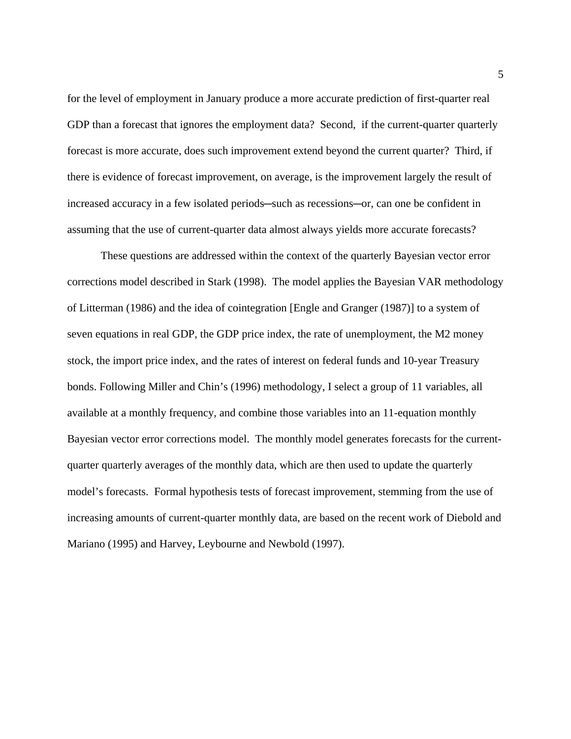for the level of employment in January produce a more accurate prediction of first-quarter real GDP than a forecast that ignores the employment data? Second, if the current-quarter quarterly forecast is more accurate, does such improvement extend beyond the current quarter? Third, if there is evidence of forecast improvement, on average, is the improvement largely the result of increased accuracy in a few isolated periods─such as recessions─or, can one be confident in assuming that the use of current-quarter data almost always yields more accurate forecasts?

These questions are addressed within the context of the quarterly Bayesian vector error corrections model described in Stark (1998). The model applies the Bayesian VAR methodology of Litterman (1986) and the idea of cointegration [Engle and Granger (1987)] to a system of seven equations in real GDP, the GDP price index, the rate of unemployment, the M2 money stock, the import price index, and the rates of interest on federal funds and 10-year Treasury bonds. Following Miller and Chin's (1996) methodology, I select a group of 11 variables, all available at a monthly frequency, and combine those variables into an 11-equation monthly Bayesian vector error corrections model. The monthly model generates forecasts for the current-quarter quarterly averages of the monthly data, which are then used to update the quarterly model's forecasts. Formal hypothesis tests of forecast improvement, stemming from the use of increasing amounts of current-quarter monthly data, are based on the recent work of Diebold and Mariano (1995) and Harvey, Leybourne and Newbold (1997).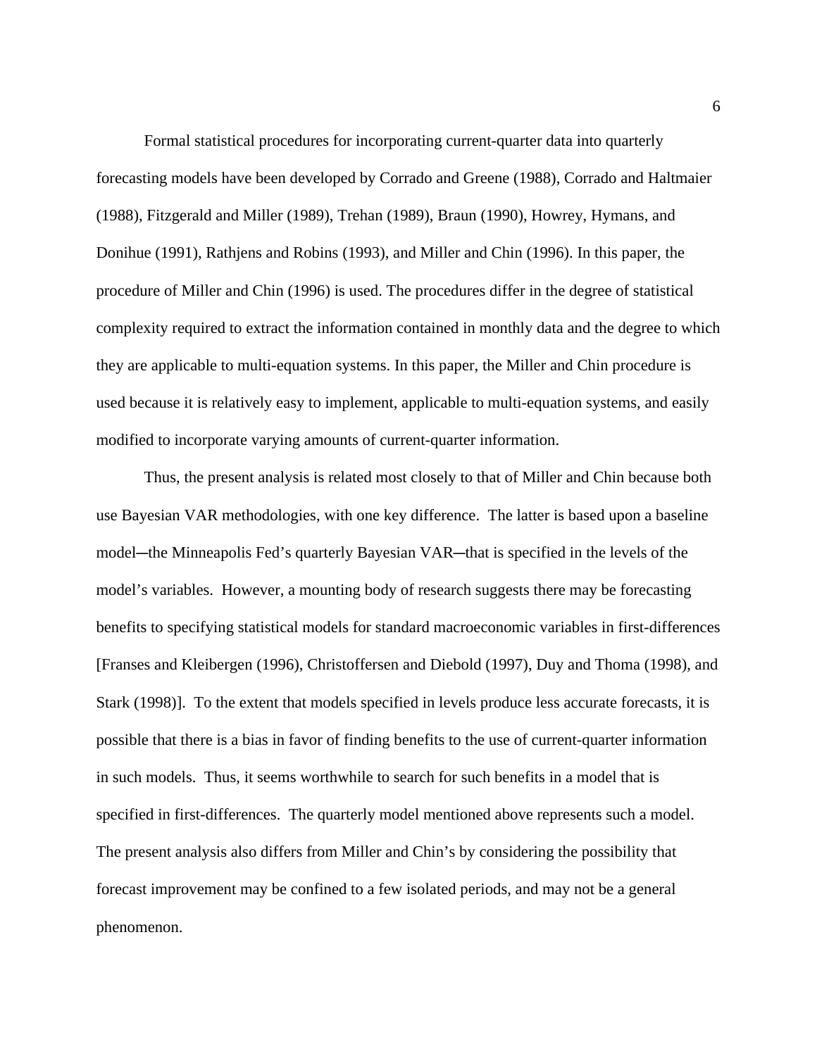Formal statistical procedures for incorporating current-quarter data into quarterly forecasting models have been developed by Corrado and Greene (1988), Corrado and Haltmaier (1988), Fitzgerald and Miller (1989), Trehan (1989), Braun (1990), Howrey, Hymans, and Donihue (1991), Rathjens and Robins (1993), and Miller and Chin (1996). In this paper, the procedure of Miller and Chin (1996) is used. The procedures differ in the degree of statistical complexity required to extract the information contained in monthly data and the degree to which they are applicable to multi-equation systems. In this paper, the Miller and Chin procedure is used because it is relatively easy to implement, applicable to multi-equation systems, and easily modified to incorporate varying amounts of current-quarter information.

Thus, the present analysis is related most closely to that of Miller and Chin because both use Bayesian VAR methodologies, with one key difference. The latter is based upon a baseline model─the Minneapolis Fed's quarterly Bayesian VAR─that is specified in the levels of the model's variables. However, a mounting body of research suggests there may be forecasting benefits to specifying statistical models for standard macroeconomic variables in first-differences [Franses and Kleibergen (1996), Christoffersen and Diebold (1997), Duy and Thoma (1998), and Stark (1998)]. To the extent that models specified in levels produce less accurate forecasts, it is possible that there is a bias in favor of finding benefits to the use of current-quarter information in such models. Thus, it seems worthwhile to search for such benefits in a model that is specified in first-differences. The quarterly model mentioned above represents such a model. The present analysis also differs from Miller and Chin's by considering the possibility that forecast improvement may be confined to a few isolated periods, and may not be a general phenomenon.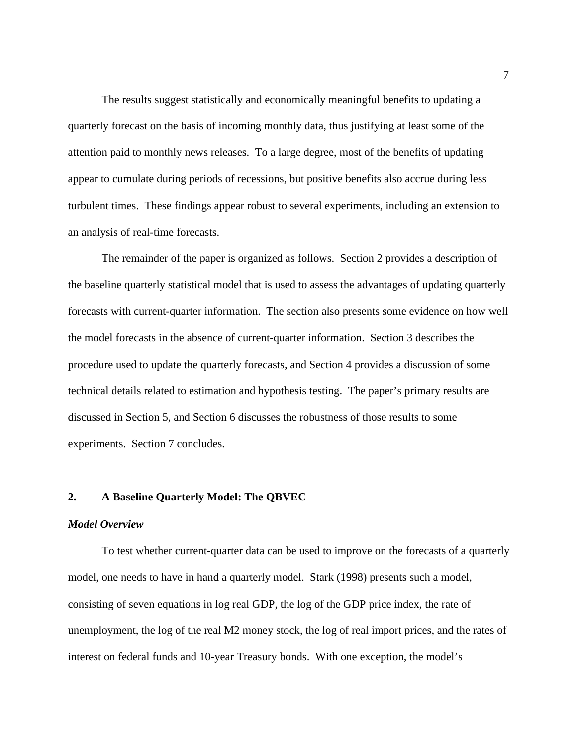The results suggest statistically and economically meaningful benefits to updating a quarterly forecast on the basis of incoming monthly data, thus justifying at least some of the attention paid to monthly news releases. To a large degree, most of the benefits of updating appear to cumulate during periods of recessions, but positive benefits also accrue during less turbulent times. These findings appear robust to several experiments, including an extension to an analysis of real-time forecasts.

The remainder of the paper is organized as follows. Section 2 provides a description of the baseline quarterly statistical model that is used to assess the advantages of updating quarterly forecasts with current-quarter information. The section also presents some evidence on how well the model forecasts in the absence of current-quarter information. Section 3 describes the procedure used to update the quarterly forecasts, and Section 4 provides a discussion of some technical details related to estimation and hypothesis testing. The paper's primary results are discussed in Section 5, and Section 6 discusses the robustness of those results to some experiments. Section 7 concludes.

## 2. A Baseline Quarterly Model: The QBVEC

### *Model Overview*

To test whether current-quarter data can be used to improve on the forecasts of a quarterly model, one needs to have in hand a quarterly model. Stark (1998) presents such a model, consisting of seven equations in log real GDP, the log of the GDP price index, the rate of unemployment, the log of the real M2 money stock, the log of real import prices, and the rates of interest on federal funds and 10-year Treasury bonds. With one exception, the model's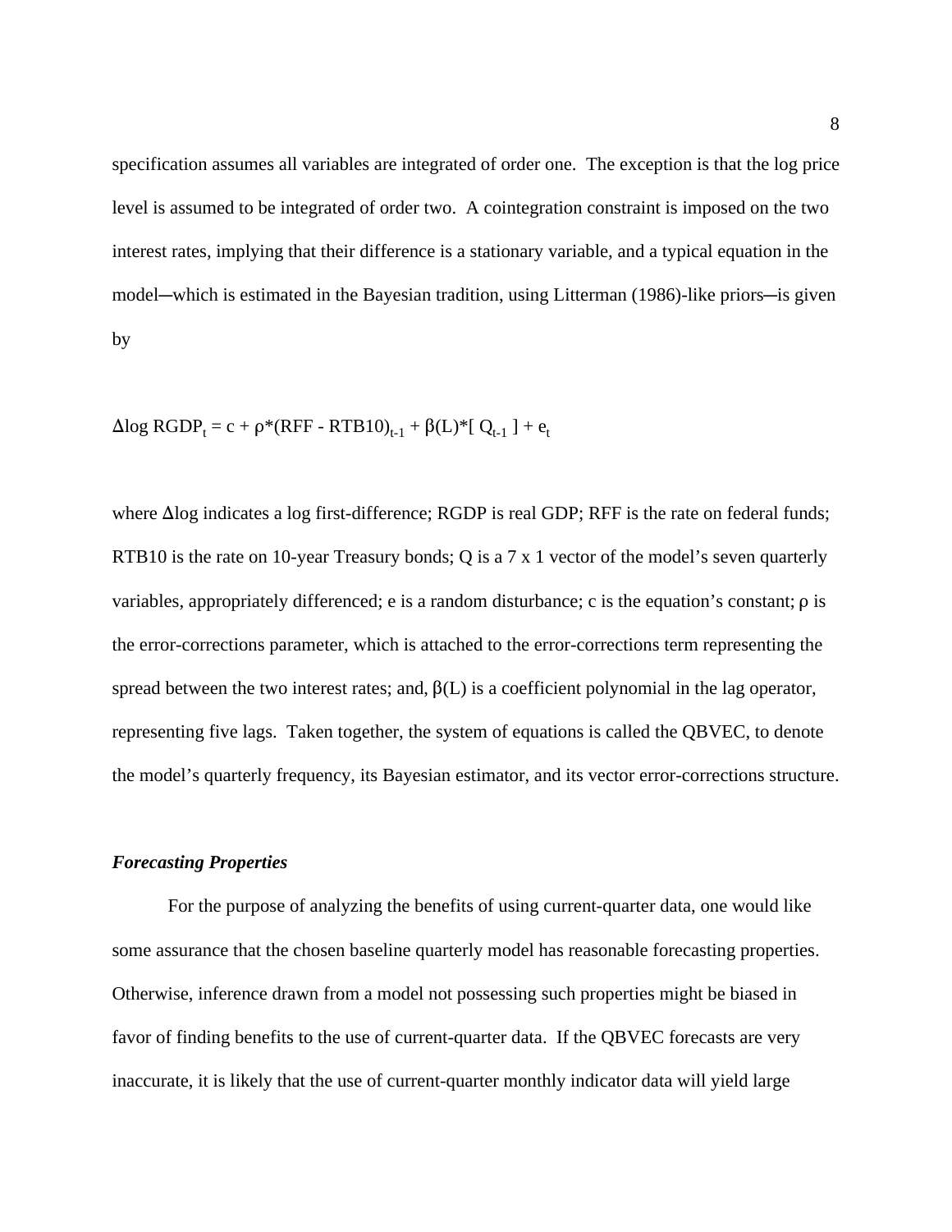specification assumes all variables are integrated of order one. The exception is that the log price level is assumed to be integrated of order two. A cointegration constraint is imposed on the two interest rates, implying that their difference is a stationary variable, and a typical equation in the model─which is estimated in the Bayesian tradition, using Litterman (1986)-like priors─is given by

$$\Delta\log RGDP_t = c + \rho*(RFF - RTB10)_{t-1} + \beta(L)*[\ Q_{t-1}\ ] + e_t$$

where $\Delta$log indicates a log first-difference; RGDP is real GDP; RFF is the rate on federal funds; RTB10 is the rate on 10-year Treasury bonds; Q is a 7 x 1 vector of the model's seven quarterly variables, appropriately differenced; e is a random disturbance; c is the equation's constant; $\rho$ is the error-corrections parameter, which is attached to the error-corrections term representing the spread between the two interest rates; and, $\beta(L)$ is a coefficient polynomial in the lag operator, representing five lags. Taken together, the system of equations is called the QBVEC, to denote the model's quarterly frequency, its Bayesian estimator, and its vector error-corrections structure.

***Forecasting Properties***

For the purpose of analyzing the benefits of using current-quarter data, one would like some assurance that the chosen baseline quarterly model has reasonable forecasting properties. Otherwise, inference drawn from a model not possessing such properties might be biased in favor of finding benefits to the use of current-quarter data. If the QBVEC forecasts are very inaccurate, it is likely that the use of current-quarter monthly indicator data will yield large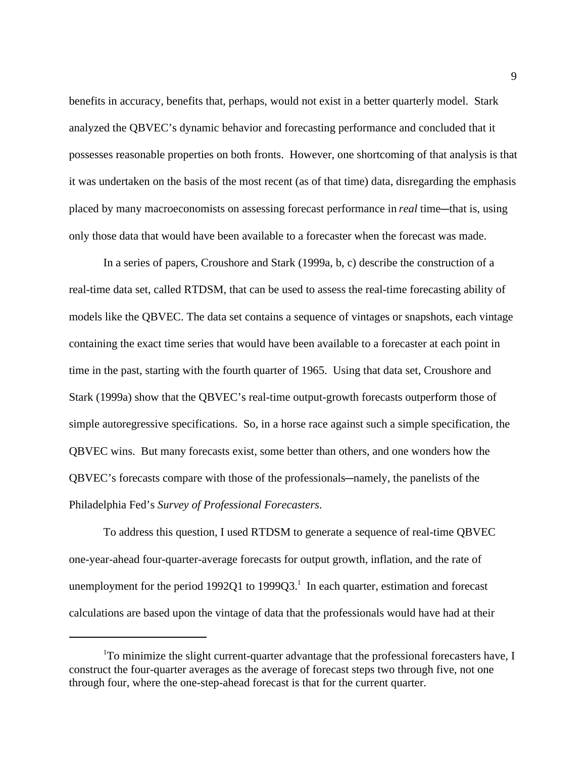benefits in accuracy, benefits that, perhaps, would not exist in a better quarterly model. Stark analyzed the QBVEC's dynamic behavior and forecasting performance and concluded that it possesses reasonable properties on both fronts. However, one shortcoming of that analysis is that it was undertaken on the basis of the most recent (as of that time) data, disregarding the emphasis placed by many macroeconomists on assessing forecast performance in *real* time—that is, using only those data that would have been available to a forecaster when the forecast was made.

In a series of papers, Croushore and Stark (1999a, b, c) describe the construction of a real-time data set, called RTDSM, that can be used to assess the real-time forecasting ability of models like the QBVEC. The data set contains a sequence of vintages or snapshots, each vintage containing the exact time series that would have been available to a forecaster at each point in time in the past, starting with the fourth quarter of 1965. Using that data set, Croushore and Stark (1999a) show that the QBVEC's real-time output-growth forecasts outperform those of simple autoregressive specifications. So, in a horse race against such a simple specification, the QBVEC wins. But many forecasts exist, some better than others, and one wonders how the QBVEC's forecasts compare with those of the professionals—namely, the panelists of the Philadelphia Fed's *Survey of Professional Forecasters*.

To address this question, I used RTDSM to generate a sequence of real-time QBVEC one-year-ahead four-quarter-average forecasts for output growth, inflation, and the rate of unemployment for the period 1992Q1 to 1999Q3.[1] In each quarter, estimation and forecast calculations are based upon the vintage of data that the professionals would have had at their

---

[1]To minimize the slight current-quarter advantage that the professional forecasters have, I construct the four-quarter averages as the average of forecast steps two through five, not one through four, where the one-step-ahead forecast is that for the current quarter.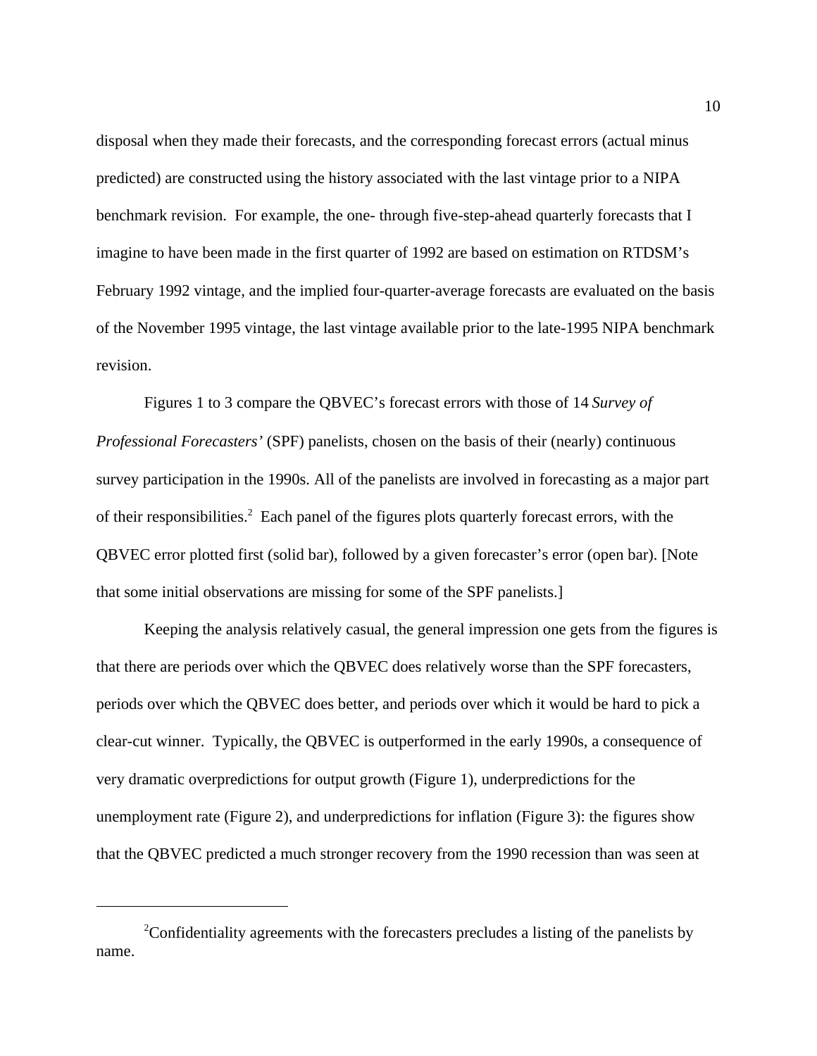disposal when they made their forecasts, and the corresponding forecast errors (actual minus predicted) are constructed using the history associated with the last vintage prior to a NIPA benchmark revision. For example, the one- through five-step-ahead quarterly forecasts that I imagine to have been made in the first quarter of 1992 are based on estimation on RTDSM's February 1992 vintage, and the implied four-quarter-average forecasts are evaluated on the basis of the November 1995 vintage, the last vintage available prior to the late-1995 NIPA benchmark revision.

Figures 1 to 3 compare the QBVEC's forecast errors with those of 14 *Survey of Professional Forecasters'* (SPF) panelists, chosen on the basis of their (nearly) continuous survey participation in the 1990s. All of the panelists are involved in forecasting as a major part of their responsibilities.[2] Each panel of the figures plots quarterly forecast errors, with the QBVEC error plotted first (solid bar), followed by a given forecaster's error (open bar). [Note that some initial observations are missing for some of the SPF panelists.]

Keeping the analysis relatively casual, the general impression one gets from the figures is that there are periods over which the QBVEC does relatively worse than the SPF forecasters, periods over which the QBVEC does better, and periods over which it would be hard to pick a clear-cut winner. Typically, the QBVEC is outperformed in the early 1990s, a consequence of very dramatic overpredictions for output growth (Figure 1), underpredictions for the unemployment rate (Figure 2), and underpredictions for inflation (Figure 3): the figures show that the QBVEC predicted a much stronger recovery from the 1990 recession than was seen at

---

[2]Confidentiality agreements with the forecasters precludes a listing of the panelists by name.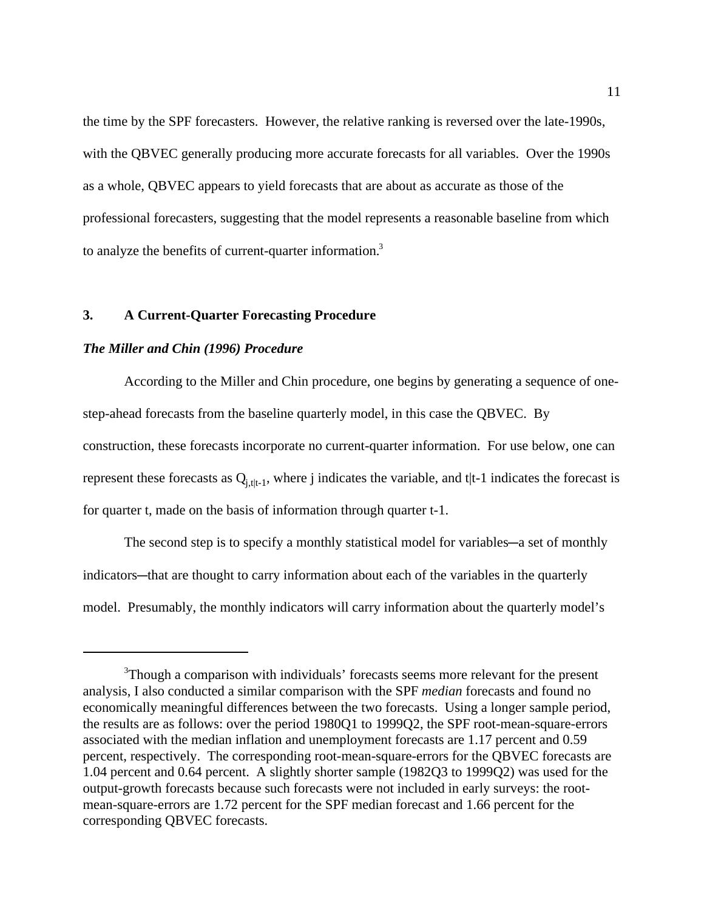the time by the SPF forecasters. However, the relative ranking is reversed over the late-1990s, with the QBVEC generally producing more accurate forecasts for all variables. Over the 1990s as a whole, QBVEC appears to yield forecasts that are about as accurate as those of the professional forecasters, suggesting that the model represents a reasonable baseline from which to analyze the benefits of current-quarter information.[3]

## 3. A Current-Quarter Forecasting Procedure

### *The Miller and Chin (1996) Procedure*

According to the Miller and Chin procedure, one begins by generating a sequence of one-step-ahead forecasts from the baseline quarterly model, in this case the QBVEC. By construction, these forecasts incorporate no current-quarter information. For use below, one can represent these forecasts as $Q_{j,t|t-1}$, where j indicates the variable, and t|t-1 indicates the forecast is for quarter t, made on the basis of information through quarter t-1.

The second step is to specify a monthly statistical model for variables─a set of monthly indicators─that are thought to carry information about each of the variables in the quarterly model. Presumably, the monthly indicators will carry information about the quarterly model's

---

[3]Though a comparison with individuals' forecasts seems more relevant for the present analysis, I also conducted a similar comparison with the SPF *median* forecasts and found no economically meaningful differences between the two forecasts. Using a longer sample period, the results are as follows: over the period 1980Q1 to 1999Q2, the SPF root-mean-square-errors associated with the median inflation and unemployment forecasts are 1.17 percent and 0.59 percent, respectively. The corresponding root-mean-square-errors for the QBVEC forecasts are 1.04 percent and 0.64 percent. A slightly shorter sample (1982Q3 to 1999Q2) was used for the output-growth forecasts because such forecasts were not included in early surveys: the root-mean-square-errors are 1.72 percent for the SPF median forecast and 1.66 percent for the corresponding QBVEC forecasts.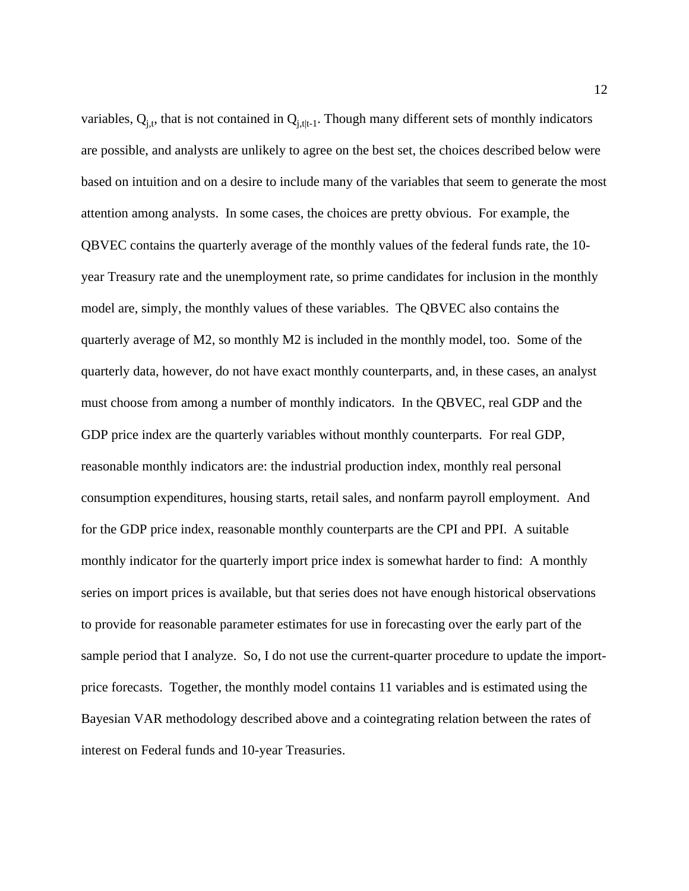variables, $Q_{j,t}$, that is not contained in $Q_{j,t|t-1}$. Though many different sets of monthly indicators are possible, and analysts are unlikely to agree on the best set, the choices described below were based on intuition and on a desire to include many of the variables that seem to generate the most attention among analysts. In some cases, the choices are pretty obvious. For example, the QBVEC contains the quarterly average of the monthly values of the federal funds rate, the 10-year Treasury rate and the unemployment rate, so prime candidates for inclusion in the monthly model are, simply, the monthly values of these variables. The QBVEC also contains the quarterly average of M2, so monthly M2 is included in the monthly model, too. Some of the quarterly data, however, do not have exact monthly counterparts, and, in these cases, an analyst must choose from among a number of monthly indicators. In the QBVEC, real GDP and the GDP price index are the quarterly variables without monthly counterparts. For real GDP, reasonable monthly indicators are: the industrial production index, monthly real personal consumption expenditures, housing starts, retail sales, and nonfarm payroll employment. And for the GDP price index, reasonable monthly counterparts are the CPI and PPI. A suitable monthly indicator for the quarterly import price index is somewhat harder to find: A monthly series on import prices is available, but that series does not have enough historical observations to provide for reasonable parameter estimates for use in forecasting over the early part of the sample period that I analyze. So, I do not use the current-quarter procedure to update the import-price forecasts. Together, the monthly model contains 11 variables and is estimated using the Bayesian VAR methodology described above and a cointegrating relation between the rates of interest on Federal funds and 10-year Treasuries.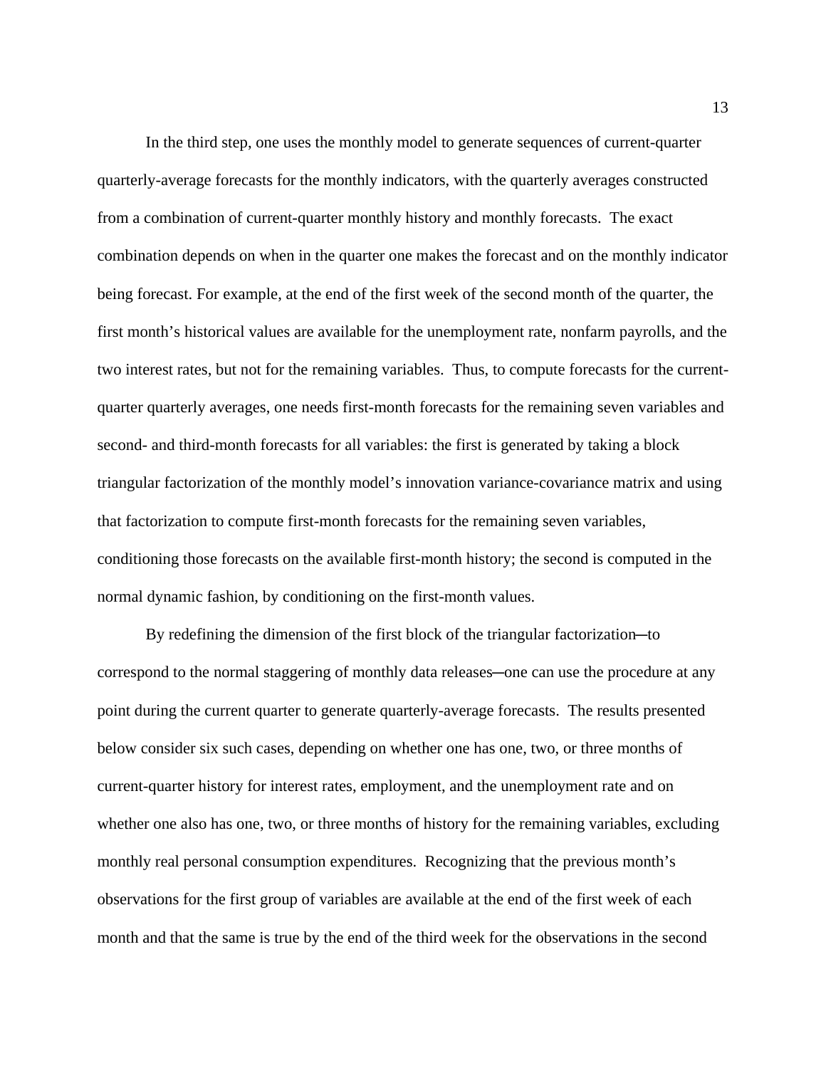In the third step, one uses the monthly model to generate sequences of current-quarter quarterly-average forecasts for the monthly indicators, with the quarterly averages constructed from a combination of current-quarter monthly history and monthly forecasts. The exact combination depends on when in the quarter one makes the forecast and on the monthly indicator being forecast. For example, at the end of the first week of the second month of the quarter, the first month's historical values are available for the unemployment rate, nonfarm payrolls, and the two interest rates, but not for the remaining variables. Thus, to compute forecasts for the current-quarter quarterly averages, one needs first-month forecasts for the remaining seven variables and second- and third-month forecasts for all variables: the first is generated by taking a block triangular factorization of the monthly model's innovation variance-covariance matrix and using that factorization to compute first-month forecasts for the remaining seven variables, conditioning those forecasts on the available first-month history; the second is computed in the normal dynamic fashion, by conditioning on the first-month values.

By redefining the dimension of the first block of the triangular factorization—to correspond to the normal staggering of monthly data releases—one can use the procedure at any point during the current quarter to generate quarterly-average forecasts. The results presented below consider six such cases, depending on whether one has one, two, or three months of current-quarter history for interest rates, employment, and the unemployment rate and on whether one also has one, two, or three months of history for the remaining variables, excluding monthly real personal consumption expenditures. Recognizing that the previous month's observations for the first group of variables are available at the end of the first week of each month and that the same is true by the end of the third week for the observations in the second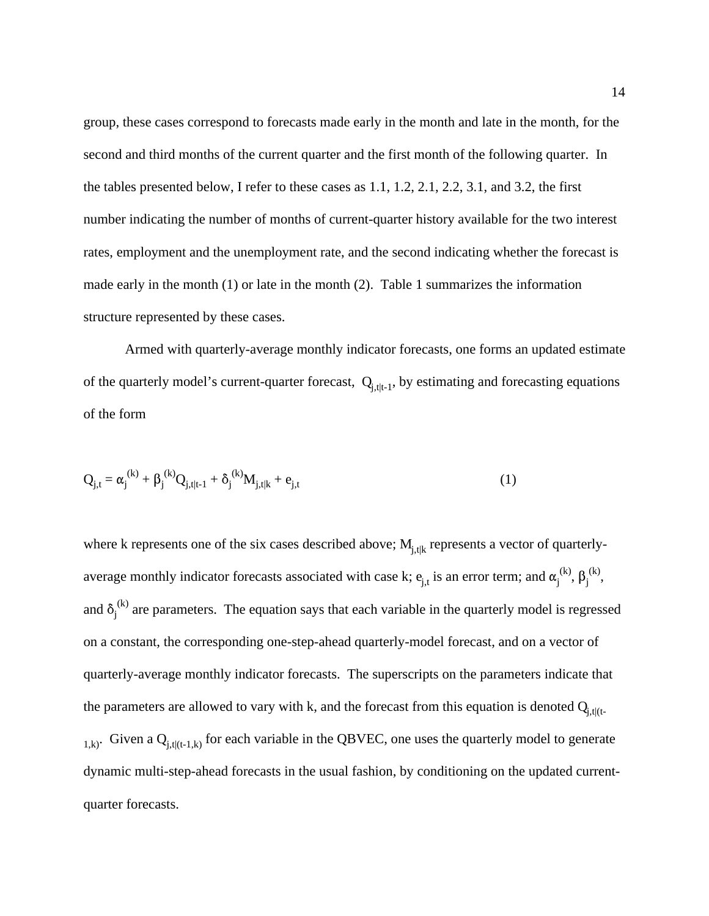group, these cases correspond to forecasts made early in the month and late in the month, for the second and third months of the current quarter and the first month of the following quarter. In the tables presented below, I refer to these cases as 1.1, 1.2, 2.1, 2.2, 3.1, and 3.2, the first number indicating the number of months of current-quarter history available for the two interest rates, employment and the unemployment rate, and the second indicating whether the forecast is made early in the month (1) or late in the month (2). Table 1 summarizes the information structure represented by these cases.

Armed with quarterly-average monthly indicator forecasts, one forms an updated estimate of the quarterly model's current-quarter forecast, $Q_{j,t|t-1}$, by estimating and forecasting equations of the form

$$Q_{j,t} = \alpha_j^{(k)} + \beta_j^{(k)} Q_{j,t|t-1} + \delta_j^{(k)} M_{j,t|k} + e_{j,t} \qquad (1)$$

where k represents one of the six cases described above; $M_{j,t|k}$ represents a vector of quarterly-average monthly indicator forecasts associated with case k; $e_{j,t}$ is an error term; and $\alpha_j^{(k)}$, $\beta_j^{(k)}$, and $\delta_j^{(k)}$ are parameters. The equation says that each variable in the quarterly model is regressed on a constant, the corresponding one-step-ahead quarterly-model forecast, and on a vector of quarterly-average monthly indicator forecasts. The superscripts on the parameters indicate that the parameters are allowed to vary with k, and the forecast from this equation is denoted $Q_{j,t|(t-1,k)}$. Given a $Q_{j,t|(t-1,k)}$ for each variable in the QBVEC, one uses the quarterly model to generate dynamic multi-step-ahead forecasts in the usual fashion, by conditioning on the updated current-quarter forecasts.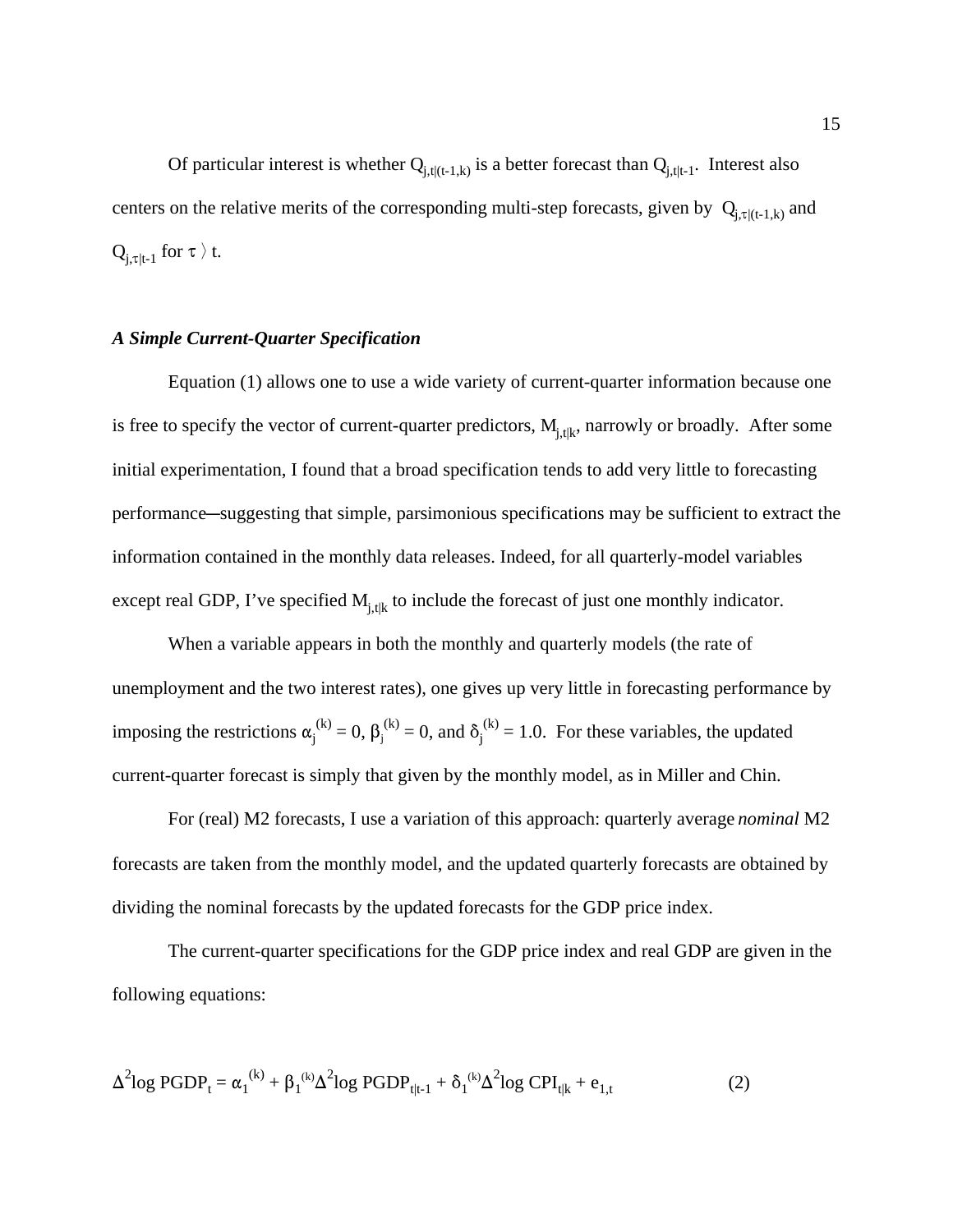Of particular interest is whether $Q_{j,t|(t-1,k)}$ is a better forecast than $Q_{j,t|t-1}$. Interest also centers on the relative merits of the corresponding multi-step forecasts, given by $Q_{j,\tau|(t-1,k)}$ and $Q_{j,\tau|t-1}$ for $\tau > t$.

### *A Simple Current-Quarter Specification*

Equation (1) allows one to use a wide variety of current-quarter information because one is free to specify the vector of current-quarter predictors, $M_{j,t|k}$, narrowly or broadly. After some initial experimentation, I found that a broad specification tends to add very little to forecasting performance—suggesting that simple, parsimonious specifications may be sufficient to extract the information contained in the monthly data releases. Indeed, for all quarterly-model variables except real GDP, I've specified $M_{j,t|k}$ to include the forecast of just one monthly indicator.

When a variable appears in both the monthly and quarterly models (the rate of unemployment and the two interest rates), one gives up very little in forecasting performance by imposing the restrictions $\alpha_j^{(k)} = 0$, $\beta_j^{(k)} = 0$, and $\delta_j^{(k)} = 1.0$. For these variables, the updated current-quarter forecast is simply that given by the monthly model, as in Miller and Chin.

For (real) M2 forecasts, I use a variation of this approach: quarterly average *nominal* M2 forecasts are taken from the monthly model, and the updated quarterly forecasts are obtained by dividing the nominal forecasts by the updated forecasts for the GDP price index.

The current-quarter specifications for the GDP price index and real GDP are given in the following equations:

$$\Delta^2 \log PGDP_t = \alpha_1^{(k)} + \beta_1^{(k)} \Delta^2 \log PGDP_{t|t-1} + \delta_1^{(k)} \Delta^2 \log CPI_{t|k} + e_{1,t} \qquad (2)$$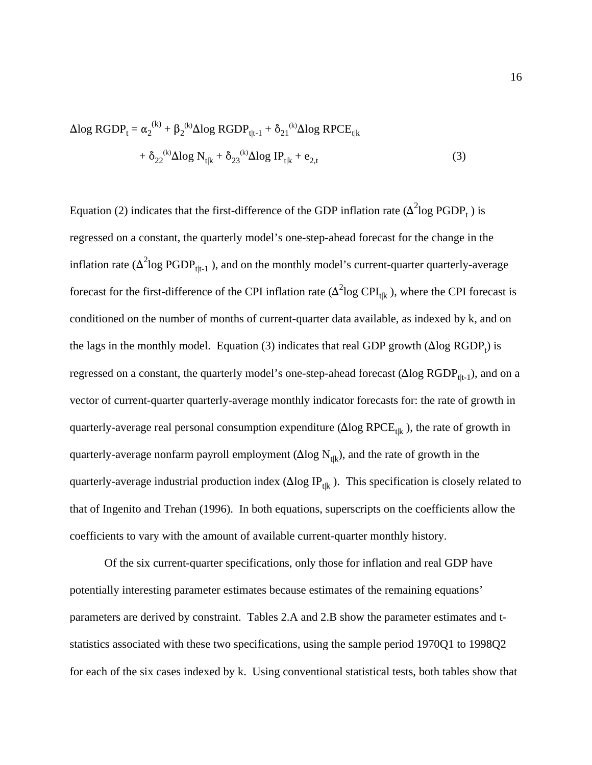$$\Delta\log RGDP_t = \alpha_2^{(k)} + \beta_2^{(k)}\Delta\log RGDP_{t|t-1} + \delta_{21}^{(k)}\Delta\log RPCE_{t|k} + \delta_{22}^{(k)}\Delta\log N_{t|k} + \delta_{23}^{(k)}\Delta\log IP_{t|k} + e_{2,t} \quad (3)$$

Equation (2) indicates that the first-difference of the GDP inflation rate ($\Delta^2\log PGDP_t$ ) is regressed on a constant, the quarterly model's one-step-ahead forecast for the change in the inflation rate ($\Delta^2\log PGDP_{t|t-1}$ ), and on the monthly model's current-quarter quarterly-average forecast for the first-difference of the CPI inflation rate ($\Delta^2\log CPI_{t|k}$ ), where the CPI forecast is conditioned on the number of months of current-quarter data available, as indexed by k, and on the lags in the monthly model. Equation (3) indicates that real GDP growth ($\Delta\log RGDP_t$) is regressed on a constant, the quarterly model's one-step-ahead forecast ($\Delta\log RGDP_{t|t-1}$), and on a vector of current-quarter quarterly-average monthly indicator forecasts for: the rate of growth in quarterly-average real personal consumption expenditure ($\Delta\log RPCE_{t|k}$ ), the rate of growth in quarterly-average nonfarm payroll employment ($\Delta\log N_{t|k}$), and the rate of growth in the quarterly-average industrial production index ($\Delta\log IP_{t|k}$ ). This specification is closely related to that of Ingenito and Trehan (1996). In both equations, superscripts on the coefficients allow the coefficients to vary with the amount of available current-quarter monthly history.

Of the six current-quarter specifications, only those for inflation and real GDP have potentially interesting parameter estimates because estimates of the remaining equations' parameters are derived by constraint. Tables 2.A and 2.B show the parameter estimates and t-statistics associated with these two specifications, using the sample period 1970Q1 to 1998Q2 for each of the six cases indexed by k. Using conventional statistical tests, both tables show that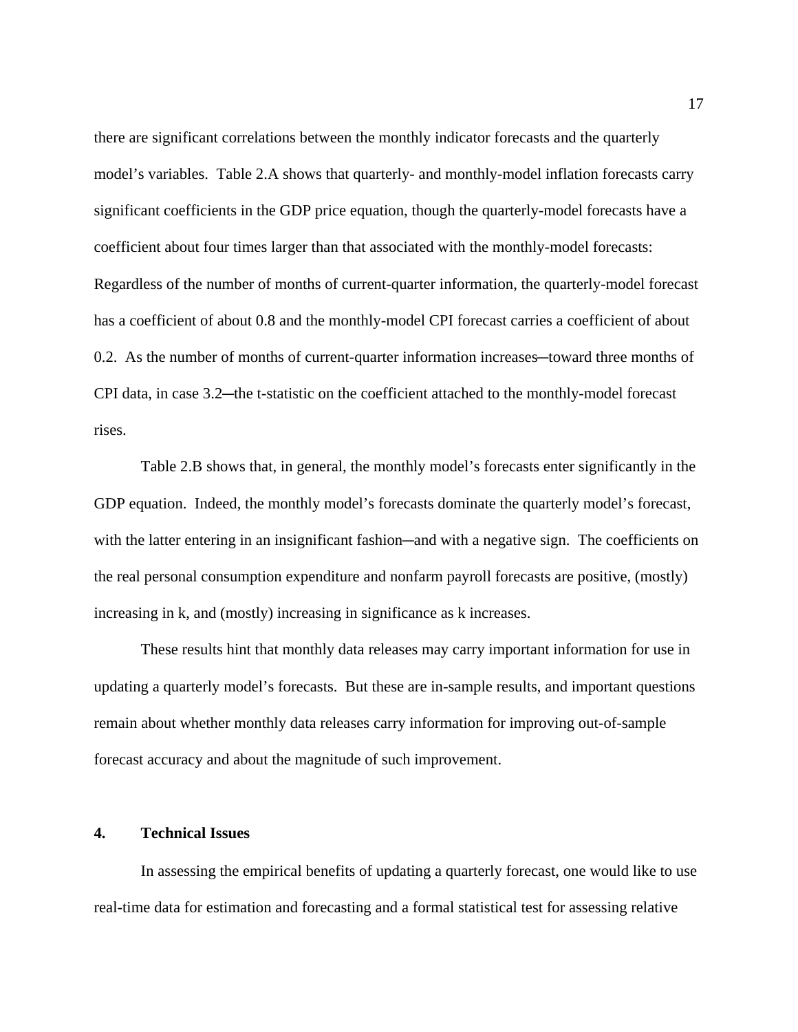there are significant correlations between the monthly indicator forecasts and the quarterly model's variables. Table 2.A shows that quarterly- and monthly-model inflation forecasts carry significant coefficients in the GDP price equation, though the quarterly-model forecasts have a coefficient about four times larger than that associated with the monthly-model forecasts: Regardless of the number of months of current-quarter information, the quarterly-model forecast has a coefficient of about 0.8 and the monthly-model CPI forecast carries a coefficient of about 0.2. As the number of months of current-quarter information increases—toward three months of CPI data, in case 3.2—the t-statistic on the coefficient attached to the monthly-model forecast rises.

Table 2.B shows that, in general, the monthly model's forecasts enter significantly in the GDP equation. Indeed, the monthly model's forecasts dominate the quarterly model's forecast, with the latter entering in an insignificant fashion—and with a negative sign. The coefficients on the real personal consumption expenditure and nonfarm payroll forecasts are positive, (mostly) increasing in k, and (mostly) increasing in significance as k increases.

These results hint that monthly data releases may carry important information for use in updating a quarterly model's forecasts. But these are in-sample results, and important questions remain about whether monthly data releases carry information for improving out-of-sample forecast accuracy and about the magnitude of such improvement.

## 4. Technical Issues

In assessing the empirical benefits of updating a quarterly forecast, one would like to use real-time data for estimation and forecasting and a formal statistical test for assessing relative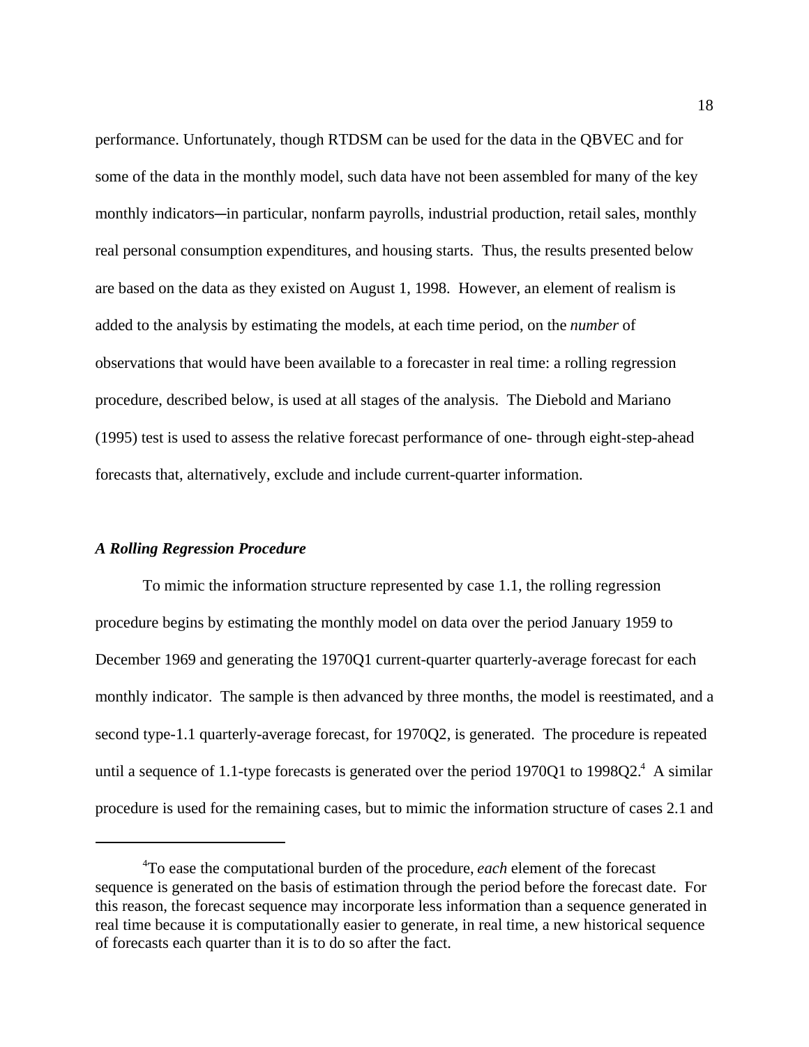performance. Unfortunately, though RTDSM can be used for the data in the QBVEC and for some of the data in the monthly model, such data have not been assembled for many of the key monthly indicators─in particular, nonfarm payrolls, industrial production, retail sales, monthly real personal consumption expenditures, and housing starts. Thus, the results presented below are based on the data as they existed on August 1, 1998. However, an element of realism is added to the analysis by estimating the models, at each time period, on the *number* of observations that would have been available to a forecaster in real time: a rolling regression procedure, described below, is used at all stages of the analysis. The Diebold and Mariano (1995) test is used to assess the relative forecast performance of one- through eight-step-ahead forecasts that, alternatively, exclude and include current-quarter information.

### *A Rolling Regression Procedure*

To mimic the information structure represented by case 1.1, the rolling regression procedure begins by estimating the monthly model on data over the period January 1959 to December 1969 and generating the 1970Q1 current-quarter quarterly-average forecast for each monthly indicator. The sample is then advanced by three months, the model is reestimated, and a second type-1.1 quarterly-average forecast, for 1970Q2, is generated. The procedure is repeated until a sequence of 1.1-type forecasts is generated over the period 1970Q1 to 1998Q2.[4] A similar procedure is used for the remaining cases, but to mimic the information structure of cases 2.1 and

---

[4]To ease the computational burden of the procedure, *each* element of the forecast sequence is generated on the basis of estimation through the period before the forecast date. For this reason, the forecast sequence may incorporate less information than a sequence generated in real time because it is computationally easier to generate, in real time, a new historical sequence of forecasts each quarter than it is to do so after the fact.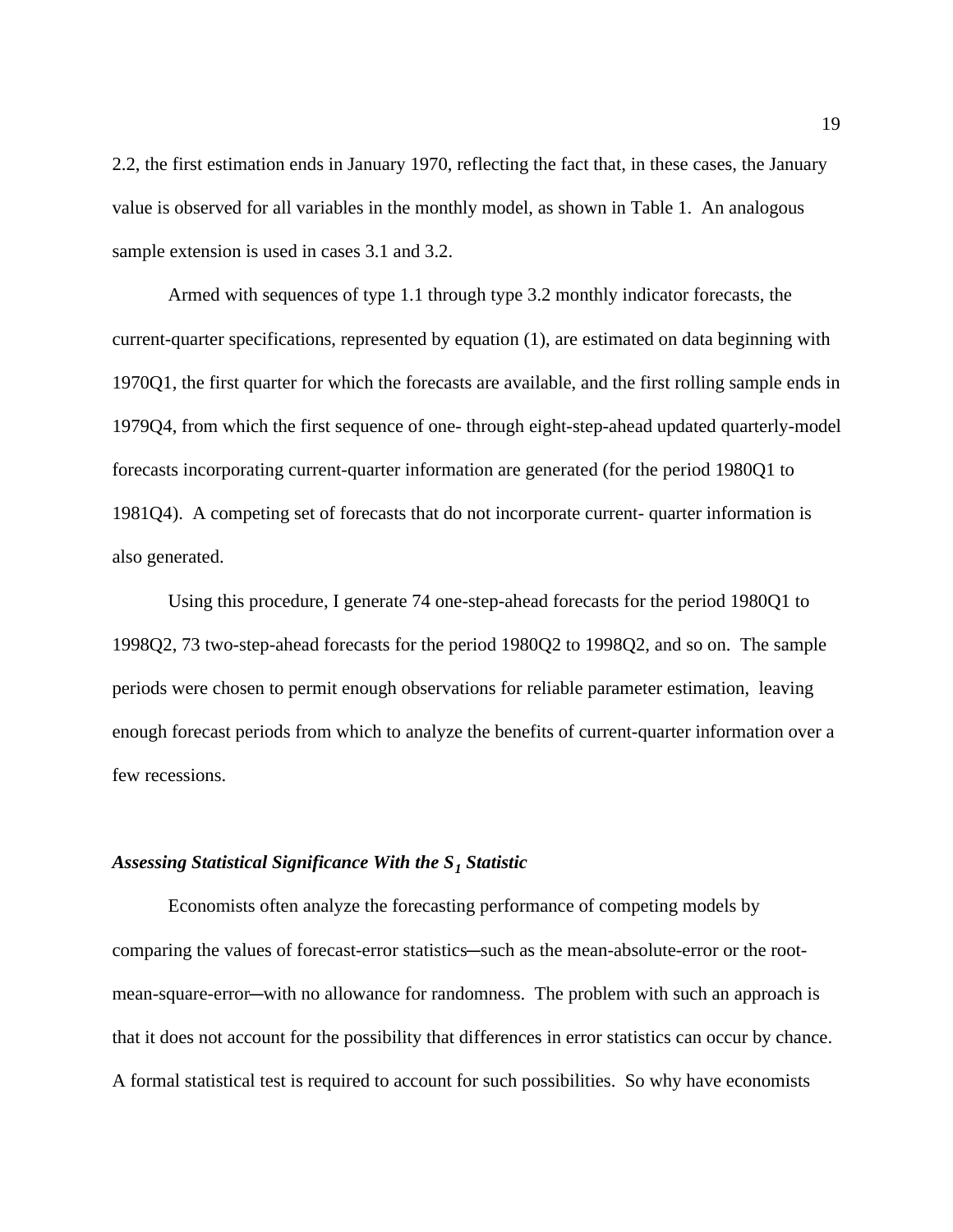2.2, the first estimation ends in January 1970, reflecting the fact that, in these cases, the January value is observed for all variables in the monthly model, as shown in Table 1. An analogous sample extension is used in cases 3.1 and 3.2.

Armed with sequences of type 1.1 through type 3.2 monthly indicator forecasts, the current-quarter specifications, represented by equation (1), are estimated on data beginning with 1970Q1, the first quarter for which the forecasts are available, and the first rolling sample ends in 1979Q4, from which the first sequence of one- through eight-step-ahead updated quarterly-model forecasts incorporating current-quarter information are generated (for the period 1980Q1 to 1981Q4). A competing set of forecasts that do not incorporate current- quarter information is also generated.

Using this procedure, I generate 74 one-step-ahead forecasts for the period 1980Q1 to 1998Q2, 73 two-step-ahead forecasts for the period 1980Q2 to 1998Q2, and so on. The sample periods were chosen to permit enough observations for reliable parameter estimation, leaving enough forecast periods from which to analyze the benefits of current-quarter information over a few recessions.

### *Assessing Statistical Significance With the $S_1$ Statistic*

Economists often analyze the forecasting performance of competing models by comparing the values of forecast-error statistics—such as the mean-absolute-error or the root-mean-square-error—with no allowance for randomness. The problem with such an approach is that it does not account for the possibility that differences in error statistics can occur by chance. A formal statistical test is required to account for such possibilities. So why have economists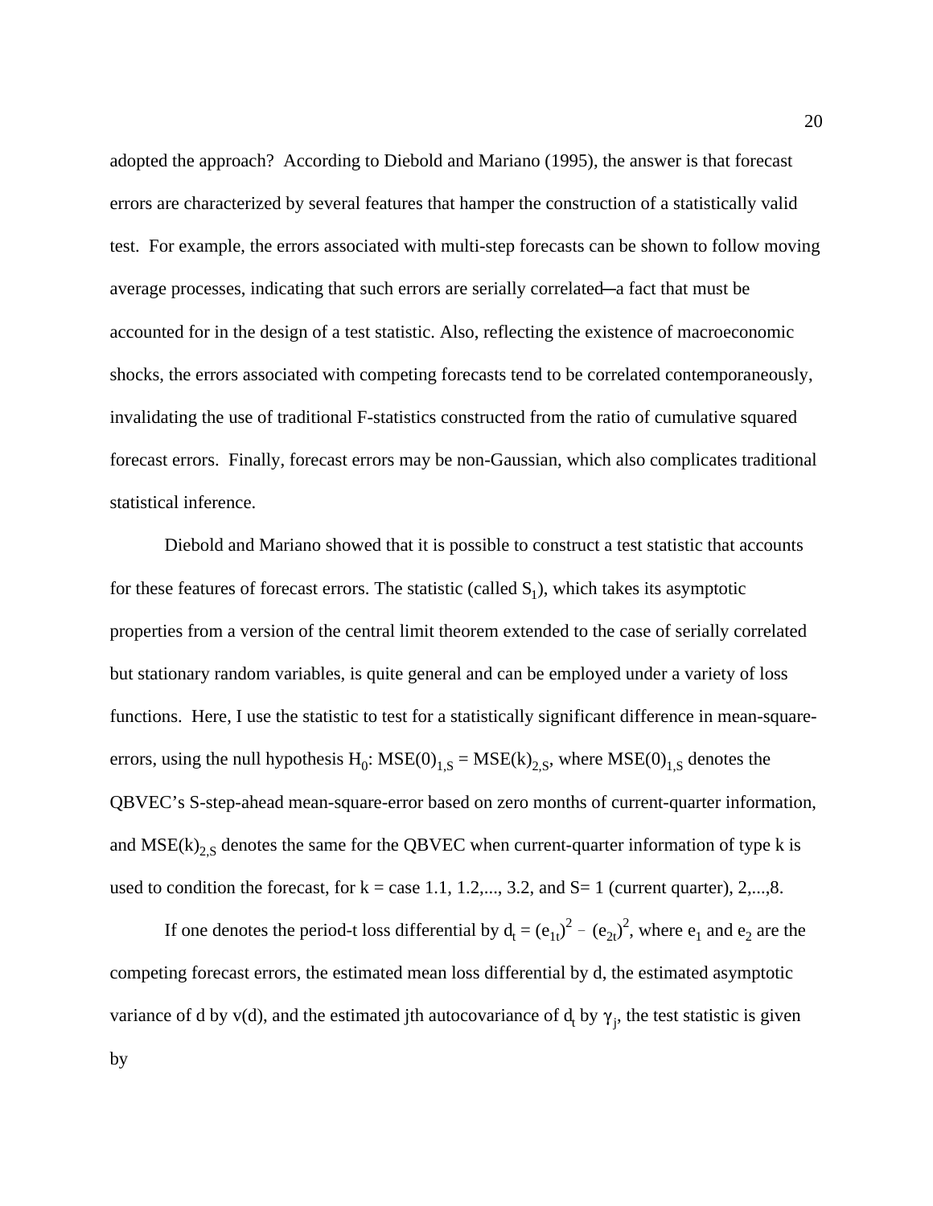adopted the approach? According to Diebold and Mariano (1995), the answer is that forecast errors are characterized by several features that hamper the construction of a statistically valid test. For example, the errors associated with multi-step forecasts can be shown to follow moving average processes, indicating that such errors are serially correlated—a fact that must be accounted for in the design of a test statistic. Also, reflecting the existence of macroeconomic shocks, the errors associated with competing forecasts tend to be correlated contemporaneously, invalidating the use of traditional F-statistics constructed from the ratio of cumulative squared forecast errors. Finally, forecast errors may be non-Gaussian, which also complicates traditional statistical inference.

Diebold and Mariano showed that it is possible to construct a test statistic that accounts for these features of forecast errors. The statistic (called $S_1$), which takes its asymptotic properties from a version of the central limit theorem extended to the case of serially correlated but stationary random variables, is quite general and can be employed under a variety of loss functions. Here, I use the statistic to test for a statistically significant difference in mean-square-errors, using the null hypothesis $H_0$: $MSE(0)_{1,S} = MSE(k)_{2,S}$, where $MSE(0)_{1,S}$ denotes the QBVEC's S-step-ahead mean-square-error based on zero months of current-quarter information, and $MSE(k)_{2,S}$ denotes the same for the QBVEC when current-quarter information of type k is used to condition the forecast, for k = case 1.1, 1.2,..., 3.2, and S= 1 (current quarter), 2,...,8.

If one denotes the period-t loss differential by $d_t = (e_{1t})^2 - (e_{2t})^2$, where $e_1$ and $e_2$ are the competing forecast errors, the estimated mean loss differential by d, the estimated asymptotic variance of d by v(d), and the estimated jth autocovariance of $d_t$ by $\gamma_j$, the test statistic is given by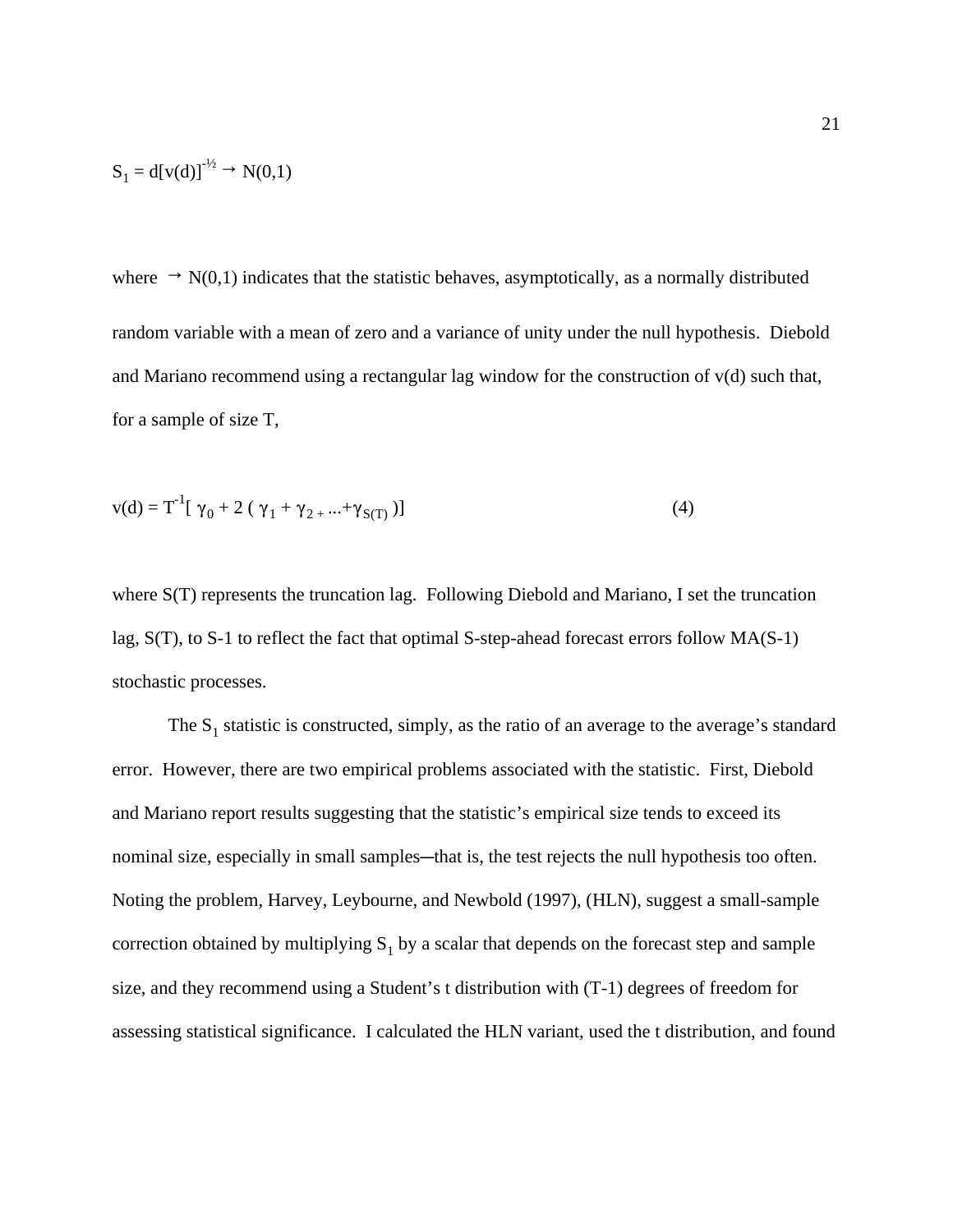$$S_1 = d[v(d)]^{-½} \rightarrow N(0,1)$$

where $\rightarrow N(0,1)$ indicates that the statistic behaves, asymptotically, as a normally distributed random variable with a mean of zero and a variance of unity under the null hypothesis. Diebold and Mariano recommend using a rectangular lag window for the construction of v(d) such that, for a sample of size T,

$$v(d) = T^{-1}[\ \gamma_0 + 2\ (\ \gamma_1 + \gamma_{2\ +} ...+\gamma_{S(T)}\ )] \qquad (4)$$

where S(T) represents the truncation lag. Following Diebold and Mariano, I set the truncation lag, S(T), to S-1 to reflect the fact that optimal S-step-ahead forecast errors follow MA(S-1) stochastic processes.

The $S_1$ statistic is constructed, simply, as the ratio of an average to the average's standard error. However, there are two empirical problems associated with the statistic. First, Diebold and Mariano report results suggesting that the statistic's empirical size tends to exceed its nominal size, especially in small samples─that is, the test rejects the null hypothesis too often. Noting the problem, Harvey, Leybourne, and Newbold (1997), (HLN), suggest a small-sample correction obtained by multiplying $S_1$ by a scalar that depends on the forecast step and sample size, and they recommend using a Student's t distribution with (T-1) degrees of freedom for assessing statistical significance. I calculated the HLN variant, used the t distribution, and found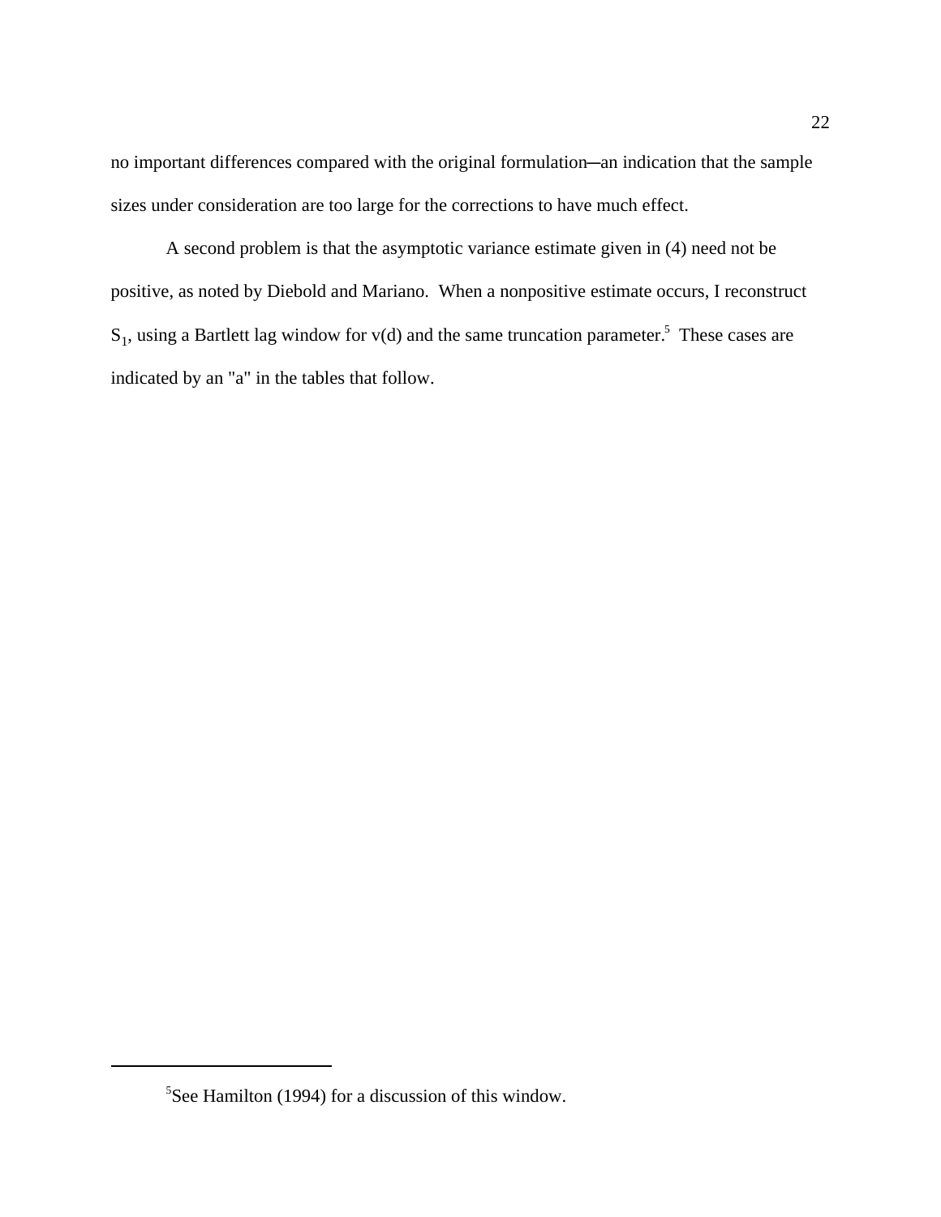no important differences compared with the original formulation—an indication that the sample sizes under consideration are too large for the corrections to have much effect.

A second problem is that the asymptotic variance estimate given in (4) need not be positive, as noted by Diebold and Mariano. When a nonpositive estimate occurs, I reconstruct $S_1$, using a Bartlett lag window for v(d) and the same truncation parameter.[5] These cases are indicated by an "a" in the tables that follow.

---

[5]See Hamilton (1994) for a discussion of this window.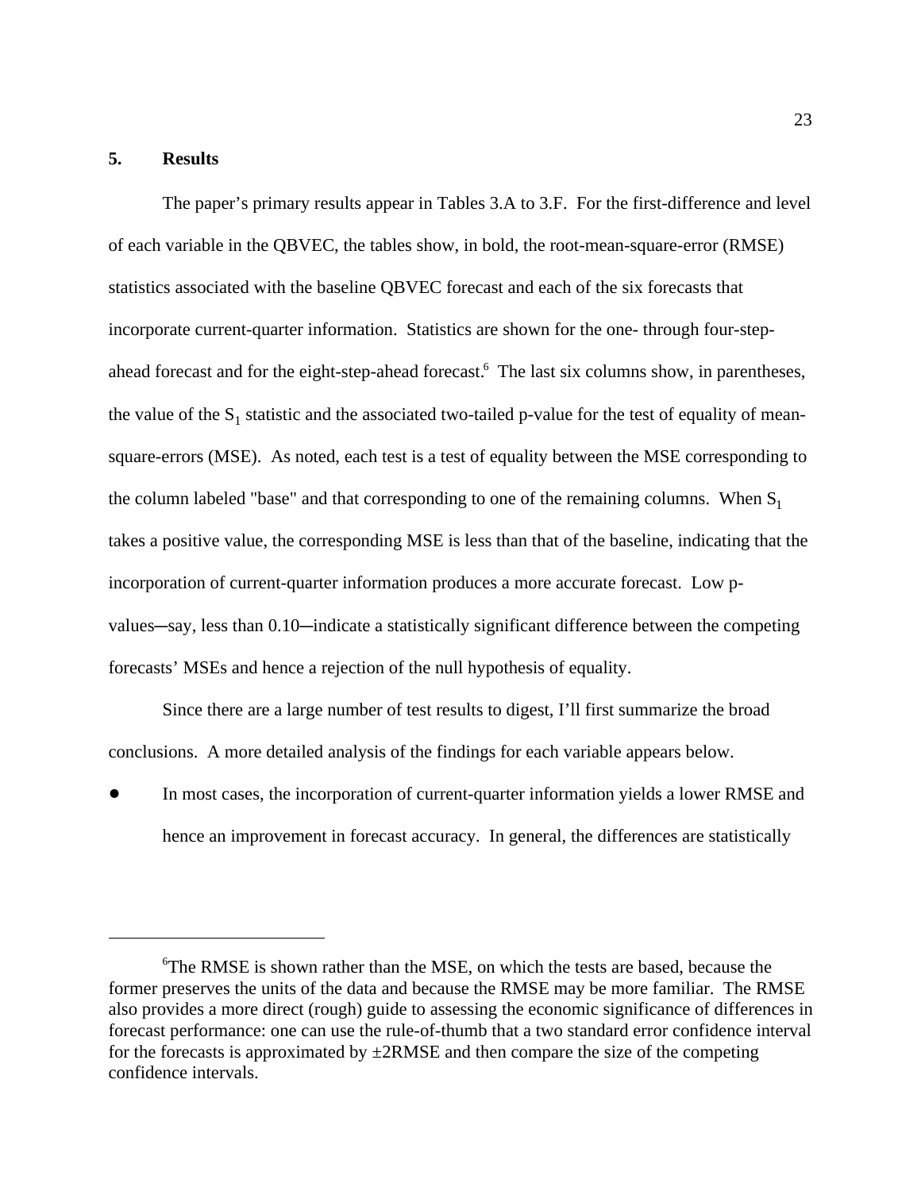## 5. Results

The paper's primary results appear in Tables 3.A to 3.F. For the first-difference and level of each variable in the QBVEC, the tables show, in bold, the root-mean-square-error (RMSE) statistics associated with the baseline QBVEC forecast and each of the six forecasts that incorporate current-quarter information. Statistics are shown for the one- through four-step-ahead forecast and for the eight-step-ahead forecast.[6] The last six columns show, in parentheses, the value of the $S_1$ statistic and the associated two-tailed p-value for the test of equality of mean-square-errors (MSE). As noted, each test is a test of equality between the MSE corresponding to the column labeled "base" and that corresponding to one of the remaining columns. When $S_1$ takes a positive value, the corresponding MSE is less than that of the baseline, indicating that the incorporation of current-quarter information produces a more accurate forecast. Low p-values─say, less than 0.10─indicate a statistically significant difference between the competing forecasts' MSEs and hence a rejection of the null hypothesis of equality.

Since there are a large number of test results to digest, I'll first summarize the broad conclusions. A more detailed analysis of the findings for each variable appears below.

- In most cases, the incorporation of current-quarter information yields a lower RMSE and hence an improvement in forecast accuracy. In general, the differences are statistically

[6] The RMSE is shown rather than the MSE, on which the tests are based, because the former preserves the units of the data and because the RMSE may be more familiar. The RMSE also provides a more direct (rough) guide to assessing the economic significance of differences in forecast performance: one can use the rule-of-thumb that a two standard error confidence interval for the forecasts is approximated by ±2RMSE and then compare the size of the competing confidence intervals.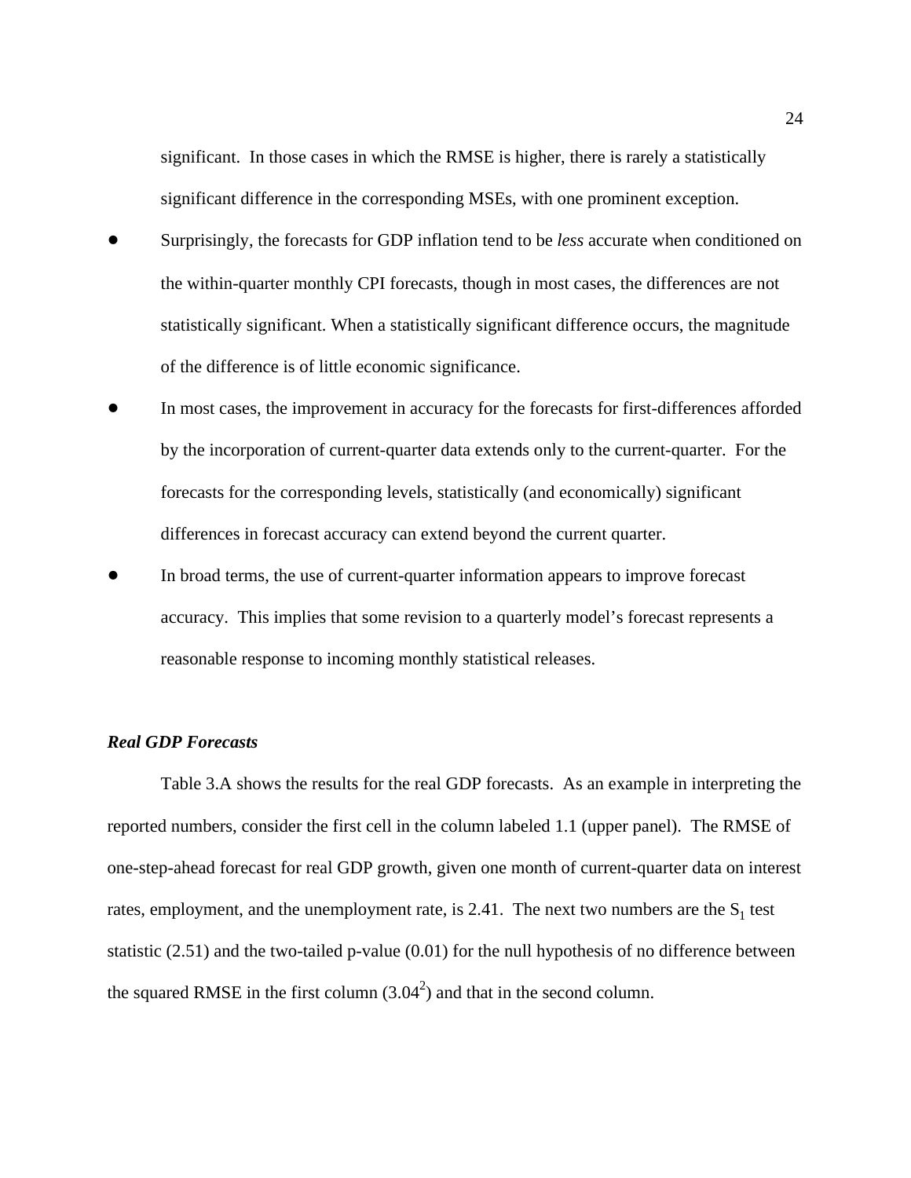significant. In those cases in which the RMSE is higher, there is rarely a statistically significant difference in the corresponding MSEs, with one prominent exception.

- Surprisingly, the forecasts for GDP inflation tend to be *less* accurate when conditioned on the within-quarter monthly CPI forecasts, though in most cases, the differences are not statistically significant. When a statistically significant difference occurs, the magnitude of the difference is of little economic significance.
- In most cases, the improvement in accuracy for the forecasts for first-differences afforded by the incorporation of current-quarter data extends only to the current-quarter. For the forecasts for the corresponding levels, statistically (and economically) significant differences in forecast accuracy can extend beyond the current quarter.
- In broad terms, the use of current-quarter information appears to improve forecast accuracy. This implies that some revision to a quarterly model's forecast represents a reasonable response to incoming monthly statistical releases.

### *Real GDP Forecasts*

Table 3.A shows the results for the real GDP forecasts. As an example in interpreting the reported numbers, consider the first cell in the column labeled 1.1 (upper panel). The RMSE of one-step-ahead forecast for real GDP growth, given one month of current-quarter data on interest rates, employment, and the unemployment rate, is 2.41. The next two numbers are the $S_1$ test statistic (2.51) and the two-tailed p-value (0.01) for the null hypothesis of no difference between the squared RMSE in the first column ($3.04^2$) and that in the second column.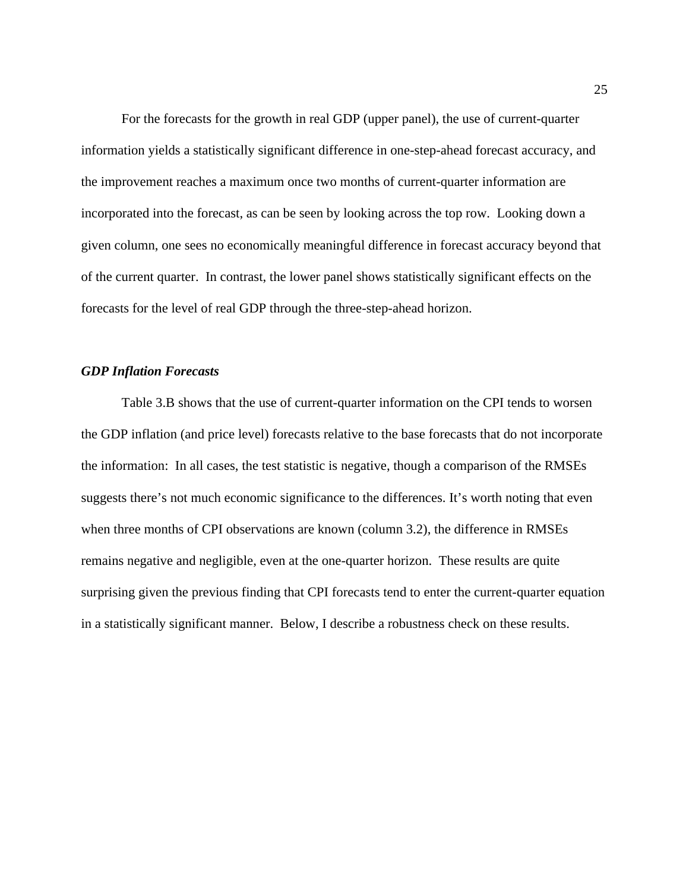For the forecasts for the growth in real GDP (upper panel), the use of current-quarter information yields a statistically significant difference in one-step-ahead forecast accuracy, and the improvement reaches a maximum once two months of current-quarter information are incorporated into the forecast, as can be seen by looking across the top row. Looking down a given column, one sees no economically meaningful difference in forecast accuracy beyond that of the current quarter. In contrast, the lower panel shows statistically significant effects on the forecasts for the level of real GDP through the three-step-ahead horizon.

### *GDP Inflation Forecasts*

Table 3.B shows that the use of current-quarter information on the CPI tends to worsen the GDP inflation (and price level) forecasts relative to the base forecasts that do not incorporate the information: In all cases, the test statistic is negative, though a comparison of the RMSEs suggests there's not much economic significance to the differences. It's worth noting that even when three months of CPI observations are known (column 3.2), the difference in RMSEs remains negative and negligible, even at the one-quarter horizon. These results are quite surprising given the previous finding that CPI forecasts tend to enter the current-quarter equation in a statistically significant manner. Below, I describe a robustness check on these results.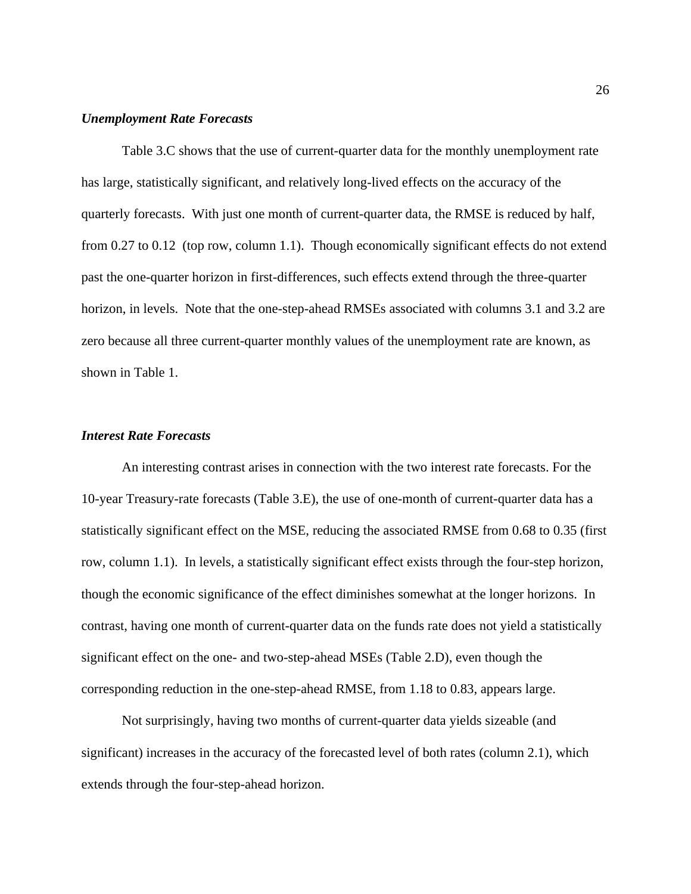### *Unemployment Rate Forecasts*

Table 3.C shows that the use of current-quarter data for the monthly unemployment rate has large, statistically significant, and relatively long-lived effects on the accuracy of the quarterly forecasts. With just one month of current-quarter data, the RMSE is reduced by half, from 0.27 to 0.12 (top row, column 1.1). Though economically significant effects do not extend past the one-quarter horizon in first-differences, such effects extend through the three-quarter horizon, in levels. Note that the one-step-ahead RMSEs associated with columns 3.1 and 3.2 are zero because all three current-quarter monthly values of the unemployment rate are known, as shown in Table 1.

### *Interest Rate Forecasts*

An interesting contrast arises in connection with the two interest rate forecasts. For the 10-year Treasury-rate forecasts (Table 3.E), the use of one-month of current-quarter data has a statistically significant effect on the MSE, reducing the associated RMSE from 0.68 to 0.35 (first row, column 1.1). In levels, a statistically significant effect exists through the four-step horizon, though the economic significance of the effect diminishes somewhat at the longer horizons. In contrast, having one month of current-quarter data on the funds rate does not yield a statistically significant effect on the one- and two-step-ahead MSEs (Table 2.D), even though the corresponding reduction in the one-step-ahead RMSE, from 1.18 to 0.83, appears large.

Not surprisingly, having two months of current-quarter data yields sizeable (and significant) increases in the accuracy of the forecasted level of both rates (column 2.1), which extends through the four-step-ahead horizon.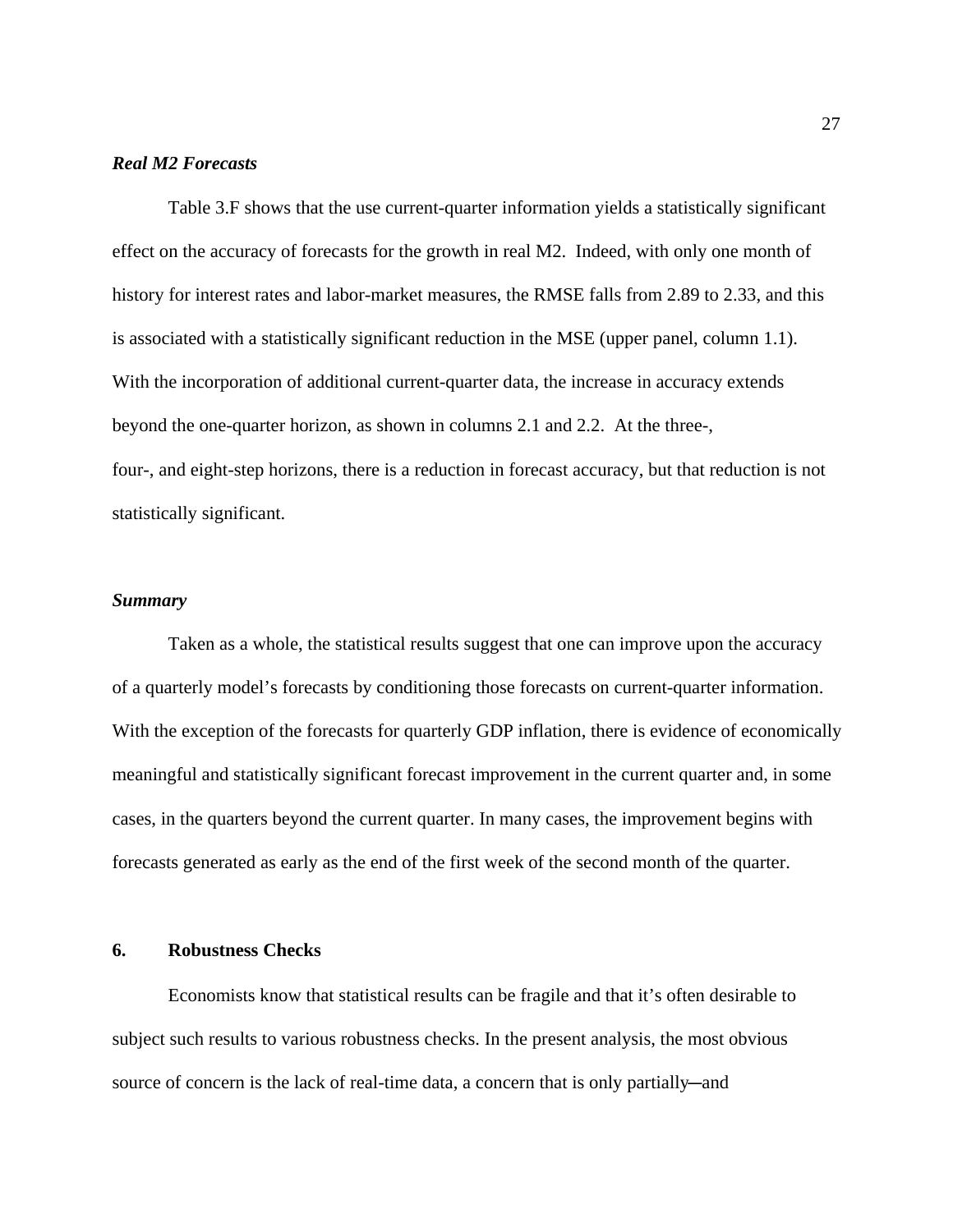***Real M2 Forecasts***

Table 3.F shows that the use current-quarter information yields a statistically significant effect on the accuracy of forecasts for the growth in real M2. Indeed, with only one month of history for interest rates and labor-market measures, the RMSE falls from 2.89 to 2.33, and this is associated with a statistically significant reduction in the MSE (upper panel, column 1.1). With the incorporation of additional current-quarter data, the increase in accuracy extends beyond the one-quarter horizon, as shown in columns 2.1 and 2.2. At the three-, four-, and eight-step horizons, there is a reduction in forecast accuracy, but that reduction is not statistically significant.

***Summary***

Taken as a whole, the statistical results suggest that one can improve upon the accuracy of a quarterly model's forecasts by conditioning those forecasts on current-quarter information. With the exception of the forecasts for quarterly GDP inflation, there is evidence of economically meaningful and statistically significant forecast improvement in the current quarter and, in some cases, in the quarters beyond the current quarter. In many cases, the improvement begins with forecasts generated as early as the end of the first week of the second month of the quarter.

## 6. Robustness Checks

Economists know that statistical results can be fragile and that it's often desirable to subject such results to various robustness checks. In the present analysis, the most obvious source of concern is the lack of real-time data, a concern that is only partially—and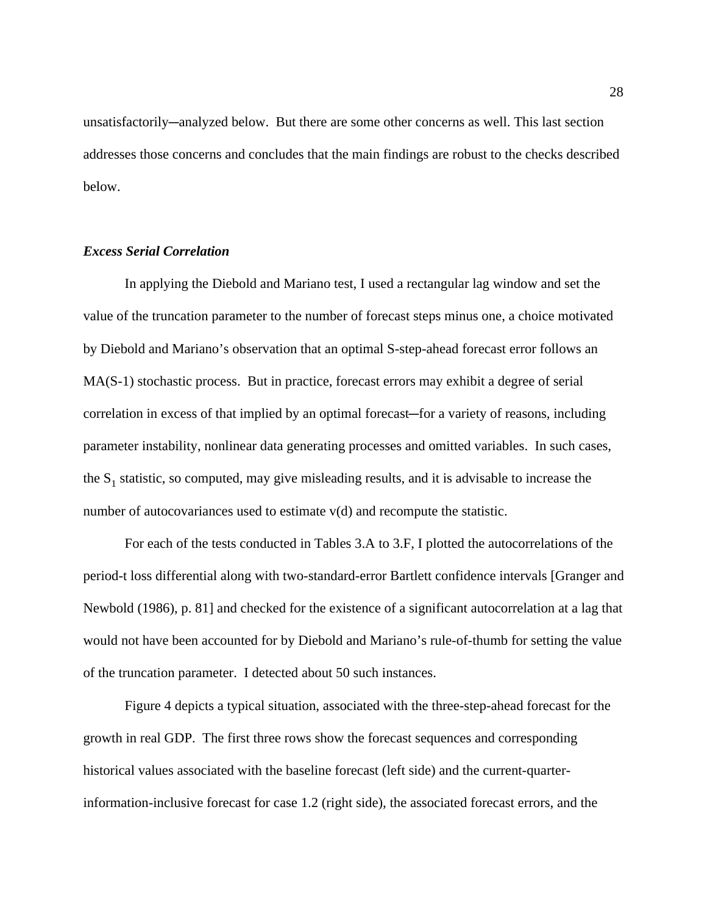unsatisfactorily─analyzed below. But there are some other concerns as well. This last section addresses those concerns and concludes that the main findings are robust to the checks described below.

### *Excess Serial Correlation*

In applying the Diebold and Mariano test, I used a rectangular lag window and set the value of the truncation parameter to the number of forecast steps minus one, a choice motivated by Diebold and Mariano's observation that an optimal S-step-ahead forecast error follows an MA(S-1) stochastic process. But in practice, forecast errors may exhibit a degree of serial correlation in excess of that implied by an optimal forecast─for a variety of reasons, including parameter instability, nonlinear data generating processes and omitted variables. In such cases, the $S_1$ statistic, so computed, may give misleading results, and it is advisable to increase the number of autocovariances used to estimate v(d) and recompute the statistic.

For each of the tests conducted in Tables 3.A to 3.F, I plotted the autocorrelations of the period-t loss differential along with two-standard-error Bartlett confidence intervals [Granger and Newbold (1986), p. 81] and checked for the existence of a significant autocorrelation at a lag that would not have been accounted for by Diebold and Mariano's rule-of-thumb for setting the value of the truncation parameter. I detected about 50 such instances.

Figure 4 depicts a typical situation, associated with the three-step-ahead forecast for the growth in real GDP. The first three rows show the forecast sequences and corresponding historical values associated with the baseline forecast (left side) and the current-quarter-information-inclusive forecast for case 1.2 (right side), the associated forecast errors, and the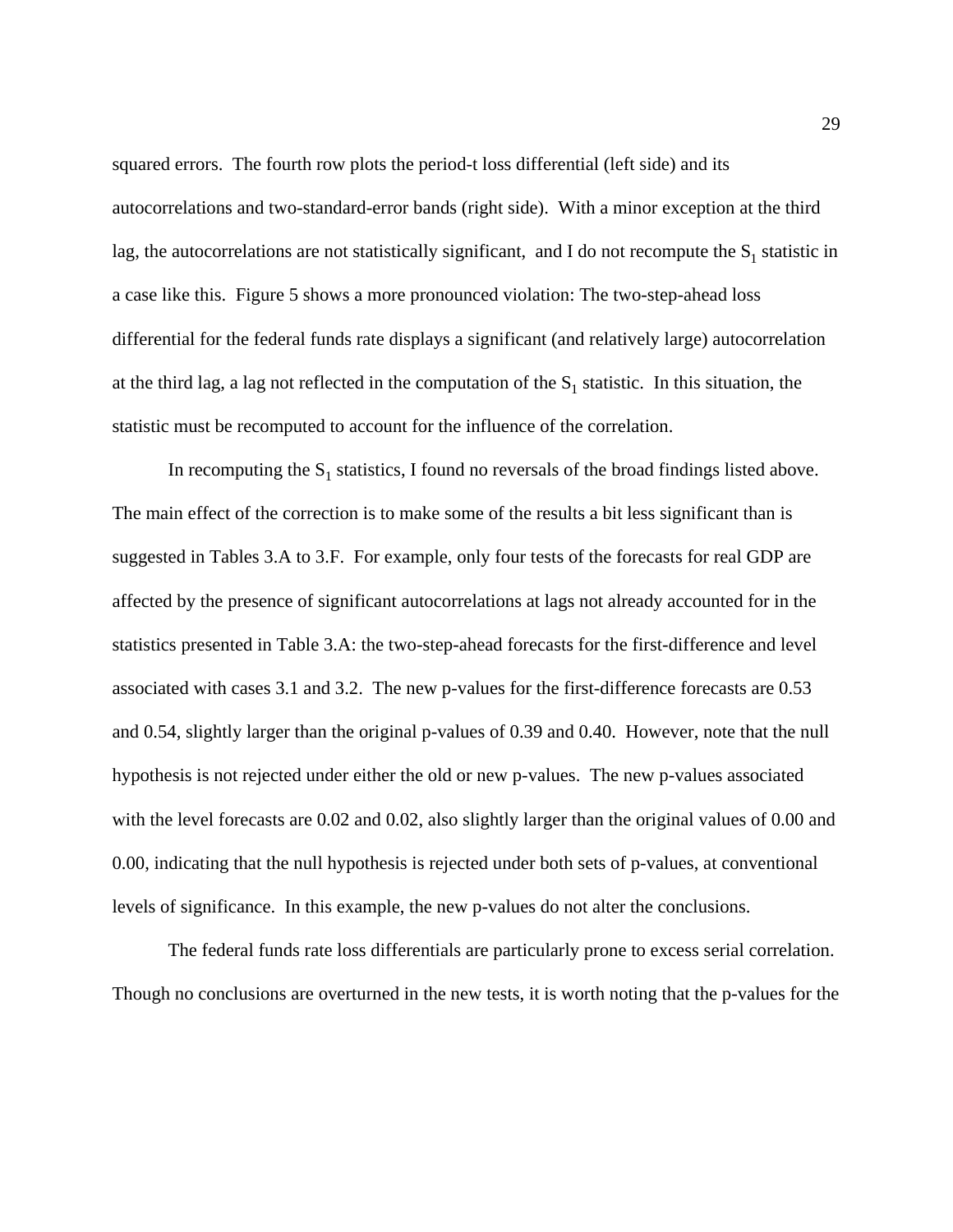squared errors. The fourth row plots the period-t loss differential (left side) and its autocorrelations and two-standard-error bands (right side). With a minor exception at the third lag, the autocorrelations are not statistically significant, and I do not recompute the $S_1$ statistic in a case like this. Figure 5 shows a more pronounced violation: The two-step-ahead loss differential for the federal funds rate displays a significant (and relatively large) autocorrelation at the third lag, a lag not reflected in the computation of the $S_1$ statistic. In this situation, the statistic must be recomputed to account for the influence of the correlation.

In recomputing the $S_1$ statistics, I found no reversals of the broad findings listed above. The main effect of the correction is to make some of the results a bit less significant than is suggested in Tables 3.A to 3.F. For example, only four tests of the forecasts for real GDP are affected by the presence of significant autocorrelations at lags not already accounted for in the statistics presented in Table 3.A: the two-step-ahead forecasts for the first-difference and level associated with cases 3.1 and 3.2. The new p-values for the first-difference forecasts are 0.53 and 0.54, slightly larger than the original p-values of 0.39 and 0.40. However, note that the null hypothesis is not rejected under either the old or new p-values. The new p-values associated with the level forecasts are 0.02 and 0.02, also slightly larger than the original values of 0.00 and 0.00, indicating that the null hypothesis is rejected under both sets of p-values, at conventional levels of significance. In this example, the new p-values do not alter the conclusions.

The federal funds rate loss differentials are particularly prone to excess serial correlation. Though no conclusions are overturned in the new tests, it is worth noting that the p-values for the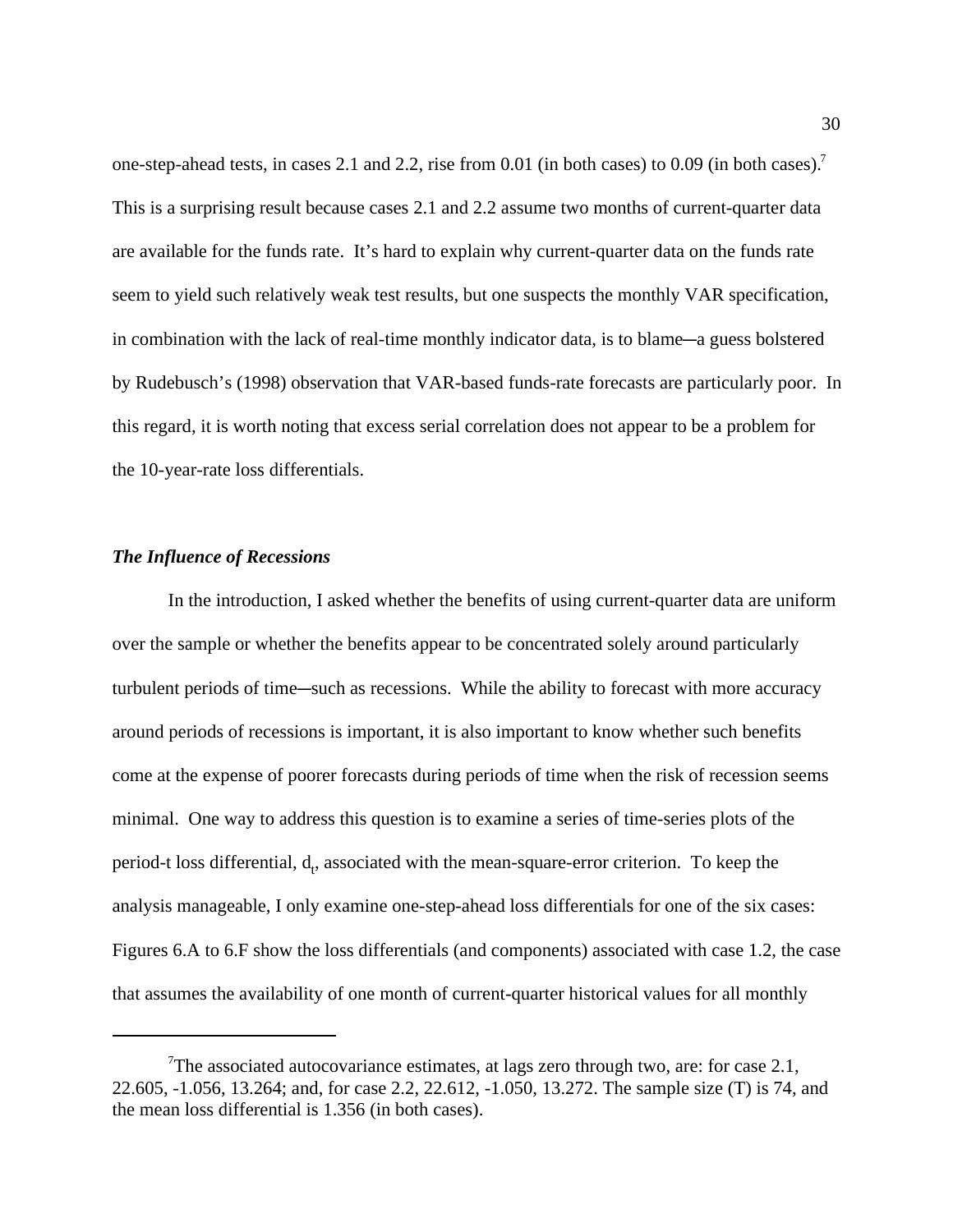one-step-ahead tests, in cases 2.1 and 2.2, rise from 0.01 (in both cases) to 0.09 (in both cases).[7] This is a surprising result because cases 2.1 and 2.2 assume two months of current-quarter data are available for the funds rate. It's hard to explain why current-quarter data on the funds rate seem to yield such relatively weak test results, but one suspects the monthly VAR specification, in combination with the lack of real-time monthly indicator data, is to blame—a guess bolstered by Rudebusch's (1998) observation that VAR-based funds-rate forecasts are particularly poor. In this regard, it is worth noting that excess serial correlation does not appear to be a problem for the 10-year-rate loss differentials.

### *The Influence of Recessions*

In the introduction, I asked whether the benefits of using current-quarter data are uniform over the sample or whether the benefits appear to be concentrated solely around particularly turbulent periods of time—such as recessions. While the ability to forecast with more accuracy around periods of recessions is important, it is also important to know whether such benefits come at the expense of poorer forecasts during periods of time when the risk of recession seems minimal. One way to address this question is to examine a series of time-series plots of the period-t loss differential, $d_t$, associated with the mean-square-error criterion. To keep the analysis manageable, I only examine one-step-ahead loss differentials for one of the six cases: Figures 6.A to 6.F show the loss differentials (and components) associated with case 1.2, the case that assumes the availability of one month of current-quarter historical values for all monthly

---

[7] The associated autocovariance estimates, at lags zero through two, are: for case 2.1, 22.605, -1.056, 13.264; and, for case 2.2, 22.612, -1.050, 13.272. The sample size (T) is 74, and the mean loss differential is 1.356 (in both cases).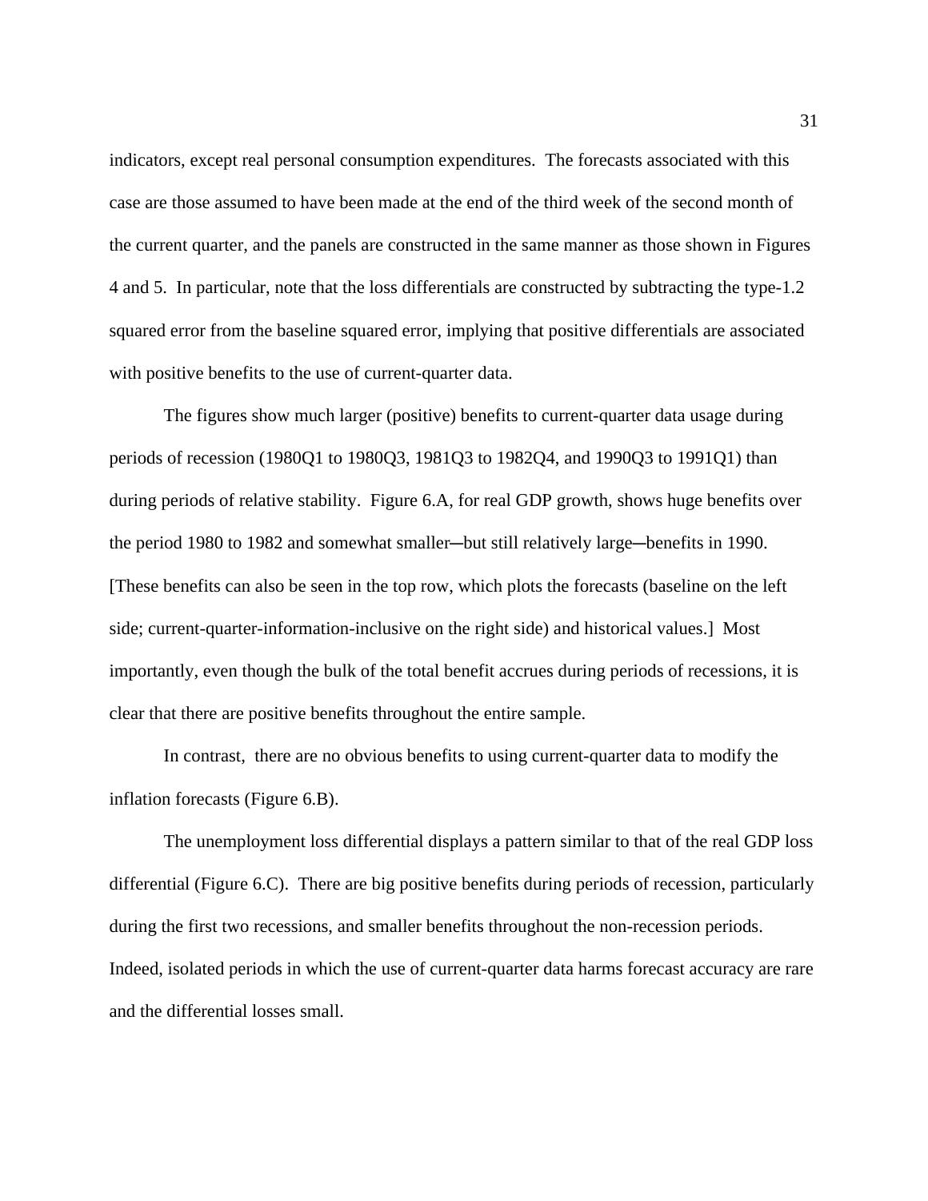indicators, except real personal consumption expenditures. The forecasts associated with this case are those assumed to have been made at the end of the third week of the second month of the current quarter, and the panels are constructed in the same manner as those shown in Figures 4 and 5. In particular, note that the loss differentials are constructed by subtracting the type-1.2 squared error from the baseline squared error, implying that positive differentials are associated with positive benefits to the use of current-quarter data.

The figures show much larger (positive) benefits to current-quarter data usage during periods of recession (1980Q1 to 1980Q3, 1981Q3 to 1982Q4, and 1990Q3 to 1991Q1) than during periods of relative stability. Figure 6.A, for real GDP growth, shows huge benefits over the period 1980 to 1982 and somewhat smaller—but still relatively large—benefits in 1990. [These benefits can also be seen in the top row, which plots the forecasts (baseline on the left side; current-quarter-information-inclusive on the right side) and historical values.] Most importantly, even though the bulk of the total benefit accrues during periods of recessions, it is clear that there are positive benefits throughout the entire sample.

In contrast, there are no obvious benefits to using current-quarter data to modify the inflation forecasts (Figure 6.B).

The unemployment loss differential displays a pattern similar to that of the real GDP loss differential (Figure 6.C). There are big positive benefits during periods of recession, particularly during the first two recessions, and smaller benefits throughout the non-recession periods. Indeed, isolated periods in which the use of current-quarter data harms forecast accuracy are rare and the differential losses small.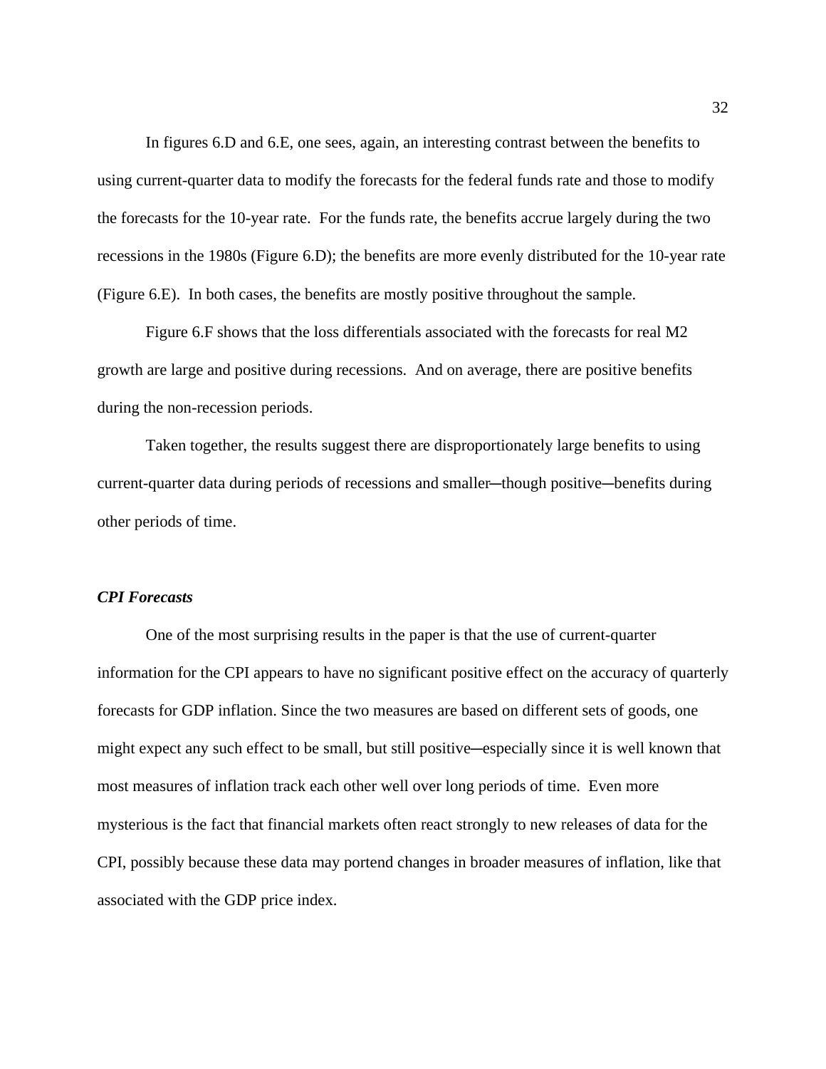In figures 6.D and 6.E, one sees, again, an interesting contrast between the benefits to using current-quarter data to modify the forecasts for the federal funds rate and those to modify the forecasts for the 10-year rate. For the funds rate, the benefits accrue largely during the two recessions in the 1980s (Figure 6.D); the benefits are more evenly distributed for the 10-year rate (Figure 6.E). In both cases, the benefits are mostly positive throughout the sample.

Figure 6.F shows that the loss differentials associated with the forecasts for real M2 growth are large and positive during recessions. And on average, there are positive benefits during the non-recession periods.

Taken together, the results suggest there are disproportionately large benefits to using current-quarter data during periods of recessions and smaller—though positive—benefits during other periods of time.

***CPI Forecasts***

One of the most surprising results in the paper is that the use of current-quarter information for the CPI appears to have no significant positive effect on the accuracy of quarterly forecasts for GDP inflation. Since the two measures are based on different sets of goods, one might expect any such effect to be small, but still positive—especially since it is well known that most measures of inflation track each other well over long periods of time. Even more mysterious is the fact that financial markets often react strongly to new releases of data for the CPI, possibly because these data may portend changes in broader measures of inflation, like that associated with the GDP price index.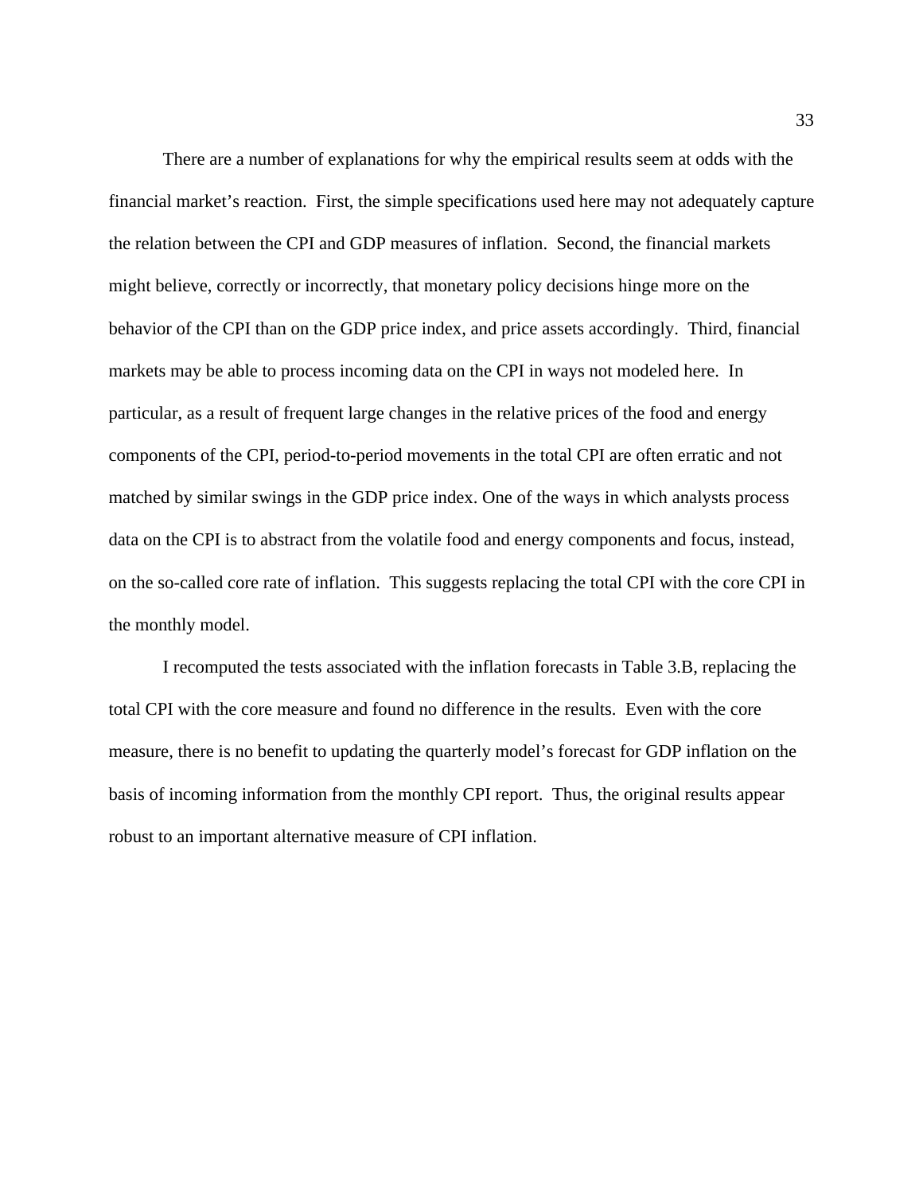There are a number of explanations for why the empirical results seem at odds with the financial market's reaction. First, the simple specifications used here may not adequately capture the relation between the CPI and GDP measures of inflation. Second, the financial markets might believe, correctly or incorrectly, that monetary policy decisions hinge more on the behavior of the CPI than on the GDP price index, and price assets accordingly. Third, financial markets may be able to process incoming data on the CPI in ways not modeled here. In particular, as a result of frequent large changes in the relative prices of the food and energy components of the CPI, period-to-period movements in the total CPI are often erratic and not matched by similar swings in the GDP price index. One of the ways in which analysts process data on the CPI is to abstract from the volatile food and energy components and focus, instead, on the so-called core rate of inflation. This suggests replacing the total CPI with the core CPI in the monthly model.

I recomputed the tests associated with the inflation forecasts in Table 3.B, replacing the total CPI with the core measure and found no difference in the results. Even with the core measure, there is no benefit to updating the quarterly model's forecast for GDP inflation on the basis of incoming information from the monthly CPI report. Thus, the original results appear robust to an important alternative measure of CPI inflation.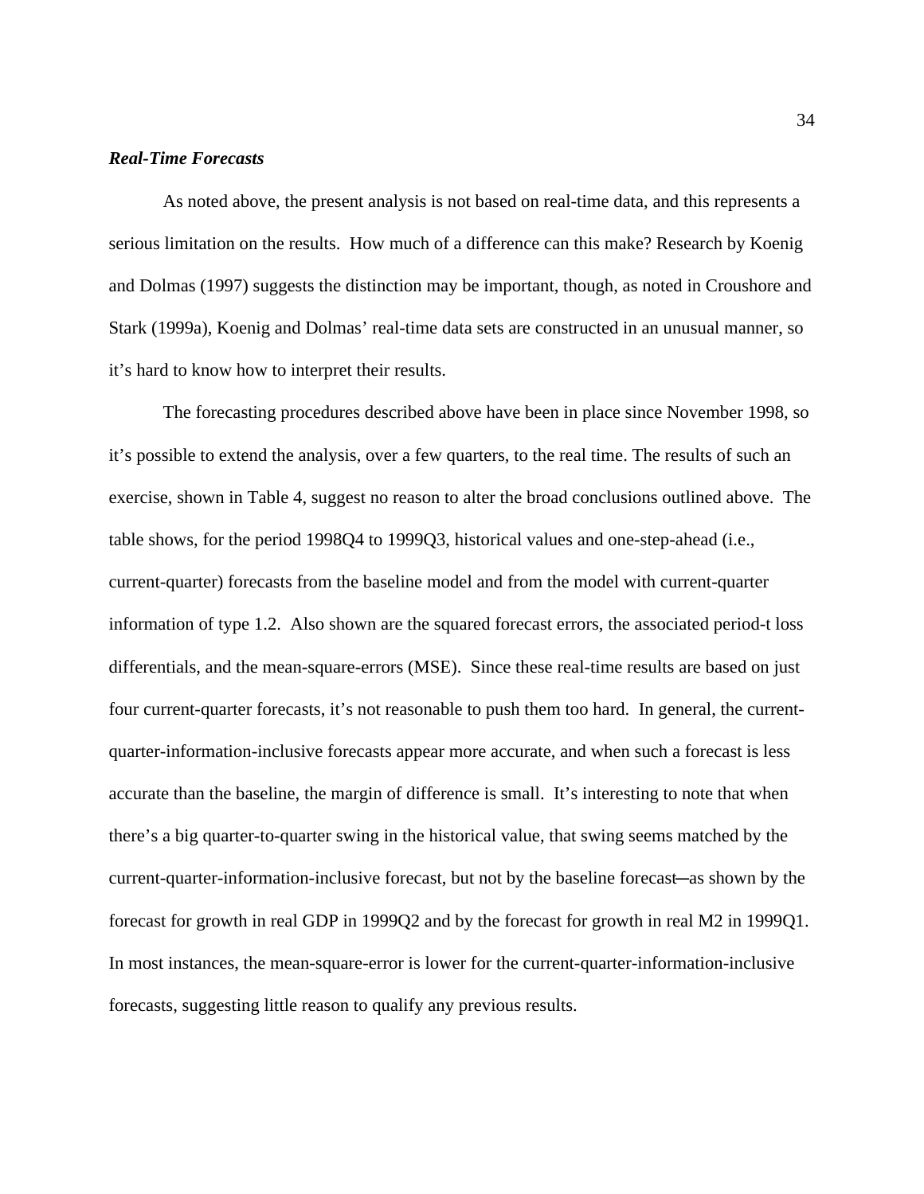### *Real-Time Forecasts*

As noted above, the present analysis is not based on real-time data, and this represents a serious limitation on the results. How much of a difference can this make? Research by Koenig and Dolmas (1997) suggests the distinction may be important, though, as noted in Croushore and Stark (1999a), Koenig and Dolmas' real-time data sets are constructed in an unusual manner, so it's hard to know how to interpret their results.

The forecasting procedures described above have been in place since November 1998, so it's possible to extend the analysis, over a few quarters, to the real time. The results of such an exercise, shown in Table 4, suggest no reason to alter the broad conclusions outlined above. The table shows, for the period 1998Q4 to 1999Q3, historical values and one-step-ahead (i.e., current-quarter) forecasts from the baseline model and from the model with current-quarter information of type 1.2. Also shown are the squared forecast errors, the associated period-t loss differentials, and the mean-square-errors (MSE). Since these real-time results are based on just four current-quarter forecasts, it's not reasonable to push them too hard. In general, the current-quarter-information-inclusive forecasts appear more accurate, and when such a forecast is less accurate than the baseline, the margin of difference is small. It's interesting to note that when there's a big quarter-to-quarter swing in the historical value, that swing seems matched by the current-quarter-information-inclusive forecast, but not by the baseline forecast—as shown by the forecast for growth in real GDP in 1999Q2 and by the forecast for growth in real M2 in 1999Q1. In most instances, the mean-square-error is lower for the current-quarter-information-inclusive forecasts, suggesting little reason to qualify any previous results.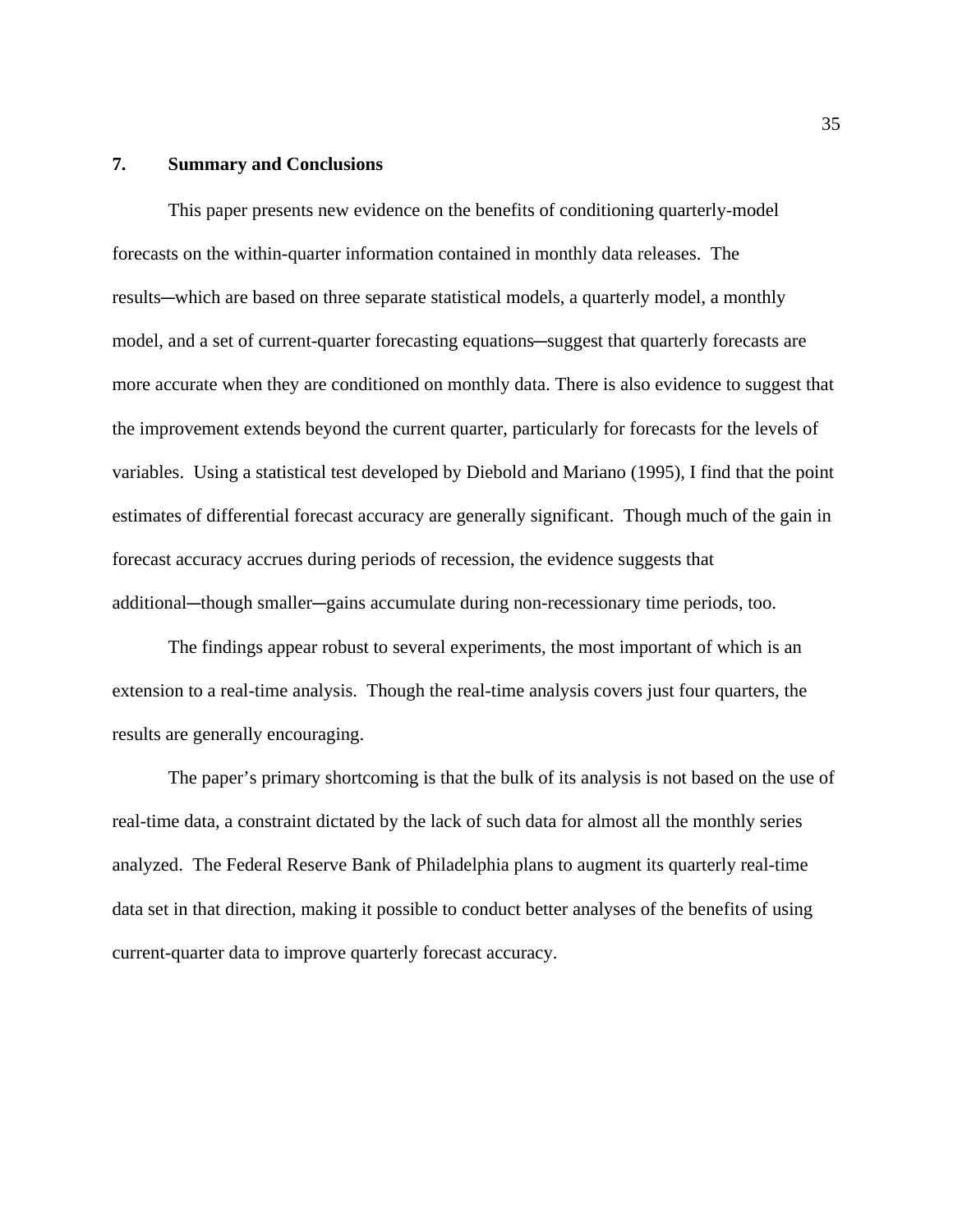## 7. Summary and Conclusions

This paper presents new evidence on the benefits of conditioning quarterly-model forecasts on the within-quarter information contained in monthly data releases. The results─which are based on three separate statistical models, a quarterly model, a monthly model, and a set of current-quarter forecasting equations─suggest that quarterly forecasts are more accurate when they are conditioned on monthly data. There is also evidence to suggest that the improvement extends beyond the current quarter, particularly for forecasts for the levels of variables. Using a statistical test developed by Diebold and Mariano (1995), I find that the point estimates of differential forecast accuracy are generally significant. Though much of the gain in forecast accuracy accrues during periods of recession, the evidence suggests that additional─though smaller─gains accumulate during non-recessionary time periods, too.

The findings appear robust to several experiments, the most important of which is an extension to a real-time analysis. Though the real-time analysis covers just four quarters, the results are generally encouraging.

The paper's primary shortcoming is that the bulk of its analysis is not based on the use of real-time data, a constraint dictated by the lack of such data for almost all the monthly series analyzed. The Federal Reserve Bank of Philadelphia plans to augment its quarterly real-time data set in that direction, making it possible to conduct better analyses of the benefits of using current-quarter data to improve quarterly forecast accuracy.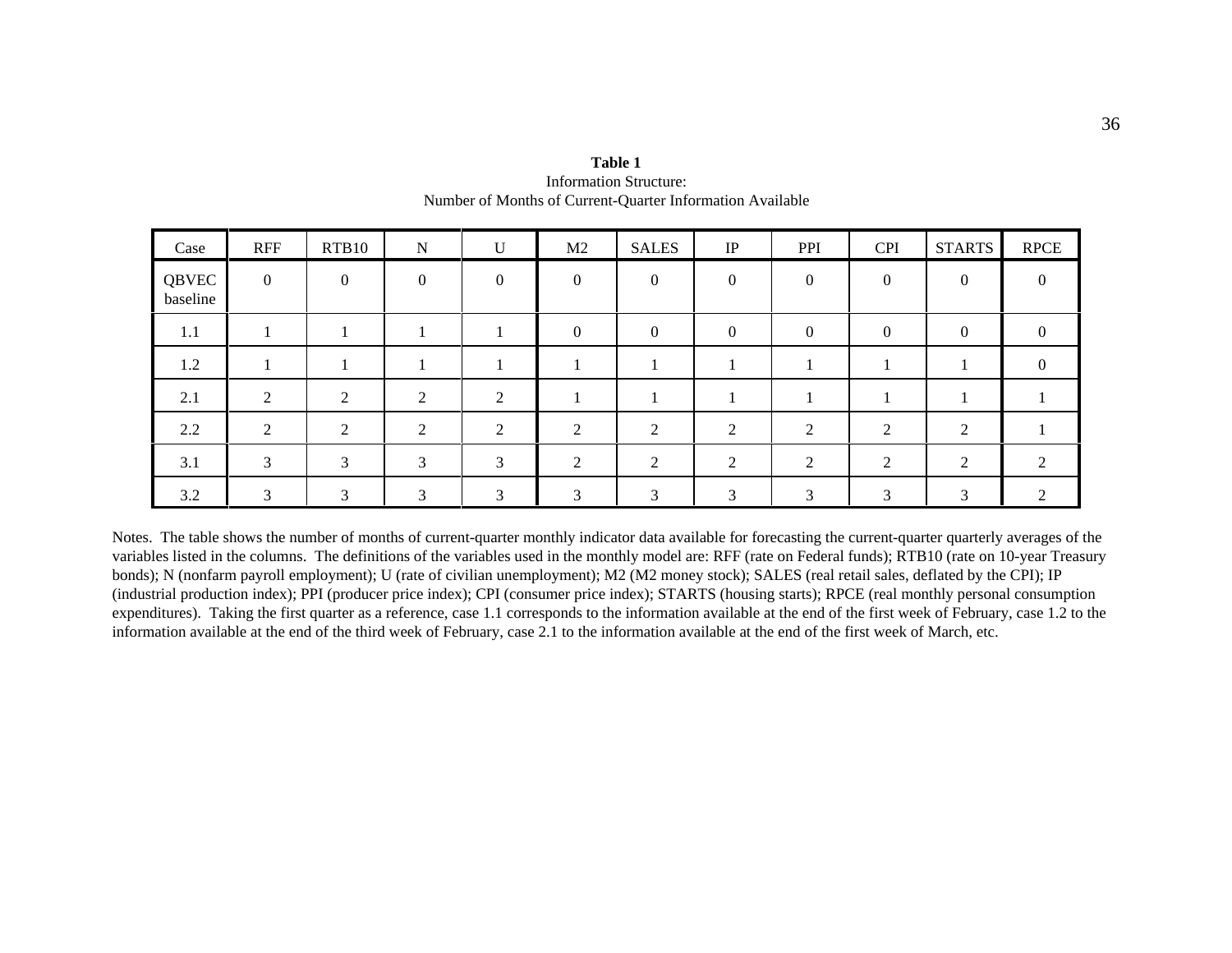**Table 1**
Information Structure:
Number of Months of Current-Quarter Information Available

| Case | RFF | RTB10 | N | U | M2 | SALES | IP | PPI | CPI | STARTS | RPCE |
|---|---|---|---|---|---|---|---|---|---|---|---|
| QBVEC baseline | 0 | 0 | 0 | 0 | 0 | 0 | 0 | 0 | 0 | 0 | 0 |
| 1.1 | 1 | 1 | 1 | 1 | 0 | 0 | 0 | 0 | 0 | 0 | 0 |
| 1.2 | 1 | 1 | 1 | 1 | 1 | 1 | 1 | 1 | 1 | 1 | 0 |
| 2.1 | 2 | 2 | 2 | 2 | 1 | 1 | 1 | 1 | 1 | 1 | 1 |
| 2.2 | 2 | 2 | 2 | 2 | 2 | 2 | 2 | 2 | 2 | 2 | 1 |
| 3.1 | 3 | 3 | 3 | 3 | 2 | 2 | 2 | 2 | 2 | 2 | 2 |
| 3.2 | 3 | 3 | 3 | 3 | 3 | 3 | 3 | 3 | 3 | 3 | 2 |

Notes. The table shows the number of months of current-quarter monthly indicator data available for forecasting the current-quarter quarterly averages of the variables listed in the columns. The definitions of the variables used in the monthly model are: RFF (rate on Federal funds); RTB10 (rate on 10-year Treasury bonds); N (nonfarm payroll employment); U (rate of civilian unemployment); M2 (M2 money stock); SALES (real retail sales, deflated by the CPI); IP (industrial production index); PPI (producer price index); CPI (consumer price index); STARTS (housing starts); RPCE (real monthly personal consumption expenditures). Taking the first quarter as a reference, case 1.1 corresponds to the information available at the end of the first week of February, case 1.2 to the information available at the end of the third week of February, case 2.1 to the information available at the end of the first week of March, etc.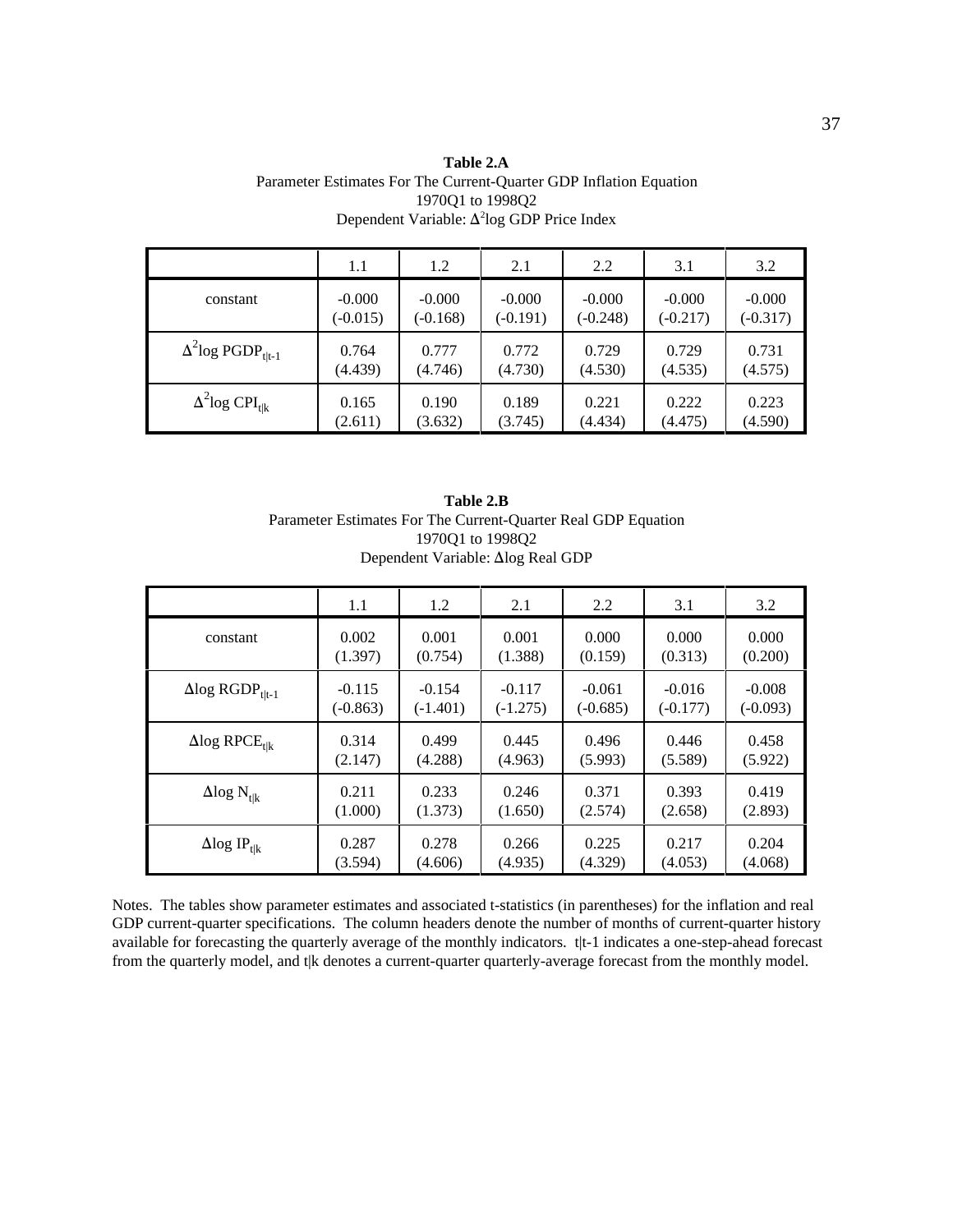**Table 2.A**
Parameter Estimates For The Current-Quarter GDP Inflation Equation
1970Q1 to 1998Q2
Dependent Variable: $\Delta^2$log GDP Price Index

| | 1.1 | 1.2 | 2.1 | 2.2 | 3.1 | 3.2 |
|---|---|---|---|---|---|---|
| constant | -0.000<br>(-0.015) | -0.000<br>(-0.168) | -0.000<br>(-0.191) | -0.000<br>(-0.248) | -0.000<br>(-0.217) | -0.000<br>(-0.317) |
| $\Delta^2\log PGDP_{t\|t-1}$ | 0.764<br>(4.439) | 0.777<br>(4.746) | 0.772<br>(4.730) | 0.729<br>(4.530) | 0.729<br>(4.535) | 0.731<br>(4.575) |
| $\Delta^2\log CPI_{t\|k}$ | 0.165<br>(2.611) | 0.190<br>(3.632) | 0.189<br>(3.745) | 0.221<br>(4.434) | 0.222<br>(4.475) | 0.223<br>(4.590) |

**Table 2.B**
Parameter Estimates For The Current-Quarter Real GDP Equation
1970Q1 to 1998Q2
Dependent Variable: $\Delta$log Real GDP

| | 1.1 | 1.2 | 2.1 | 2.2 | 3.1 | 3.2 |
|---|---|---|---|---|---|---|
| constant | 0.002<br>(1.397) | 0.001<br>(0.754) | 0.001<br>(1.388) | 0.000<br>(0.159) | 0.000<br>(0.313) | 0.000<br>(0.200) |
| $\Delta\log RGDP_{t\|t-1}$ | -0.115<br>(-0.863) | -0.154<br>(-1.401) | -0.117<br>(-1.275) | -0.061<br>(-0.685) | -0.016<br>(-0.177) | -0.008<br>(-0.093) |
| $\Delta\log RPCE_{t\|k}$ | 0.314<br>(2.147) | 0.499<br>(4.288) | 0.445<br>(4.963) | 0.496<br>(5.993) | 0.446<br>(5.589) | 0.458<br>(5.922) |
| $\Delta\log N_{t\|k}$ | 0.211<br>(1.000) | 0.233<br>(1.373) | 0.246<br>(1.650) | 0.371<br>(2.574) | 0.393<br>(2.658) | 0.419<br>(2.893) |
| $\Delta\log IP_{t\|k}$ | 0.287<br>(3.594) | 0.278<br>(4.606) | 0.266<br>(4.935) | 0.225<br>(4.329) | 0.217<br>(4.053) | 0.204<br>(4.068) |

Notes. The tables show parameter estimates and associated t-statistics (in parentheses) for the inflation and real GDP current-quarter specifications. The column headers denote the number of months of current-quarter history available for forecasting the quarterly average of the monthly indicators. t|t-1 indicates a one-step-ahead forecast from the quarterly model, and t|k denotes a current-quarter quarterly-average forecast from the monthly model.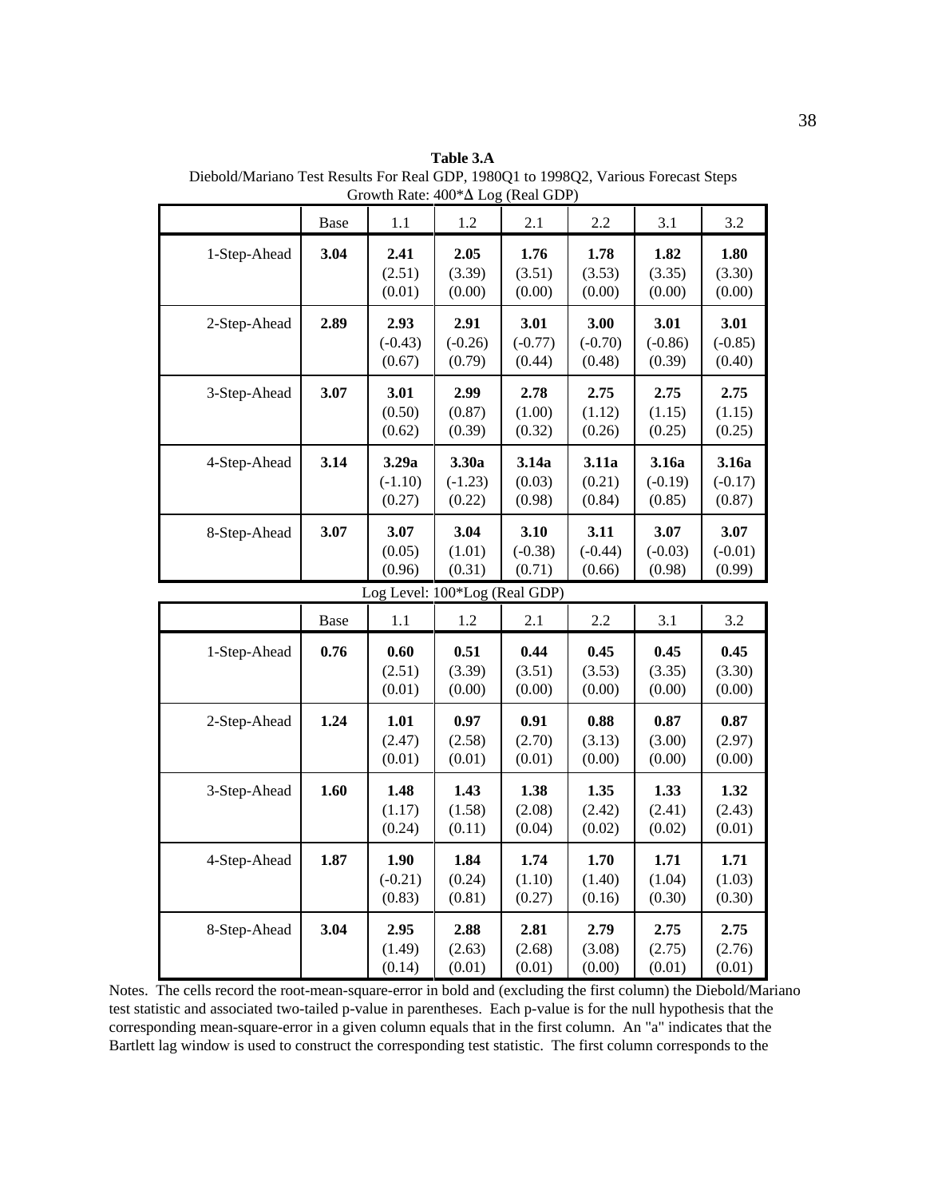**Table 3.A**

Diebold/Mariano Test Results For Real GDP, 1980Q1 to 1998Q2, Various Forecast Steps

Growth Rate: 400*Δ Log (Real GDP)

| | Base | 1.1 | 1.2 | 2.1 | 2.2 | 3.1 | 3.2 |
|---|---|---|---|---|---|---|---|
| 1-Step-Ahead | **3.04** | **2.41** (2.51) (0.01) | **2.05** (3.39) (0.00) | **1.76** (3.51) (0.00) | **1.78** (3.53) (0.00) | **1.82** (3.35) (0.00) | **1.80** (3.30) (0.00) |
| 2-Step-Ahead | **2.89** | **2.93** (-0.43) (0.67) | **2.91** (-0.26) (0.79) | **3.01** (-0.77) (0.44) | **3.00** (-0.70) (0.48) | **3.01** (-0.86) (0.39) | **3.01** (-0.85) (0.40) |
| 3-Step-Ahead | **3.07** | **3.01** (0.50) (0.62) | **2.99** (0.87) (0.39) | **2.78** (1.00) (0.32) | **2.75** (1.12) (0.26) | **2.75** (1.15) (0.25) | **2.75** (1.15) (0.25) |
| 4-Step-Ahead | **3.14** | **3.29a** (-1.10) (0.27) | **3.30a** (-1.23) (0.22) | **3.14a** (0.03) (0.98) | **3.11a** (0.21) (0.84) | **3.16a** (-0.19) (0.85) | **3.16a** (-0.17) (0.87) |
| 8-Step-Ahead | **3.07** | **3.07** (0.05) (0.96) | **3.04** (1.01) (0.31) | **3.10** (-0.38) (0.71) | **3.11** (-0.44) (0.66) | **3.07** (-0.03) (0.98) | **3.07** (-0.01) (0.99) |

Log Level: 100*Log (Real GDP)

| | Base | 1.1 | 1.2 | 2.1 | 2.2 | 3.1 | 3.2 |
|---|---|---|---|---|---|---|---|
| 1-Step-Ahead | **0.76** | **0.60** (2.51) (0.01) | **0.51** (3.39) (0.00) | **0.44** (3.51) (0.00) | **0.45** (3.53) (0.00) | **0.45** (3.35) (0.00) | **0.45** (3.30) (0.00) |
| 2-Step-Ahead | **1.24** | **1.01** (2.47) (0.01) | **0.97** (2.58) (0.01) | **0.91** (2.70) (0.01) | **0.88** (3.13) (0.00) | **0.87** (3.00) (0.00) | **0.87** (2.97) (0.00) |
| 3-Step-Ahead | **1.60** | **1.48** (1.17) (0.24) | **1.43** (1.58) (0.11) | **1.38** (2.08) (0.04) | **1.35** (2.42) (0.02) | **1.33** (2.41) (0.02) | **1.32** (2.43) (0.01) |
| 4-Step-Ahead | **1.87** | **1.90** (-0.21) (0.83) | **1.84** (0.24) (0.81) | **1.74** (1.10) (0.27) | **1.70** (1.40) (0.16) | **1.71** (1.04) (0.30) | **1.71** (1.03) (0.30) |
| 8-Step-Ahead | **3.04** | **2.95** (1.49) (0.14) | **2.88** (2.63) (0.01) | **2.81** (2.68) (0.01) | **2.79** (3.08) (0.00) | **2.75** (2.75) (0.01) | **2.75** (2.76) (0.01) |

Notes. The cells record the root-mean-square-error in bold and (excluding the first column) the Diebold/Mariano test statistic and associated two-tailed p-value in parentheses. Each p-value is for the null hypothesis that the corresponding mean-square-error in a given column equals that in the first column. An "a" indicates that the Bartlett lag window is used to construct the corresponding test statistic. The first column corresponds to the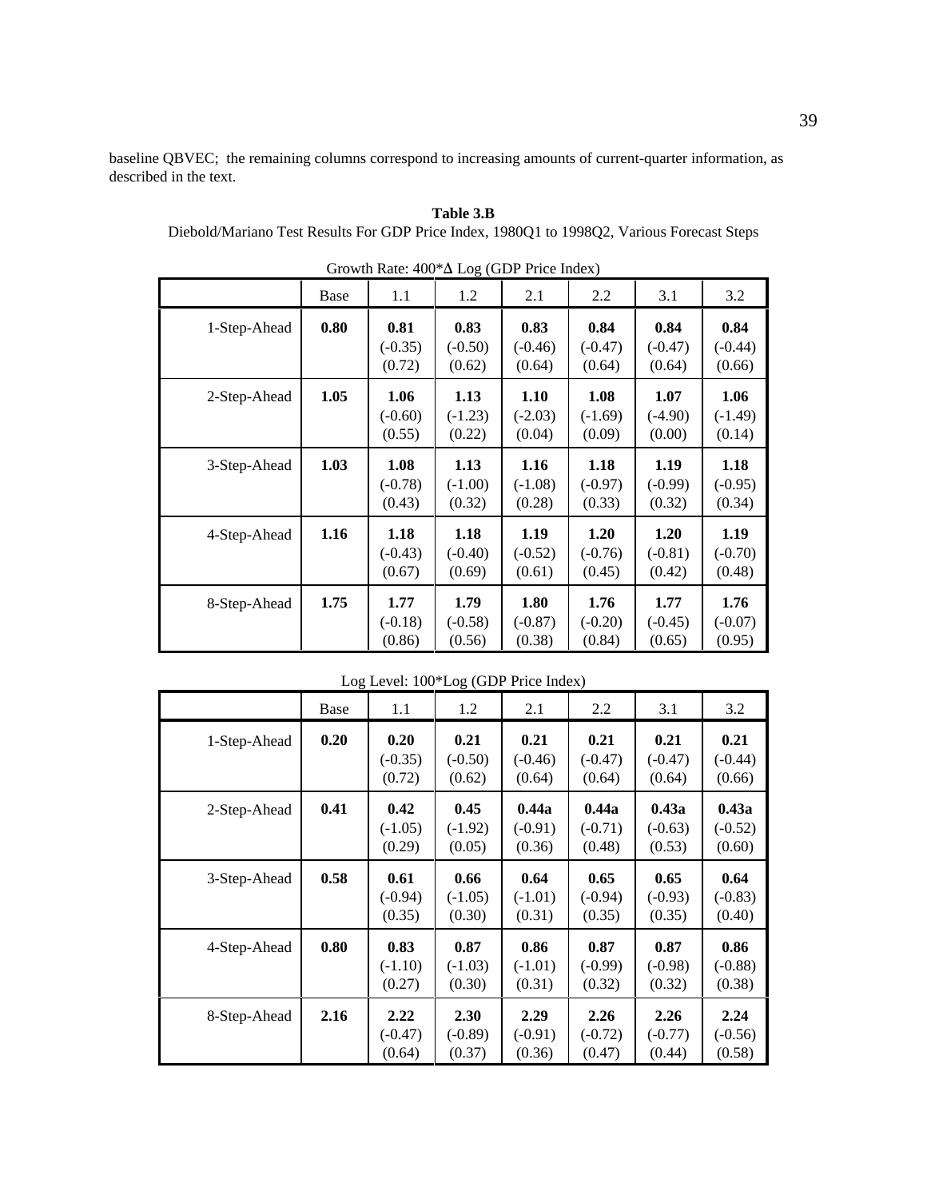baseline QBVEC; the remaining columns correspond to increasing amounts of current-quarter information, as described in the text.

**Table 3.B**
Diebold/Mariano Test Results For GDP Price Index, 1980Q1 to 1998Q2, Various Forecast Steps

Growth Rate: 400*Δ Log (GDP Price Index)

| | Base | 1.1 | 1.2 | 2.1 | 2.2 | 3.1 | 3.2 |
|---|---|---|---|---|---|---|---|
| 1-Step-Ahead | **0.80** | **0.81** (-0.35) (0.72) | **0.83** (-0.50) (0.62) | **0.83** (-0.46) (0.64) | **0.84** (-0.47) (0.64) | **0.84** (-0.47) (0.64) | **0.84** (-0.44) (0.66) |
| 2-Step-Ahead | **1.05** | **1.06** (-0.60) (0.55) | **1.13** (-1.23) (0.22) | **1.10** (-2.03) (0.04) | **1.08** (-1.69) (0.09) | **1.07** (-4.90) (0.00) | **1.06** (-1.49) (0.14) |
| 3-Step-Ahead | **1.03** | **1.08** (-0.78) (0.43) | **1.13** (-1.00) (0.32) | **1.16** (-1.08) (0.28) | **1.18** (-0.97) (0.33) | **1.19** (-0.99) (0.32) | **1.18** (-0.95) (0.34) |
| 4-Step-Ahead | **1.16** | **1.18** (-0.43) (0.67) | **1.18** (-0.40) (0.69) | **1.19** (-0.52) (0.61) | **1.20** (-0.76) (0.45) | **1.20** (-0.81) (0.42) | **1.19** (-0.70) (0.48) |
| 8-Step-Ahead | **1.75** | **1.77** (-0.18) (0.86) | **1.79** (-0.58) (0.56) | **1.80** (-0.87) (0.38) | **1.76** (-0.20) (0.84) | **1.77** (-0.45) (0.65) | **1.76** (-0.07) (0.95) |

Log Level: 100*Log (GDP Price Index)

| | Base | 1.1 | 1.2 | 2.1 | 2.2 | 3.1 | 3.2 |
|---|---|---|---|---|---|---|---|
| 1-Step-Ahead | **0.20** | **0.20** (-0.35) (0.72) | **0.21** (-0.50) (0.62) | **0.21** (-0.46) (0.64) | **0.21** (-0.47) (0.64) | **0.21** (-0.47) (0.64) | **0.21** (-0.44) (0.66) |
| 2-Step-Ahead | **0.41** | **0.42** (-1.05) (0.29) | **0.45** (-1.92) (0.05) | **0.44a** (-0.91) (0.36) | **0.44a** (-0.71) (0.48) | **0.43a** (-0.63) (0.53) | **0.43a** (-0.52) (0.60) |
| 3-Step-Ahead | **0.58** | **0.61** (-0.94) (0.35) | **0.66** (-1.05) (0.30) | **0.64** (-1.01) (0.31) | **0.65** (-0.94) (0.35) | **0.65** (-0.93) (0.35) | **0.64** (-0.83) (0.40) |
| 4-Step-Ahead | **0.80** | **0.83** (-1.10) (0.27) | **0.87** (-1.03) (0.30) | **0.86** (-1.01) (0.31) | **0.87** (-0.99) (0.32) | **0.87** (-0.98) (0.32) | **0.86** (-0.88) (0.38) |
| 8-Step-Ahead | **2.16** | **2.22** (-0.47) (0.64) | **2.30** (-0.89) (0.37) | **2.29** (-0.91) (0.36) | **2.26** (-0.72) (0.47) | **2.26** (-0.77) (0.44) | **2.24** (-0.56) (0.58) |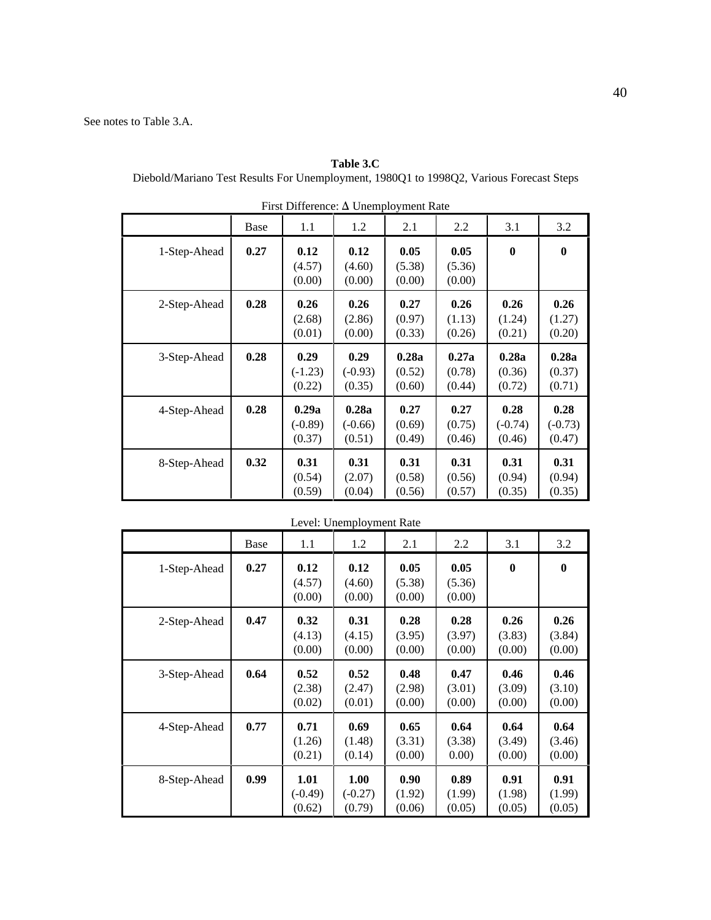See notes to Table 3.A.

**Table 3.C**
Diebold/Mariano Test Results For Unemployment, 1980Q1 to 1998Q2, Various Forecast Steps

First Difference: Δ Unemployment Rate

| | Base | 1.1 | 1.2 | 2.1 | 2.2 | 3.1 | 3.2 |
|---|---|---|---|---|---|---|---|
| 1-Step-Ahead | **0.27** | **0.12** (4.57) (0.00) | **0.12** (4.60) (0.00) | **0.05** (5.38) (0.00) | **0.05** (5.36) (0.00) | **0** | **0** |
| 2-Step-Ahead | **0.28** | **0.26** (2.68) (0.01) | **0.26** (2.86) (0.00) | **0.27** (0.97) (0.33) | **0.26** (1.13) (0.26) | **0.26** (1.24) (0.21) | **0.26** (1.27) (0.20) |
| 3-Step-Ahead | **0.28** | **0.29** (-1.23) (0.22) | **0.29** (-0.93) (0.35) | **0.28a** (0.52) (0.60) | **0.27a** (0.78) (0.44) | **0.28a** (0.36) (0.72) | **0.28a** (0.37) (0.71) |
| 4-Step-Ahead | **0.28** | **0.29a** (-0.89) (0.37) | **0.28a** (-0.66) (0.51) | **0.27** (0.69) (0.49) | **0.27** (0.75) (0.46) | **0.28** (-0.74) (0.46) | **0.28** (-0.73) (0.47) |
| 8-Step-Ahead | **0.32** | **0.31** (0.54) (0.59) | **0.31** (2.07) (0.04) | **0.31** (0.58) (0.56) | **0.31** (0.56) (0.57) | **0.31** (0.94) (0.35) | **0.31** (0.94) (0.35) |

Level: Unemployment Rate

| | Base | 1.1 | 1.2 | 2.1 | 2.2 | 3.1 | 3.2 |
|---|---|---|---|---|---|---|---|
| 1-Step-Ahead | **0.27** | **0.12** (4.57) (0.00) | **0.12** (4.60) (0.00) | **0.05** (5.38) (0.00) | **0.05** (5.36) (0.00) | **0** | **0** |
| 2-Step-Ahead | **0.47** | **0.32** (4.13) (0.00) | **0.31** (4.15) (0.00) | **0.28** (3.95) (0.00) | **0.28** (3.97) (0.00) | **0.26** (3.83) (0.00) | **0.26** (3.84) (0.00) |
| 3-Step-Ahead | **0.64** | **0.52** (2.38) (0.02) | **0.52** (2.47) (0.01) | **0.48** (2.98) (0.00) | **0.47** (3.01) (0.00) | **0.46** (3.09) (0.00) | **0.46** (3.10) (0.00) |
| 4-Step-Ahead | **0.77** | **0.71** (1.26) (0.21) | **0.69** (1.48) (0.14) | **0.65** (3.31) (0.00) | **0.64** (3.38) 0.00) | **0.64** (3.49) (0.00) | **0.64** (3.46) (0.00) |
| 8-Step-Ahead | **0.99** | **1.01** (-0.49) (0.62) | **1.00** (-0.27) (0.79) | **0.90** (1.92) (0.06) | **0.89** (1.99) (0.05) | **0.91** (1.98) (0.05) | **0.91** (1.99) (0.05) |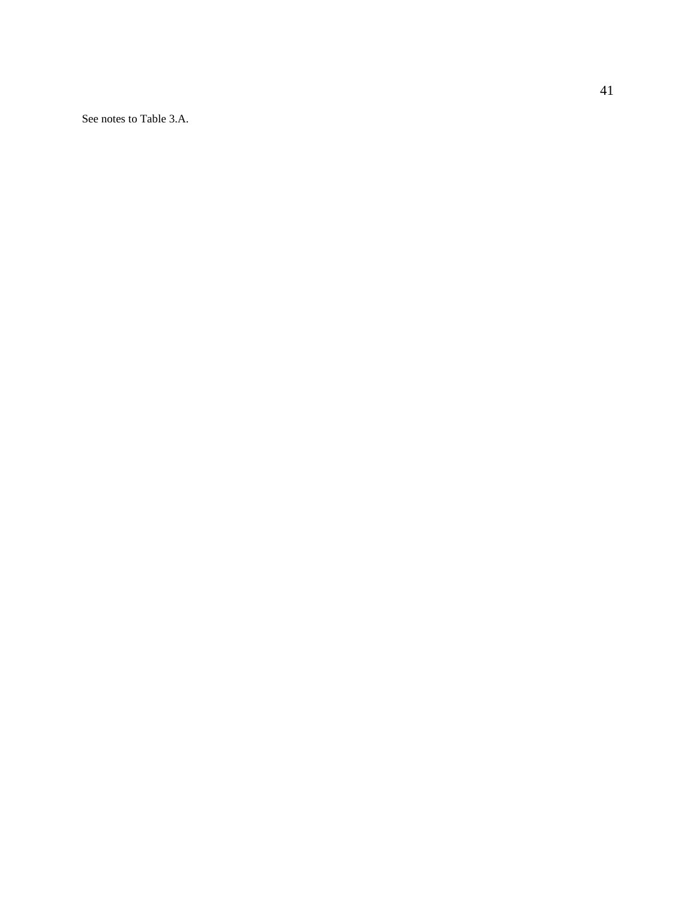See notes to Table 3.A.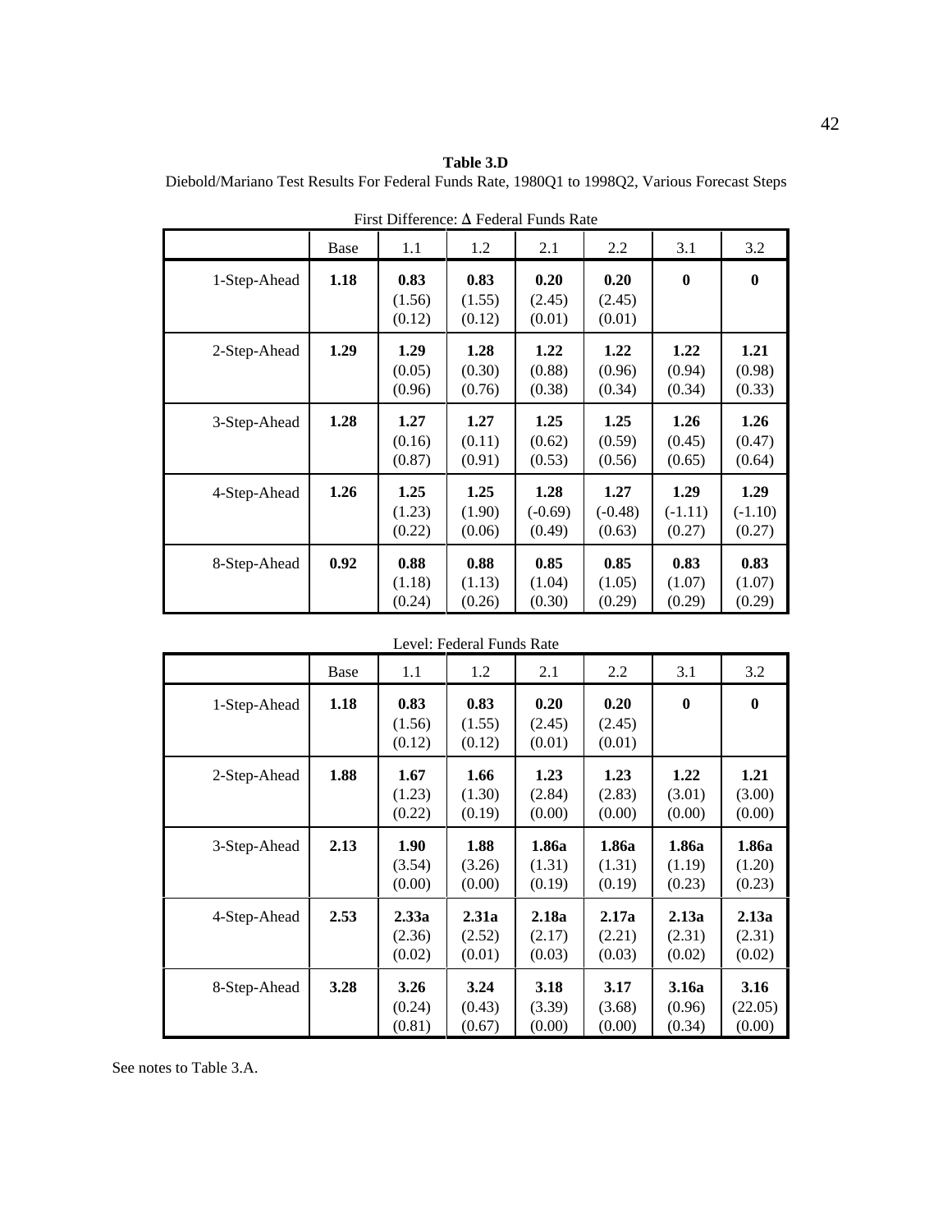**Table 3.D**

Diebold/Mariano Test Results For Federal Funds Rate, 1980Q1 to 1998Q2, Various Forecast Steps

First Difference: Δ Federal Funds Rate

| | Base | 1.1 | 1.2 | 2.1 | 2.2 | 3.1 | 3.2 |
|---|---|---|---|---|---|---|---|
| 1-Step-Ahead | **1.18** | **0.83** (1.56) (0.12) | **0.83** (1.55) (0.12) | **0.20** (2.45) (0.01) | **0.20** (2.45) (0.01) | **0** | **0** |
| 2-Step-Ahead | **1.29** | **1.29** (0.05) (0.96) | **1.28** (0.30) (0.76) | **1.22** (0.88) (0.38) | **1.22** (0.96) (0.34) | **1.22** (0.94) (0.34) | **1.21** (0.98) (0.33) |
| 3-Step-Ahead | **1.28** | **1.27** (0.16) (0.87) | **1.27** (0.11) (0.91) | **1.25** (0.62) (0.53) | **1.25** (0.59) (0.56) | **1.26** (0.45) (0.65) | **1.26** (0.47) (0.64) |
| 4-Step-Ahead | **1.26** | **1.25** (1.23) (0.22) | **1.25** (1.90) (0.06) | **1.28** (-0.69) (0.49) | **1.27** (-0.48) (0.63) | **1.29** (-1.11) (0.27) | **1.29** (-1.10) (0.27) |
| 8-Step-Ahead | **0.92** | **0.88** (1.18) (0.24) | **0.88** (1.13) (0.26) | **0.85** (1.04) (0.30) | **0.85** (1.05) (0.29) | **0.83** (1.07) (0.29) | **0.83** (1.07) (0.29) |

Level: Federal Funds Rate

| | Base | 1.1 | 1.2 | 2.1 | 2.2 | 3.1 | 3.2 |
|---|---|---|---|---|---|---|---|
| 1-Step-Ahead | **1.18** | **0.83** (1.56) (0.12) | **0.83** (1.55) (0.12) | **0.20** (2.45) (0.01) | **0.20** (2.45) (0.01) | **0** | **0** |
| 2-Step-Ahead | **1.88** | **1.67** (1.23) (0.22) | **1.66** (1.30) (0.19) | **1.23** (2.84) (0.00) | **1.23** (2.83) (0.00) | **1.22** (3.01) (0.00) | **1.21** (3.00) (0.00) |
| 3-Step-Ahead | **2.13** | **1.90** (3.54) (0.00) | **1.88** (3.26) (0.00) | **1.86a** (1.31) (0.19) | **1.86a** (1.31) (0.19) | **1.86a** (1.19) (0.23) | **1.86a** (1.20) (0.23) |
| 4-Step-Ahead | **2.53** | **2.33a** (2.36) (0.02) | **2.31a** (2.52) (0.01) | **2.18a** (2.17) (0.03) | **2.17a** (2.21) (0.03) | **2.13a** (2.31) (0.02) | **2.13a** (2.31) (0.02) |
| 8-Step-Ahead | **3.28** | **3.26** (0.24) (0.81) | **3.24** (0.43) (0.67) | **3.18** (3.39) (0.00) | **3.17** (3.68) (0.00) | **3.16a** (0.96) (0.34) | **3.16** (22.05) (0.00) |

See notes to Table 3.A.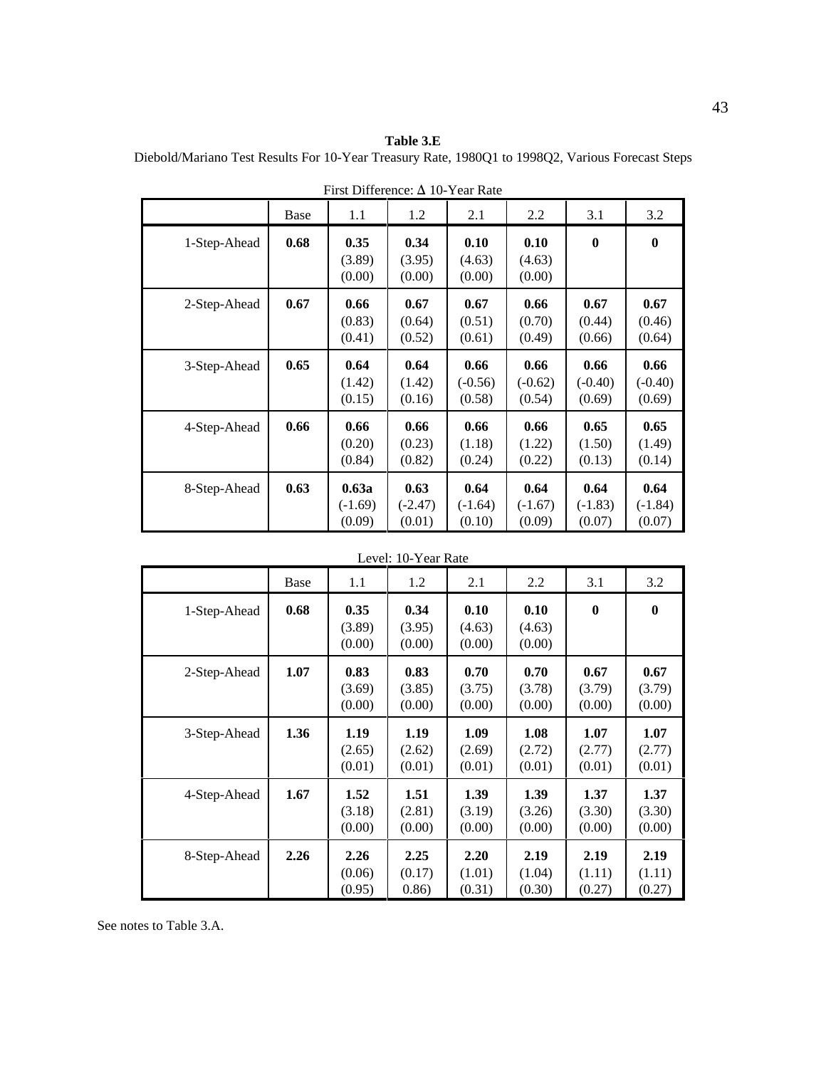**Table 3.E**

Diebold/Mariano Test Results For 10-Year Treasury Rate, 1980Q1 to 1998Q2, Various Forecast Steps

First Difference: Δ 10-Year Rate

| | Base | 1.1 | 1.2 | 2.1 | 2.2 | 3.1 | 3.2 |
|---|---|---|---|---|---|---|---|
| 1-Step-Ahead | **0.68** | **0.35** (3.89) (0.00) | **0.34** (3.95) (0.00) | **0.10** (4.63) (0.00) | **0.10** (4.63) (0.00) | **0** | **0** |
| 2-Step-Ahead | **0.67** | **0.66** (0.83) (0.41) | **0.67** (0.64) (0.52) | **0.67** (0.51) (0.61) | **0.66** (0.70) (0.49) | **0.67** (0.44) (0.66) | **0.67** (0.46) (0.64) |
| 3-Step-Ahead | **0.65** | **0.64** (1.42) (0.15) | **0.64** (1.42) (0.16) | **0.66** (-0.56) (0.58) | **0.66** (-0.62) (0.54) | **0.66** (-0.40) (0.69) | **0.66** (-0.40) (0.69) |
| 4-Step-Ahead | **0.66** | **0.66** (0.20) (0.84) | **0.66** (0.23) (0.82) | **0.66** (1.18) (0.24) | **0.66** (1.22) (0.22) | **0.65** (1.50) (0.13) | **0.65** (1.49) (0.14) |
| 8-Step-Ahead | **0.63** | **0.63a** (-1.69) (0.09) | **0.63** (-2.47) (0.01) | **0.64** (-1.64) (0.10) | **0.64** (-1.67) (0.09) | **0.64** (-1.83) (0.07) | **0.64** (-1.84) (0.07) |

Level: 10-Year Rate

| | Base | 1.1 | 1.2 | 2.1 | 2.2 | 3.1 | 3.2 |
|---|---|---|---|---|---|---|---|
| 1-Step-Ahead | **0.68** | **0.35** (3.89) (0.00) | **0.34** (3.95) (0.00) | **0.10** (4.63) (0.00) | **0.10** (4.63) (0.00) | **0** | **0** |
| 2-Step-Ahead | **1.07** | **0.83** (3.69) (0.00) | **0.83** (3.85) (0.00) | **0.70** (3.75) (0.00) | **0.70** (3.78) (0.00) | **0.67** (3.79) (0.00) | **0.67** (3.79) (0.00) |
| 3-Step-Ahead | **1.36** | **1.19** (2.65) (0.01) | **1.19** (2.62) (0.01) | **1.09** (2.69) (0.01) | **1.08** (2.72) (0.01) | **1.07** (2.77) (0.01) | **1.07** (2.77) (0.01) |
| 4-Step-Ahead | **1.67** | **1.52** (3.18) (0.00) | **1.51** (2.81) (0.00) | **1.39** (3.19) (0.00) | **1.39** (3.26) (0.00) | **1.37** (3.30) (0.00) | **1.37** (3.30) (0.00) |
| 8-Step-Ahead | **2.26** | **2.26** (0.06) (0.95) | **2.25** (0.17) 0.86) | **2.20** (1.01) (0.31) | **2.19** (1.04) (0.30) | **2.19** (1.11) (0.27) | **2.19** (1.11) (0.27) |

See notes to Table 3.A.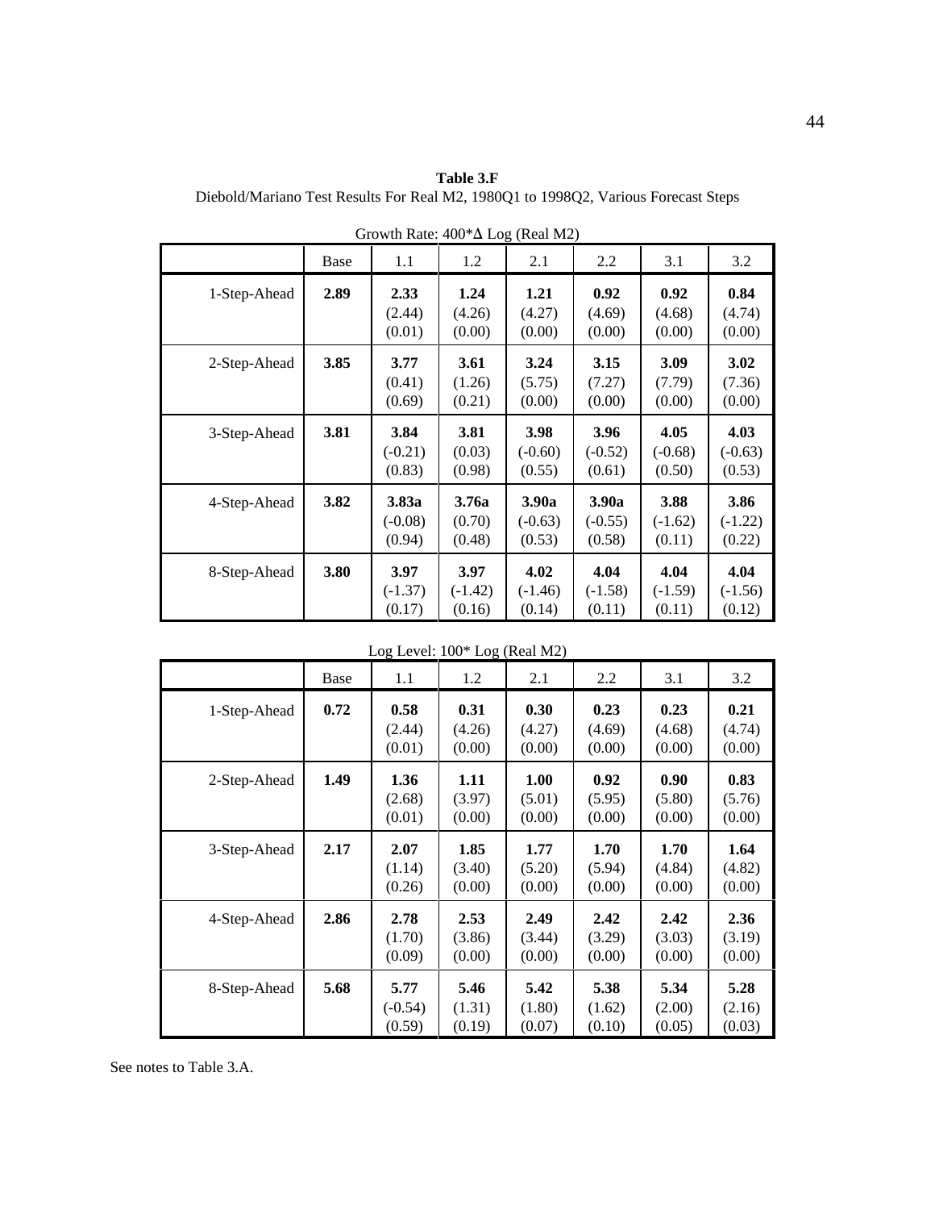**Table 3.F**
Diebold/Mariano Test Results For Real M2, 1980Q1 to 1998Q2, Various Forecast Steps

Growth Rate: 400*Δ Log (Real M2)

| | Base | 1.1 | 1.2 | 2.1 | 2.2 | 3.1 | 3.2 |
|---|---|---|---|---|---|---|---|
| 1-Step-Ahead | **2.89** | **2.33** (2.44) (0.01) | **1.24** (4.26) (0.00) | **1.21** (4.27) (0.00) | **0.92** (4.69) (0.00) | **0.92** (4.68) (0.00) | **0.84** (4.74) (0.00) |
| 2-Step-Ahead | **3.85** | **3.77** (0.41) (0.69) | **3.61** (1.26) (0.21) | **3.24** (5.75) (0.00) | **3.15** (7.27) (0.00) | **3.09** (7.79) (0.00) | **3.02** (7.36) (0.00) |
| 3-Step-Ahead | **3.81** | **3.84** (-0.21) (0.83) | **3.81** (0.03) (0.98) | **3.98** (-0.60) (0.55) | **3.96** (-0.52) (0.61) | **4.05** (-0.68) (0.50) | **4.03** (-0.63) (0.53) |
| 4-Step-Ahead | **3.82** | **3.83a** (-0.08) (0.94) | **3.76a** (0.70) (0.48) | **3.90a** (-0.63) (0.53) | **3.90a** (-0.55) (0.58) | **3.88** (-1.62) (0.11) | **3.86** (-1.22) (0.22) |
| 8-Step-Ahead | **3.80** | **3.97** (-1.37) (0.17) | **3.97** (-1.42) (0.16) | **4.02** (-1.46) (0.14) | **4.04** (-1.58) (0.11) | **4.04** (-1.59) (0.11) | **4.04** (-1.56) (0.12) |

Log Level: 100* Log (Real M2)

| | Base | 1.1 | 1.2 | 2.1 | 2.2 | 3.1 | 3.2 |
|---|---|---|---|---|---|---|---|
| 1-Step-Ahead | **0.72** | **0.58** (2.44) (0.01) | **0.31** (4.26) (0.00) | **0.30** (4.27) (0.00) | **0.23** (4.69) (0.00) | **0.23** (4.68) (0.00) | **0.21** (4.74) (0.00) |
| 2-Step-Ahead | **1.49** | **1.36** (2.68) (0.01) | **1.11** (3.97) (0.00) | **1.00** (5.01) (0.00) | **0.92** (5.95) (0.00) | **0.90** (5.80) (0.00) | **0.83** (5.76) (0.00) |
| 3-Step-Ahead | **2.17** | **2.07** (1.14) (0.26) | **1.85** (3.40) (0.00) | **1.77** (5.20) (0.00) | **1.70** (5.94) (0.00) | **1.70** (4.84) (0.00) | **1.64** (4.82) (0.00) |
| 4-Step-Ahead | **2.86** | **2.78** (1.70) (0.09) | **2.53** (3.86) (0.00) | **2.49** (3.44) (0.00) | **2.42** (3.29) (0.00) | **2.42** (3.03) (0.00) | **2.36** (3.19) (0.00) |
| 8-Step-Ahead | **5.68** | **5.77** (-0.54) (0.59) | **5.46** (1.31) (0.19) | **5.42** (1.80) (0.07) | **5.38** (1.62) (0.10) | **5.34** (2.00) (0.05) | **5.28** (2.16) (0.03) |

See notes to Table 3.A.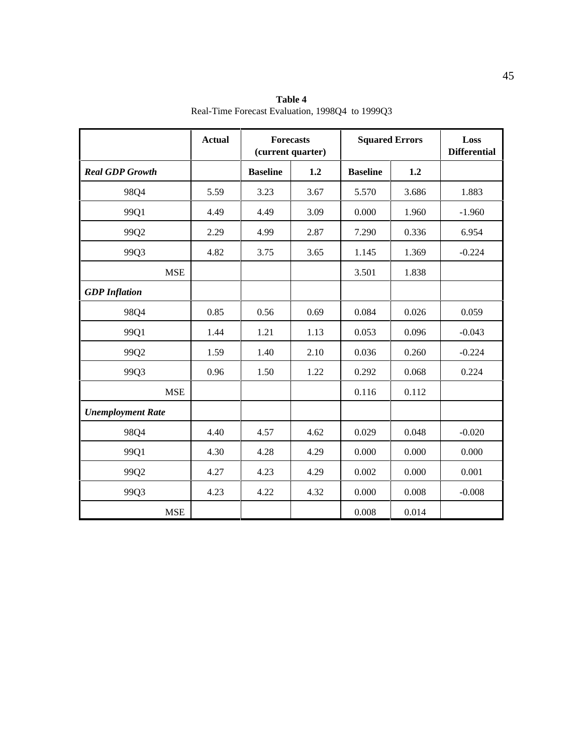**Table 4**
Real-Time Forecast Evaluation, 1998Q4 to 1999Q3

| | Actual | Forecasts (current quarter) | | Squared Errors | | Loss Differential |
|---|---|---|---|---|---|---|
| ***Real GDP Growth*** | | Baseline | 1.2 | Baseline | 1.2 | |
| 98Q4 | 5.59 | 3.23 | 3.67 | 5.570 | 3.686 | 1.883 |
| 99Q1 | 4.49 | 4.49 | 3.09 | 0.000 | 1.960 | -1.960 |
| 99Q2 | 2.29 | 4.99 | 2.87 | 7.290 | 0.336 | 6.954 |
| 99Q3 | 4.82 | 3.75 | 3.65 | 1.145 | 1.369 | -0.224 |
| MSE | | | | 3.501 | 1.838 | |
| ***GDP Inflation*** | | | | | | |
| 98Q4 | 0.85 | 0.56 | 0.69 | 0.084 | 0.026 | 0.059 |
| 99Q1 | 1.44 | 1.21 | 1.13 | 0.053 | 0.096 | -0.043 |
| 99Q2 | 1.59 | 1.40 | 2.10 | 0.036 | 0.260 | -0.224 |
| 99Q3 | 0.96 | 1.50 | 1.22 | 0.292 | 0.068 | 0.224 |
| MSE | | | | 0.116 | 0.112 | |
| ***Unemployment Rate*** | | | | | | |
| 98Q4 | 4.40 | 4.57 | 4.62 | 0.029 | 0.048 | -0.020 |
| 99Q1 | 4.30 | 4.28 | 4.29 | 0.000 | 0.000 | 0.000 |
| 99Q2 | 4.27 | 4.23 | 4.29 | 0.002 | 0.000 | 0.001 |
| 99Q3 | 4.23 | 4.22 | 4.32 | 0.000 | 0.008 | -0.008 |
| MSE | | | | 0.008 | 0.014 | |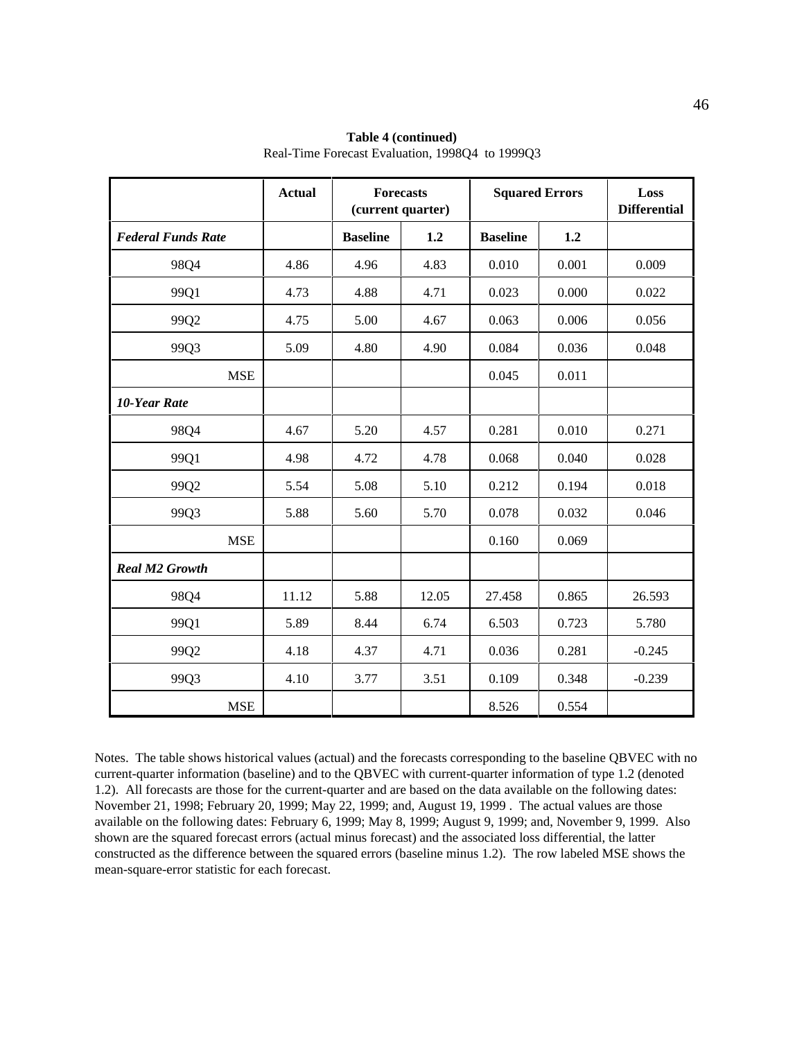**Table 4 (continued)**

Real-Time Forecast Evaluation, 1998Q4 to 1999Q3

| | Actual | Forecasts (current quarter) | | Squared Errors | | Loss Differential |
|---|---|---|---|---|---|---|
| ***Federal Funds Rate*** | | **Baseline** | **1.2** | **Baseline** | **1.2** | |
| 98Q4 | 4.86 | 4.96 | 4.83 | 0.010 | 0.001 | 0.009 |
| 99Q1 | 4.73 | 4.88 | 4.71 | 0.023 | 0.000 | 0.022 |
| 99Q2 | 4.75 | 5.00 | 4.67 | 0.063 | 0.006 | 0.056 |
| 99Q3 | 5.09 | 4.80 | 4.90 | 0.084 | 0.036 | 0.048 |
| MSE | | | | 0.045 | 0.011 | |
| ***10-Year Rate*** | | | | | | |
| 98Q4 | 4.67 | 5.20 | 4.57 | 0.281 | 0.010 | 0.271 |
| 99Q1 | 4.98 | 4.72 | 4.78 | 0.068 | 0.040 | 0.028 |
| 99Q2 | 5.54 | 5.08 | 5.10 | 0.212 | 0.194 | 0.018 |
| 99Q3 | 5.88 | 5.60 | 5.70 | 0.078 | 0.032 | 0.046 |
| MSE | | | | 0.160 | 0.069 | |
| ***Real M2 Growth*** | | | | | | |
| 98Q4 | 11.12 | 5.88 | 12.05 | 27.458 | 0.865 | 26.593 |
| 99Q1 | 5.89 | 8.44 | 6.74 | 6.503 | 0.723 | 5.780 |
| 99Q2 | 4.18 | 4.37 | 4.71 | 0.036 | 0.281 | -0.245 |
| 99Q3 | 4.10 | 3.77 | 3.51 | 0.109 | 0.348 | -0.239 |
| MSE | | | | 8.526 | 0.554 | |

Notes. The table shows historical values (actual) and the forecasts corresponding to the baseline QBVEC with no current-quarter information (baseline) and to the QBVEC with current-quarter information of type 1.2 (denoted 1.2). All forecasts are those for the current-quarter and are based on the data available on the following dates: November 21, 1998; February 20, 1999; May 22, 1999; and, August 19, 1999 . The actual values are those available on the following dates: February 6, 1999; May 8, 1999; August 9, 1999; and, November 9, 1999. Also shown are the squared forecast errors (actual minus forecast) and the associated loss differential, the latter constructed as the difference between the squared errors (baseline minus 1.2). The row labeled MSE shows the mean-square-error statistic for each forecast.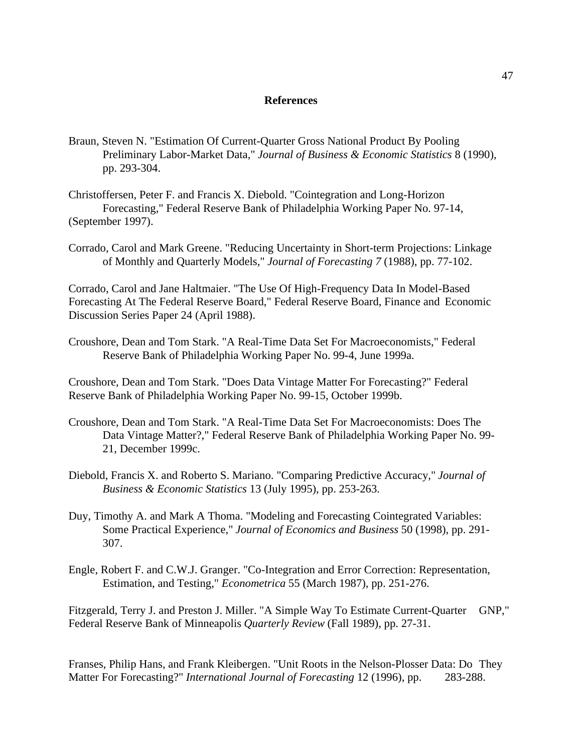## References

Braun, Steven N. "Estimation Of Current-Quarter Gross National Product By Pooling Preliminary Labor-Market Data," *Journal of Business & Economic Statistics* 8 (1990), pp. 293-304.

Christoffersen, Peter F. and Francis X. Diebold. "Cointegration and Long-Horizon Forecasting," Federal Reserve Bank of Philadelphia Working Paper No. 97-14, (September 1997).

Corrado, Carol and Mark Greene. "Reducing Uncertainty in Short-term Projections: Linkage of Monthly and Quarterly Models," *Journal of Forecasting 7* (1988), pp. 77-102.

Corrado, Carol and Jane Haltmaier. "The Use Of High-Frequency Data In Model-Based Forecasting At The Federal Reserve Board," Federal Reserve Board, Finance and Economic Discussion Series Paper 24 (April 1988).

Croushore, Dean and Tom Stark. "A Real-Time Data Set For Macroeconomists," Federal Reserve Bank of Philadelphia Working Paper No. 99-4, June 1999a.

Croushore, Dean and Tom Stark. "Does Data Vintage Matter For Forecasting?" Federal Reserve Bank of Philadelphia Working Paper No. 99-15, October 1999b.

Croushore, Dean and Tom Stark. "A Real-Time Data Set For Macroeconomists: Does The Data Vintage Matter?," Federal Reserve Bank of Philadelphia Working Paper No. 99-21, December 1999c.

Diebold, Francis X. and Roberto S. Mariano. "Comparing Predictive Accuracy," *Journal of Business & Economic Statistics* 13 (July 1995), pp. 253-263.

Duy, Timothy A. and Mark A Thoma. "Modeling and Forecasting Cointegrated Variables: Some Practical Experience," *Journal of Economics and Business* 50 (1998), pp. 291-307.

Engle, Robert F. and C.W.J. Granger. "Co-Integration and Error Correction: Representation, Estimation, and Testing," *Econometrica* 55 (March 1987), pp. 251-276.

Fitzgerald, Terry J. and Preston J. Miller. "A Simple Way To Estimate Current-Quarter GNP," Federal Reserve Bank of Minneapolis *Quarterly Review* (Fall 1989), pp. 27-31.

Franses, Philip Hans, and Frank Kleibergen. "Unit Roots in the Nelson-Plosser Data: Do They Matter For Forecasting?" *International Journal of Forecasting* 12 (1996), pp. 283-288.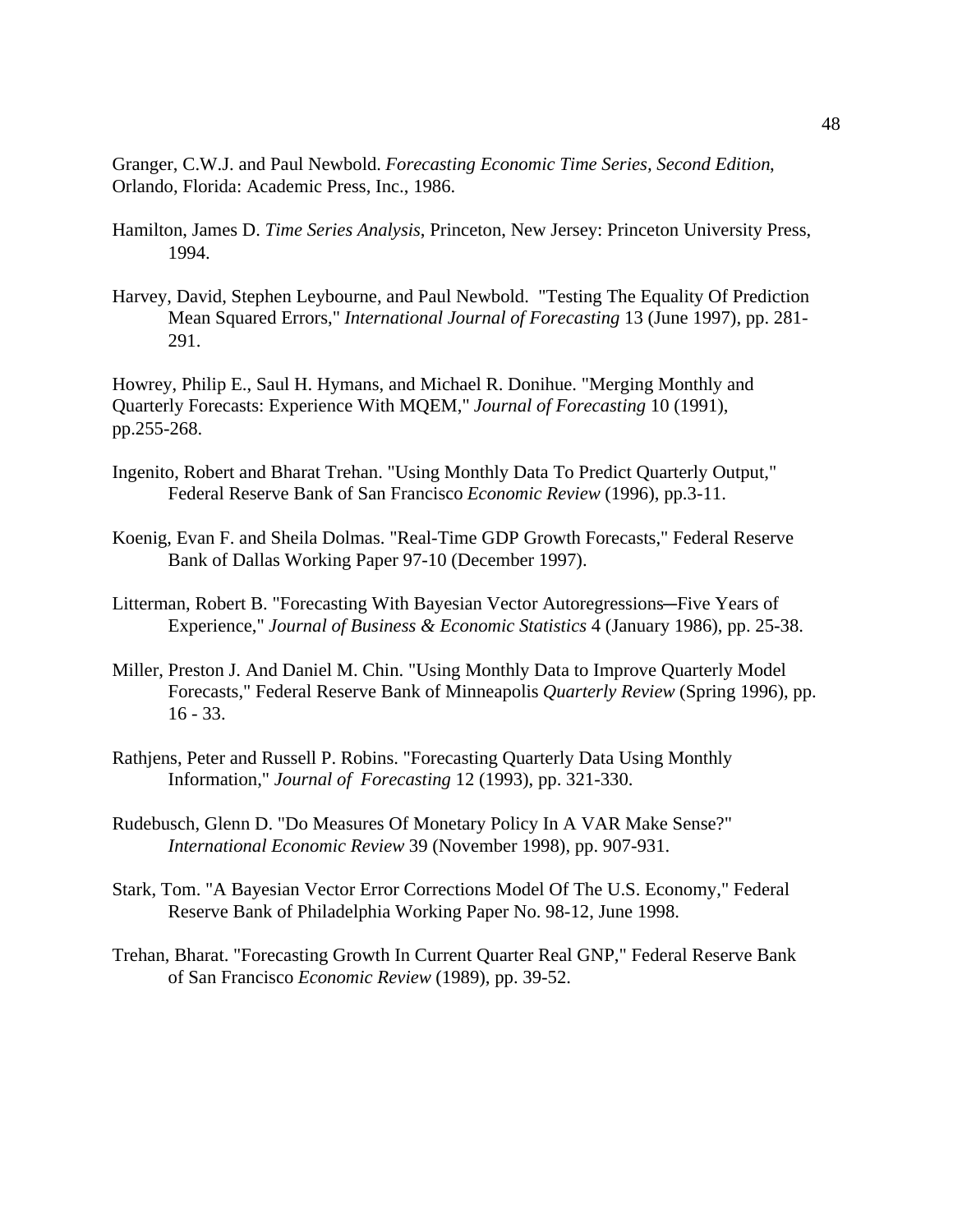Granger, C.W.J. and Paul Newbold. *Forecasting Economic Time Series, Second Edition*, Orlando, Florida: Academic Press, Inc., 1986.

Hamilton, James D. *Time Series Analysis*, Princeton, New Jersey: Princeton University Press, 1994.

Harvey, David, Stephen Leybourne, and Paul Newbold. "Testing The Equality Of Prediction Mean Squared Errors," *International Journal of Forecasting* 13 (June 1997), pp. 281-291.

Howrey, Philip E., Saul H. Hymans, and Michael R. Donihue. "Merging Monthly and Quarterly Forecasts: Experience With MQEM," *Journal of Forecasting* 10 (1991), pp.255-268.

Ingenito, Robert and Bharat Trehan. "Using Monthly Data To Predict Quarterly Output," Federal Reserve Bank of San Francisco *Economic Review* (1996), pp.3-11.

Koenig, Evan F. and Sheila Dolmas. "Real-Time GDP Growth Forecasts," Federal Reserve Bank of Dallas Working Paper 97-10 (December 1997).

Litterman, Robert B. "Forecasting With Bayesian Vector Autoregressions─Five Years of Experience," *Journal of Business & Economic Statistics* 4 (January 1986), pp. 25-38.

Miller, Preston J. And Daniel M. Chin. "Using Monthly Data to Improve Quarterly Model Forecasts," Federal Reserve Bank of Minneapolis *Quarterly Review* (Spring 1996), pp. 16 - 33.

Rathjens, Peter and Russell P. Robins. "Forecasting Quarterly Data Using Monthly Information," *Journal of Forecasting* 12 (1993), pp. 321-330.

Rudebusch, Glenn D. "Do Measures Of Monetary Policy In A VAR Make Sense?" *International Economic Review* 39 (November 1998), pp. 907-931.

Stark, Tom. "A Bayesian Vector Error Corrections Model Of The U.S. Economy," Federal Reserve Bank of Philadelphia Working Paper No. 98-12, June 1998.

Trehan, Bharat. "Forecasting Growth In Current Quarter Real GNP," Federal Reserve Bank of San Francisco *Economic Review* (1989), pp. 39-52.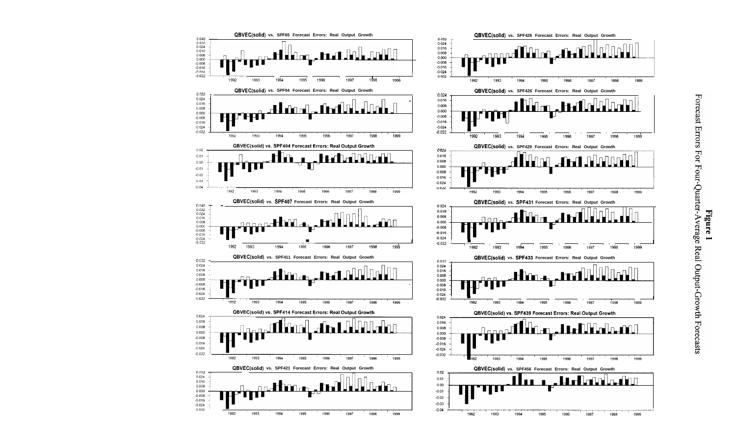**Figure 1**

Forecast Errors For Four-Quarter-Average Real Output-Growth Forecasts

QBVEC(solid) vs. SPF65 Forecast Errors: Real Output Growth

QBVEC(solid) vs. SPF94 Forecast Errors: Real Output Growth

QBVEC(solid) vs. SPF404 Forecast Errors: Real Output Growth

QBVEC(solid) vs. SPF407 Forecast Errors: Real Output Growth

QBVEC(solid) vs. SPF411 Forecast Errors: Real Output Growth

QBVEC(solid) vs. SPF414 Forecast Errors: Real Output Growth

QBVEC(solid) vs. SPF421 Forecast Errors: Real Output Growth

QBVEC(solid) vs. SPF426 Forecast Errors: Real Output Growth

QBVEC(solid) vs. SPF426 Forecast Errors: Real Output Growth

QBVEC(solid) vs. SPF429 Forecast Errors: Real Output Growth

QBVEC(solid) vs. SPF431 Forecast Errors: Real Output Growth

QBVEC(solid) vs. SPF433 Forecast Errors: Real Output Growth

QBVEC(solid) vs. SPF439 Forecast Errors: Real Output Growth

QBVEC(solid) vs. SPF456 Forecast Errors: Real Output Growth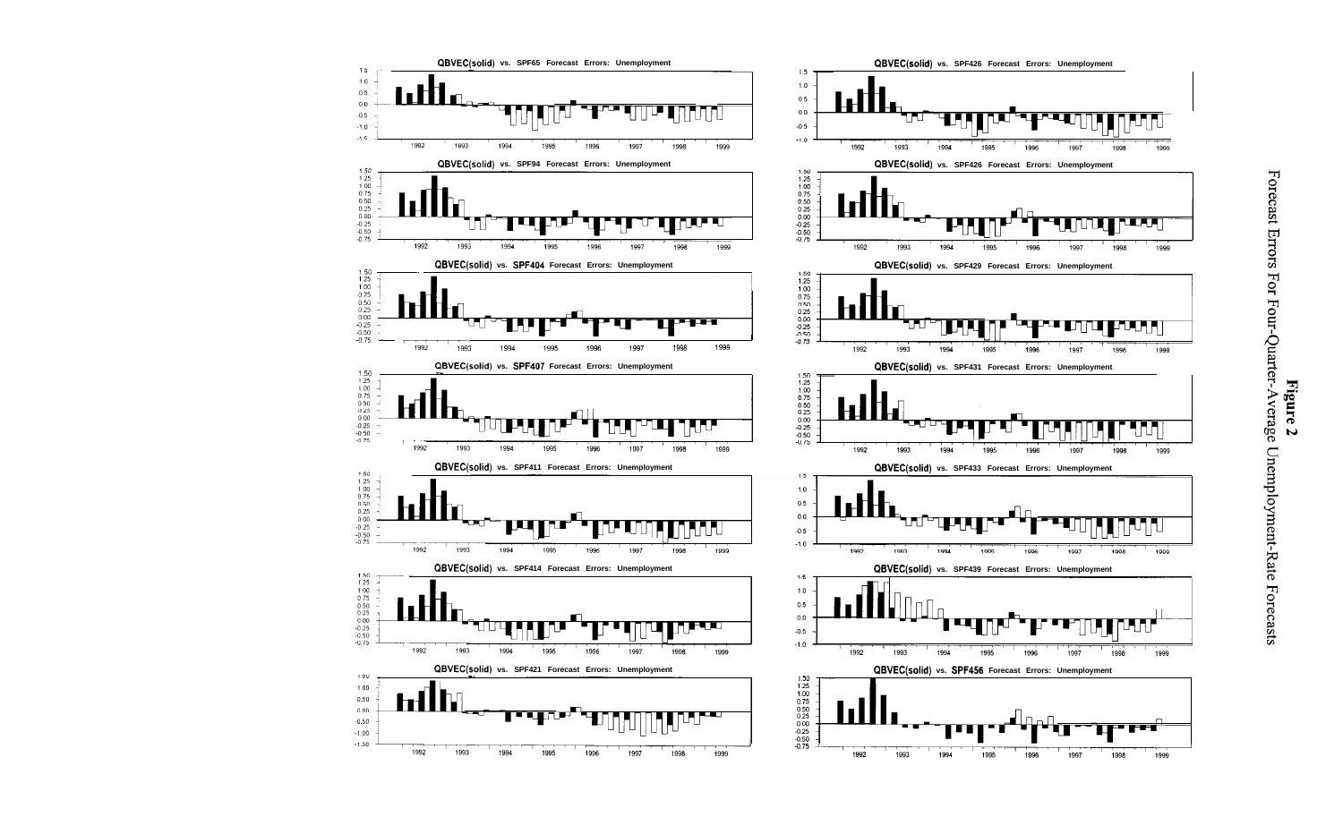**Figure 2**

Forecast Errors For Four-Quarter-Average Unemployment-Rate Forecasts

QBVEC(solid) vs. SPF65 Forecast Errors: Unemployment

QBVEC(solid) vs. SPF94 Forecast Errors: Unemployment

QBVEC(solid) vs. SPF404 Forecast Errors: Unemployment

QBVEC(solid) vs. SPF407 Forecast Errors: Unemployment

QBVEC(solid) vs. SPF411 Forecast Errors: Unemployment

QBVEC(solid) vs. SPF414 Forecast Errors: Unemployment

QBVEC(solid) vs. SPF421 Forecast Errors: Unemployment

QBVEC(solid) vs. SPF426 Forecast Errors: Unemployment

QBVEC(solid) vs. SPF426 Forecast Errors: Unemployment

QBVEC(solid) vs. SPF429 Forecast Errors: Unemployment

QBVEC(solid) vs. SPF431 Forecast Errors: Unemployment

QBVEC(solid) vs. SPF433 Forecast Errors: Unemployment

QBVEC(solid) vs. SPF439 Forecast Errors: Unemployment

QBVEC(solid) vs. SPF456 Forecast Errors: Unemployment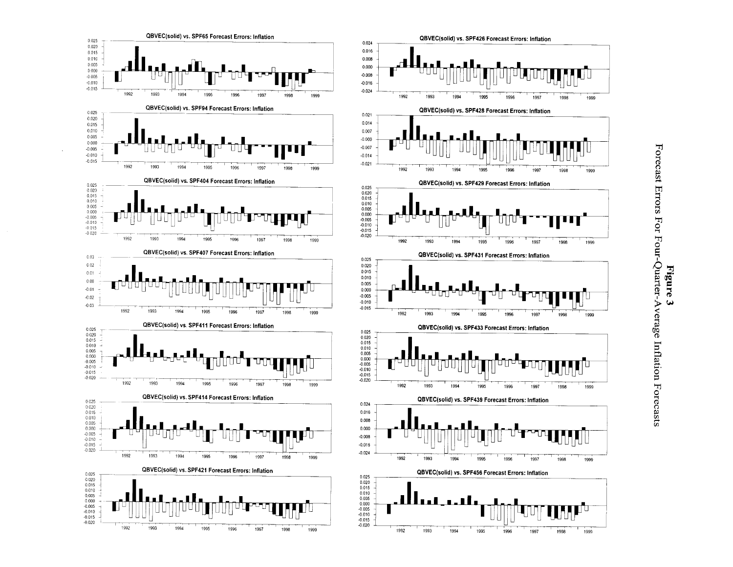**Figure 3**

Forecast Errors For Four-Quarter-Average Inflation Forecasts

QBVEC(solid) vs. SPF65 Forecast Errors: Inflation

QBVEC(solid) vs. SPF94 Forecast Errors: Inflation

QBVEC(solid) vs. SPF404 Forecast Errors: Inflation

QBVEC(solid) vs. SPF407 Forecast Errors: Inflation

QBVEC(solid) vs. SPF411 Forecast Errors: Inflation

QBVEC(solid) vs. SPF414 Forecast Errors: Inflation

QBVEC(solid) vs. SPF421 Forecast Errors: Inflation

QBVEC(solid) vs. SPF426 Forecast Errors: Inflation

QBVEC(solid) vs. SPF428 Forecast Errors: Inflation

QBVEC(solid) vs. SPF429 Forecast Errors: Inflation

QBVEC(solid) vs. SPF431 Forecast Errors: Inflation

QBVEC(solid) vs. SPF433 Forecast Errors: Inflation

QBVEC(solid) vs. SPF439 Forecast Errors: Inflation

QBVEC(solid) vs. SPF456 Forecast Errors: Inflation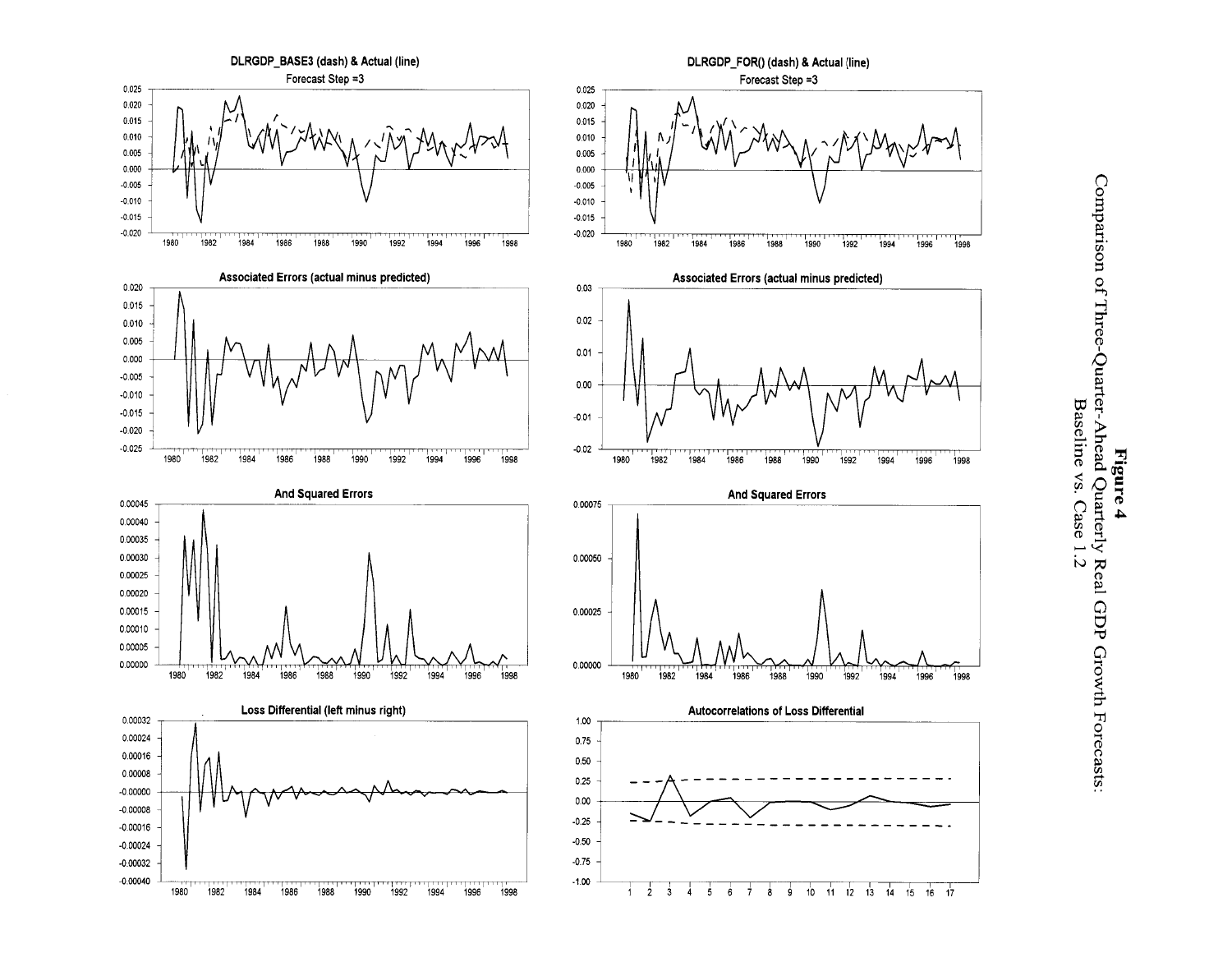**Figure 4**
Comparison of Three-Quarter-Ahead Quarterly Real GDP Growth Forecasts:
Baseline vs. Case 1.2

DLRGDP_BASE3 (dash) & Actual (line)
Forecast Step =3

DLRGDP_FOR() (dash) & Actual (line)
Forecast Step =3

Associated Errors (actual minus predicted)

Associated Errors (actual minus predicted)

And Squared Errors

And Squared Errors

Loss Differential (left minus right)

Autocorrelations of Loss Differential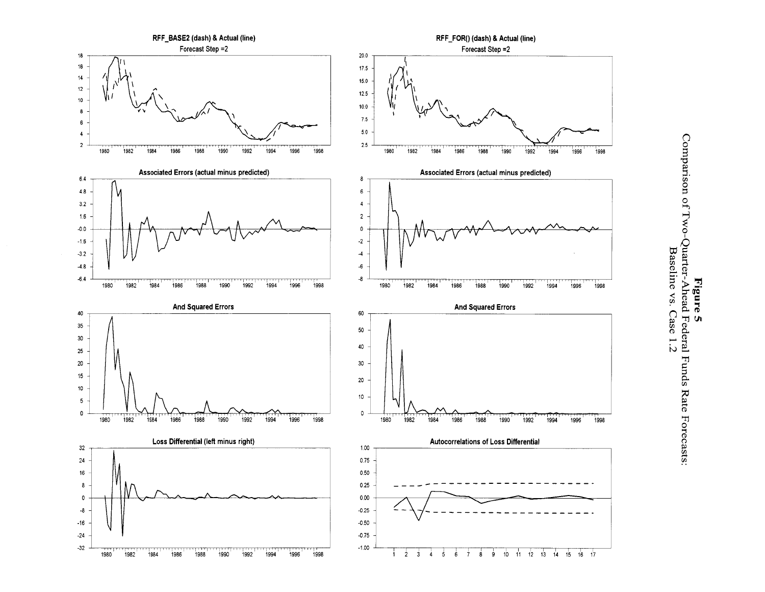**Figure 5**
Comparison of Two-Quarter-Ahead Federal Funds Rate Forecasts:
Baseline vs. Case 1.2

RFF_BASE2 (dash) & Actual (line)
Forecast Step =2

RFF_FOR() (dash) & Actual (line)
Forecast Step =2

Associated Errors (actual minus predicted)

Associated Errors (actual minus predicted)

And Squared Errors

And Squared Errors

Loss Differential (left minus right)

Autocorrelations of Loss Differential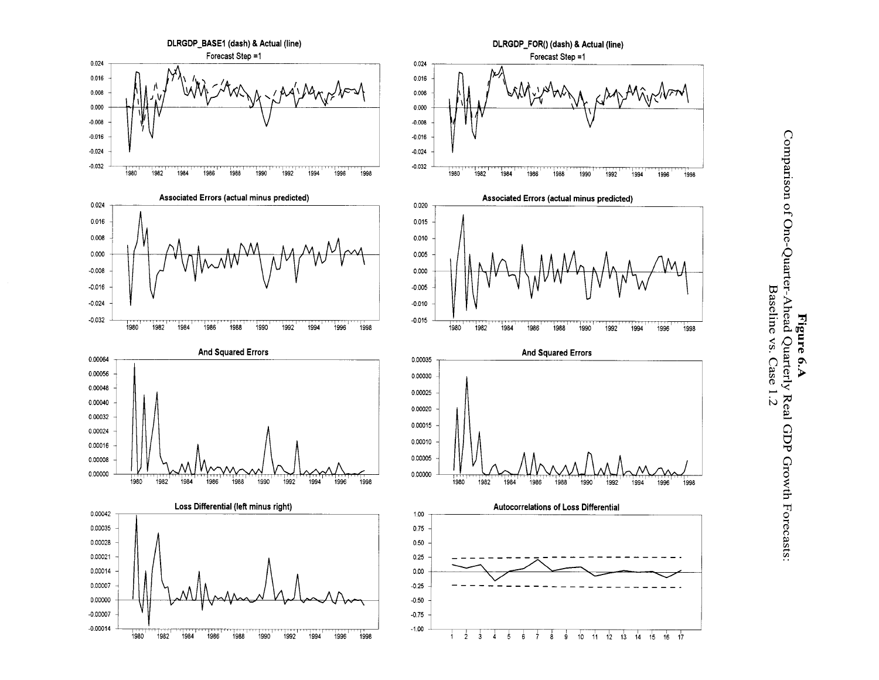**Figure 6.A**
Comparison of One-Quarter-Ahead Quarterly Real GDP Growth Forecasts:
Baseline vs. Case 1.2

DLRGDP_BASE1 (dash) & Actual (line)
Forecast Step =1

DLRGDP_FOR() (dash) & Actual (line)
Forecast Step =1

Associated Errors (actual minus predicted)

Associated Errors (actual minus predicted)

And Squared Errors

And Squared Errors

Loss Differential (left minus right)

Autocorrelations of Loss Differential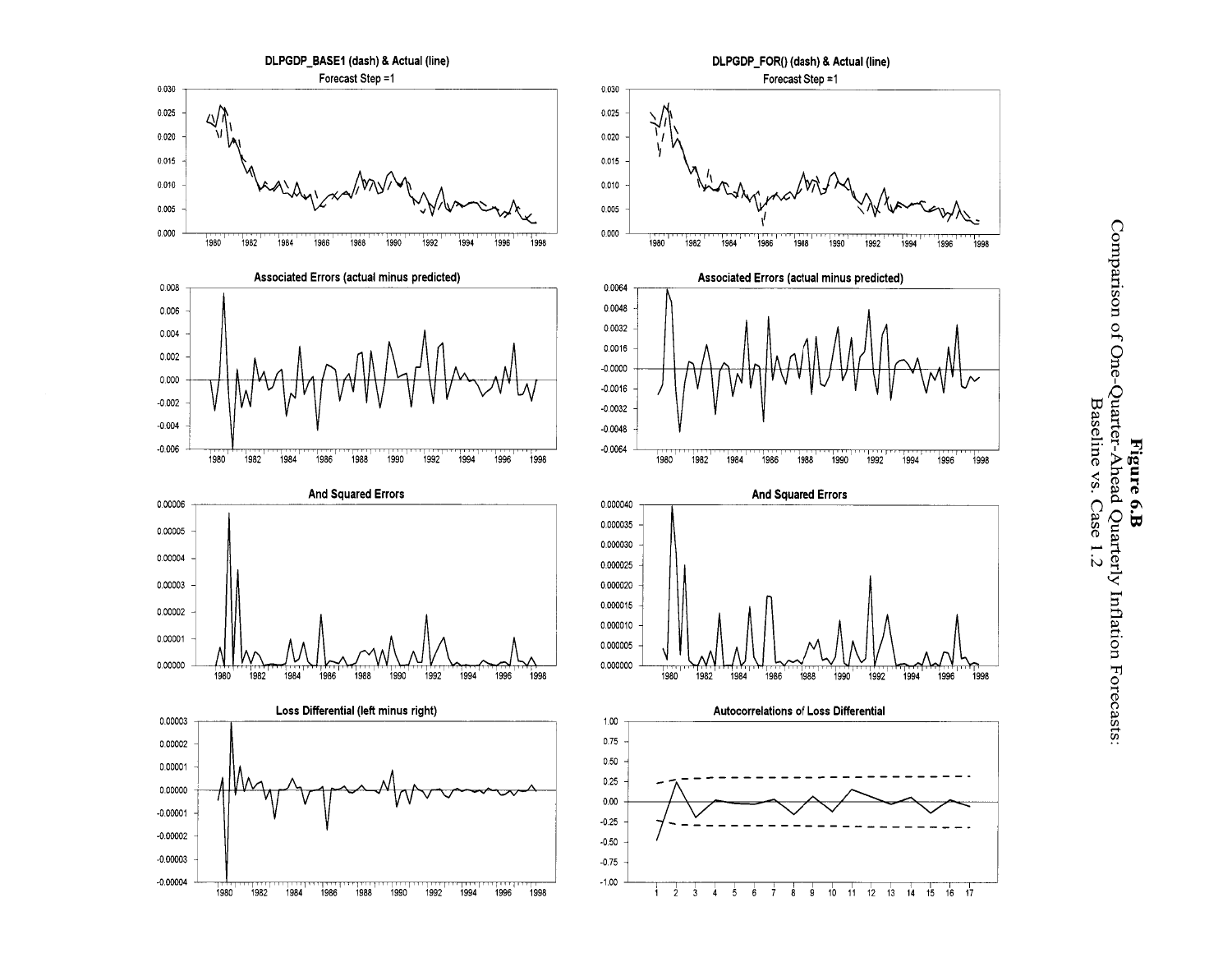**Figure 6.B**
Comparison of One-Quarter-Ahead Quarterly Inflation Forecasts:
Baseline vs. Case 1.2

DLPGDP_BASE1 (dash) & Actual (line)
Forecast Step =1

DLPGDP_FOR() (dash) & Actual (line)
Forecast Step =1

Associated Errors (actual minus predicted)

Associated Errors (actual minus predicted)

And Squared Errors

And Squared Errors

Loss Differential (left minus right)

Autocorrelations of Loss Differential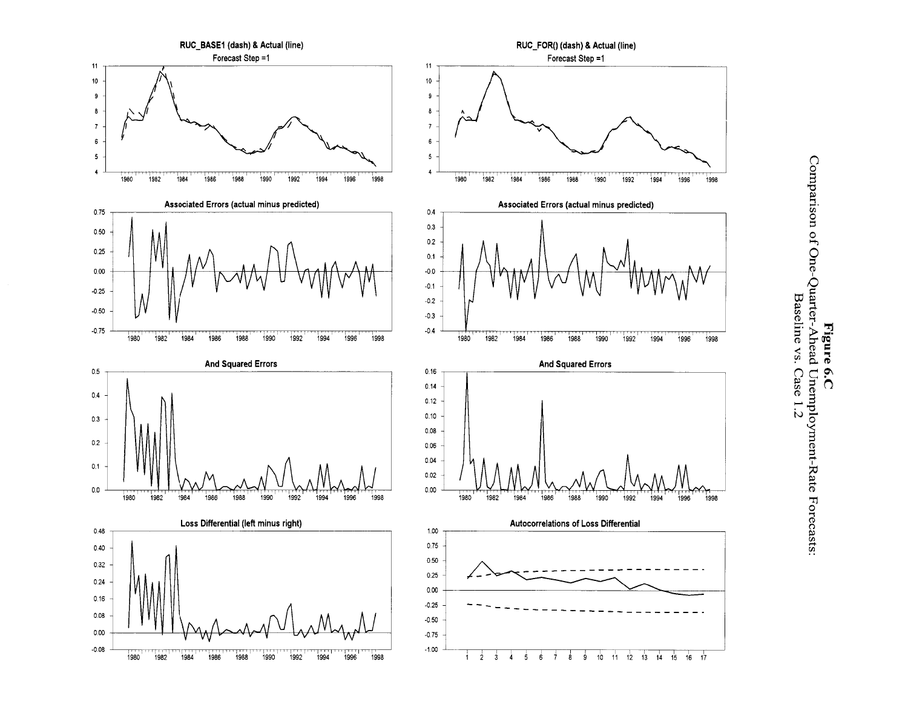**Figure 6.C**
Comparison of One-Quarter-Ahead Unemployment-Rate Forecasts:
Baseline vs. Case 1.2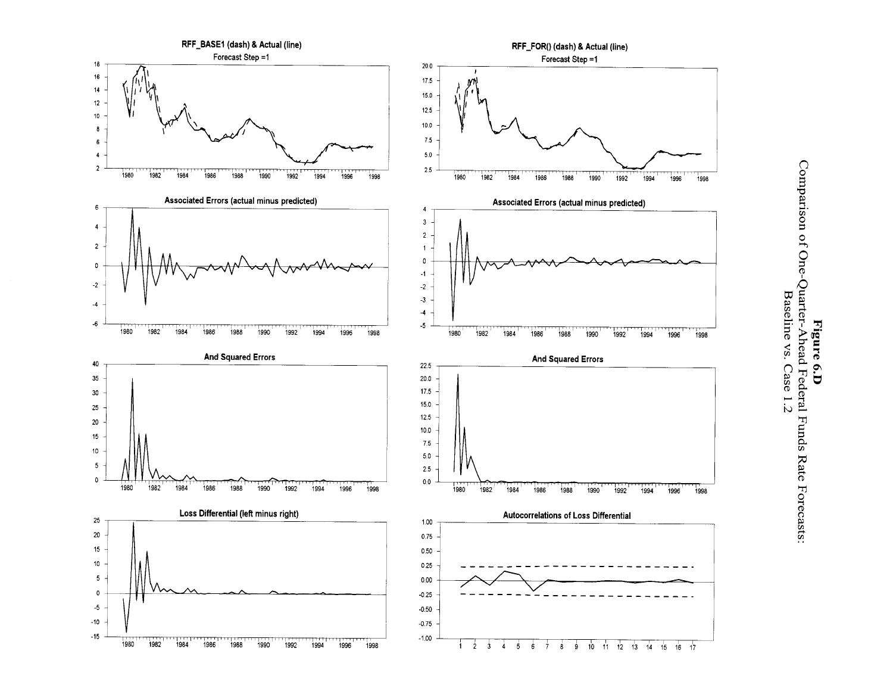RFF_BASE1 (dash) & Actual (line)

Forecast Step =1

Associated Errors (actual minus predicted)

And Squared Errors

Loss Differential (left minus right)

RFF_FOR() (dash) & Actual (line)

Forecast Step =1

Associated Errors (actual minus predicted)

And Squared Errors

Autocorrelations of Loss Differential

**Figure 6.D**
Comparison of One-Quarter-Ahead Federal Funds Rate Forecasts:
Baseline vs. Case 1.2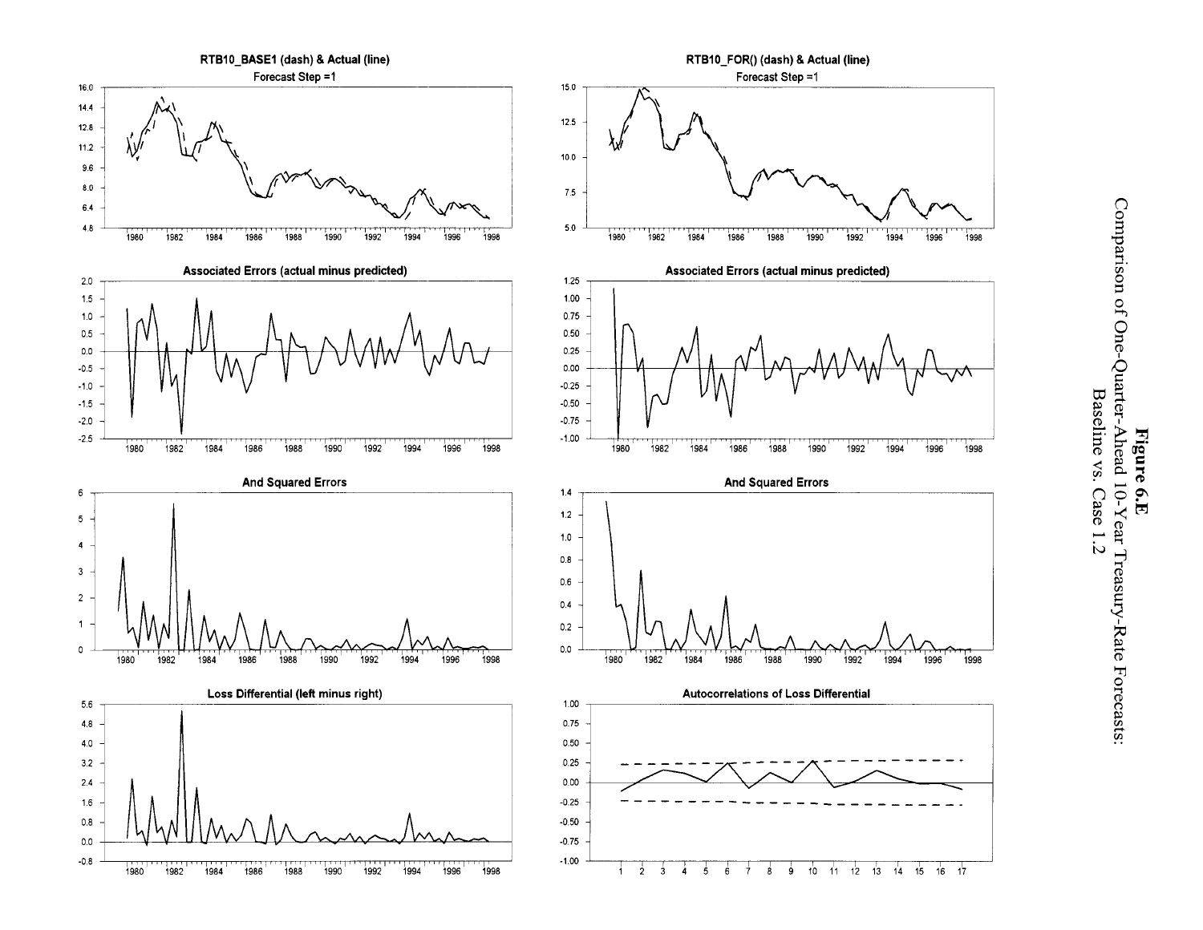**Figure 6.E**
Comparison of One-Quarter-Ahead 10-Year Treasury-Rate Forecasts:
Baseline vs. Case 1.2

RTB10_BASE1 (dash) & Actual (line)
Forecast Step =1

RTB10_FOR() (dash) & Actual (line)
Forecast Step =1

Associated Errors (actual minus predicted)

Associated Errors (actual minus predicted)

And Squared Errors

And Squared Errors

Loss Differential (left minus right)

Autocorrelations of Loss Differential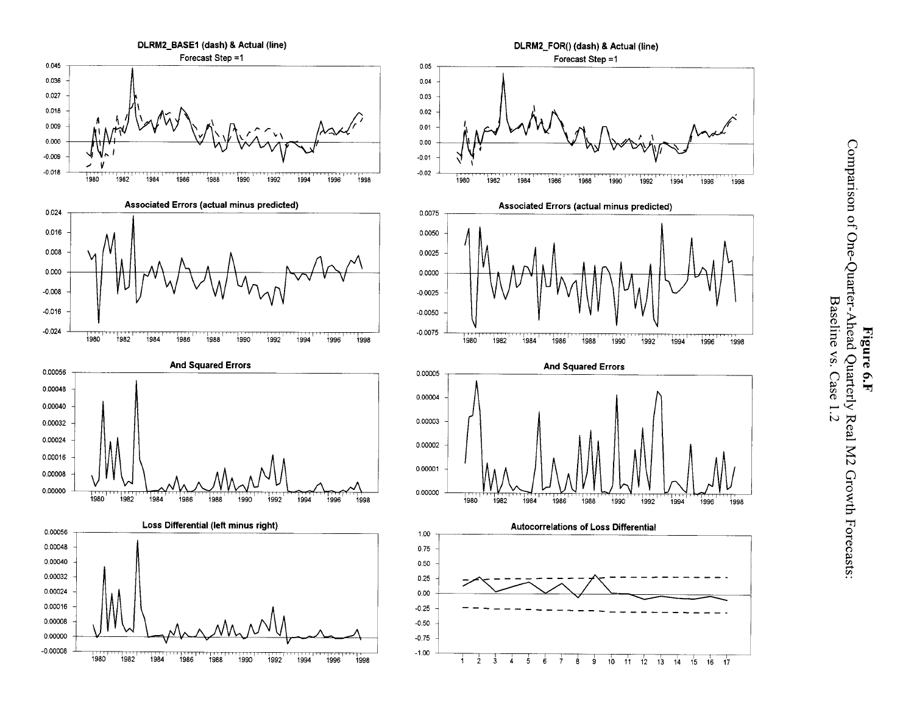**Figure 6.F**
Comparison of One-Quarter-Ahead Quarterly Real M2 Growth Forecasts:
Baseline vs. Case 1.2

DLRM2_BASE1 (dash) & Actual (line)
Forecast Step =1

0.045
0.036
0.027
0.018
0.009
0.000
-0.009
-0.018

1980 1982 1984 1986 1988 1990 1992 1994 1996 1998

DLRM2_FOR() (dash) & Actual (line)
Forecast Step =1

0.05
0.04
0.03
0.02
0.01
0.00
-0.01
-0.02

1980 1982 1984 1986 1988 1990 1992 1994 1996 1998

Associated Errors (actual minus predicted)

0.024
0.016
0.008
0.000
-0.008
-0.016
-0.024

1980 1982 1984 1986 1988 1990 1992 1994 1996 1998

Associated Errors (actual minus predicted)

0.0075
0.0050
0.0025
0.0000
-0.0025
-0.0050
-0.0075

1980 1982 1984 1986 1988 1990 1992 1994 1996 1998

And Squared Errors

0.00056
0.00048
0.00040
0.00032
0.00024
0.00016
0.00008
0.00000

1980 1982 1984 1986 1988 1990 1992 1994 1996 1998

And Squared Errors

0.00005
0.00004
0.00003
0.00002
0.00001
0.00000

1980 1982 1984 1986 1988 1990 1992 1994 1996 1998

Loss Differential (left minus right)

0.00056
0.00048
0.00040
0.00032
0.00024
0.00016
0.00008
0.00000
-0.00008

1980 1982 1984 1986 1988 1990 1992 1994 1996 1998

Autocorrelations of Loss Differential

1.00
0.75
0.50
0.25
0.00
-0.25
-0.50
-0.75
-1.00

1 2 3 4 5 6 7 8 9 10 11 12 13 14 15 16 17